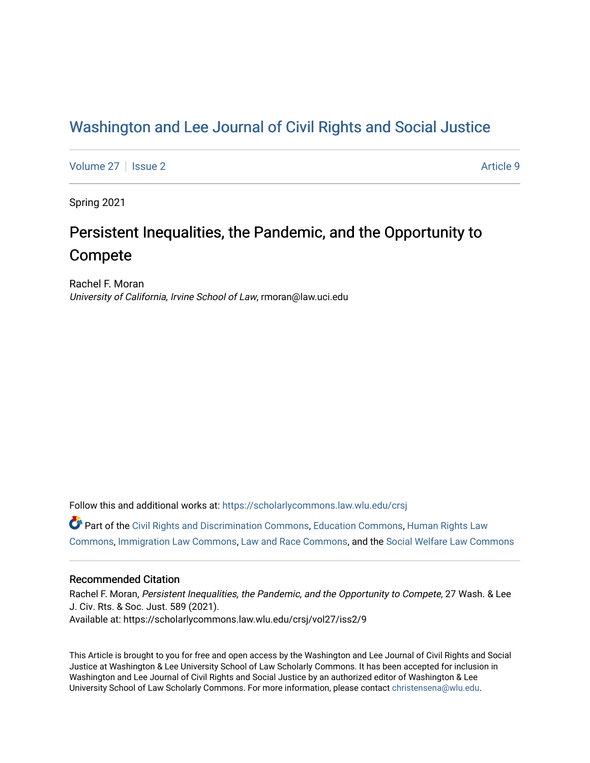# Washington and Lee Journal of Civil Rights and Social Justice

Volume 27 | Issue 2 | Article 9

Spring 2021

## Persistent Inequalities, the Pandemic, and the Opportunity to Compete

Rachel F. Moran
*University of California, Irvine School of Law*, rmoran@law.uci.edu

Follow this and additional works at: https://scholarlycommons.law.wlu.edu/crsj

Part of the Civil Rights and Discrimination Commons, Education Commons, Human Rights Law Commons, Immigration Law Commons, Law and Race Commons, and the Social Welfare Law Commons

### Recommended Citation

Rachel F. Moran, *Persistent Inequalities, the Pandemic, and the Opportunity to Compete*, 27 Wash. & Lee J. Civ. Rts. & Soc. Just. 589 (2021).
Available at: https://scholarlycommons.law.wlu.edu/crsj/vol27/iss2/9

This Article is brought to you for free and open access by the Washington and Lee Journal of Civil Rights and Social Justice at Washington & Lee University School of Law Scholarly Commons. It has been accepted for inclusion in Washington and Lee Journal of Civil Rights and Social Justice by an authorized editor of Washington & Lee University School of Law Scholarly Commons. For more information, please contact christensena@wlu.edu.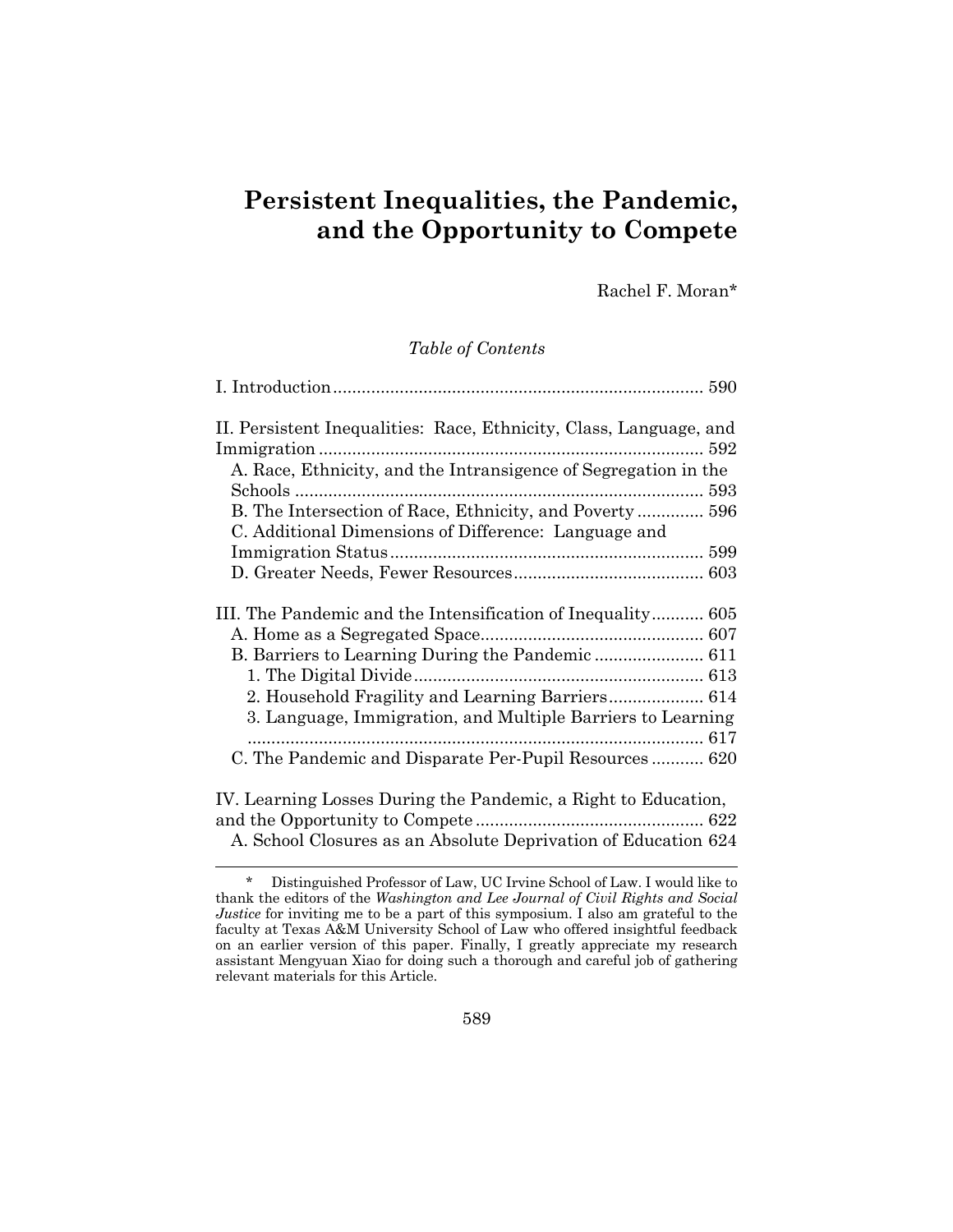# Persistent Inequalities, the Pandemic, and the Opportunity to Compete

Rachel F. Moran*

*Table of Contents*

I. Introduction .......... 590

II. Persistent Inequalities: Race, Ethnicity, Class, Language, and Immigration .......... 592

- A. Race, Ethnicity, and the Intransigence of Segregation in the Schools .......... 593
- B. The Intersection of Race, Ethnicity, and Poverty .......... 596
- C. Additional Dimensions of Difference: Language and Immigration Status .......... 599
- D. Greater Needs, Fewer Resources .......... 603

III. The Pandemic and the Intensification of Inequality .......... 605

- A. Home as a Segregated Space .......... 607
- B. Barriers to Learning During the Pandemic .......... 611
  - 1. The Digital Divide .......... 613
  - 2. Household Fragility and Learning Barriers .......... 614
  - 3. Language, Immigration, and Multiple Barriers to Learning .......... 617
- C. The Pandemic and Disparate Per-Pupil Resources .......... 620

IV. Learning Losses During the Pandemic, a Right to Education, and the Opportunity to Compete .......... 622

- A. School Closures as an Absolute Deprivation of Education 624

---

\* Distinguished Professor of Law, UC Irvine School of Law. I would like to thank the editors of the *Washington and Lee Journal of Civil Rights and Social Justice* for inviting me to be a part of this symposium. I also am grateful to the faculty at Texas A&M University School of Law who offered insightful feedback on an earlier version of this paper. Finally, I greatly appreciate my research assistant Mengyuan Xiao for doing such a thorough and careful job of gathering relevant materials for this Article.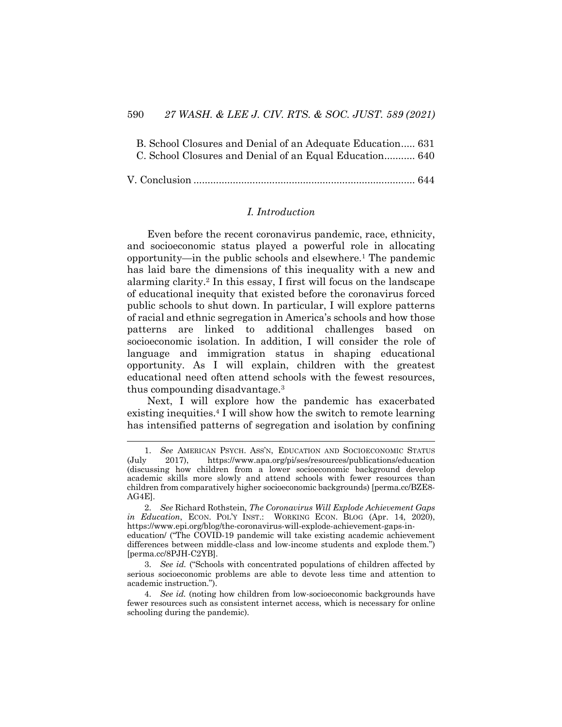B. School Closures and Denial of an Adequate Education..... 631
C. School Closures and Denial of an Equal Education........... 640

V. Conclusion .............................................................................. 644

## *I. Introduction*

Even before the recent coronavirus pandemic, race, ethnicity, and socioeconomic status played a powerful role in allocating opportunity—in the public schools and elsewhere.[1] The pandemic has laid bare the dimensions of this inequality with a new and alarming clarity.[2] In this essay, I first will focus on the landscape of educational inequity that existed before the coronavirus forced public schools to shut down. In particular, I will explore patterns of racial and ethnic segregation in America's schools and how those patterns are linked to additional challenges based on socioeconomic isolation. In addition, I will consider the role of language and immigration status in shaping educational opportunity. As I will explain, children with the greatest educational need often attend schools with the fewest resources, thus compounding disadvantage.[3]

Next, I will explore how the pandemic has exacerbated existing inequities.[4] I will show how the switch to remote learning has intensified patterns of segregation and isolation by confining

---

1. *See* AMERICAN PSYCH. ASS'N, EDUCATION AND SOCIOECONOMIC STATUS (July 2017), https://www.apa.org/pi/ses/resources/publications/education (discussing how children from a lower socioeconomic background develop academic skills more slowly and attend schools with fewer resources than children from comparatively higher socioeconomic backgrounds) [perma.cc/BZE8-AG4E].

2. *See* Richard Rothstein, *The Coronavirus Will Explode Achievement Gaps in Education*, ECON. POL'Y INST.: WORKING ECON. BLOG (Apr. 14, 2020), https://www.epi.org/blog/the-coronavirus-will-explode-achievement-gaps-in-education/ ("The COVID-19 pandemic will take existing academic achievement differences between middle-class and low-income students and explode them.") [perma.cc/8PJH-C2YB].

3. *See id.* ("Schools with concentrated populations of children affected by serious socioeconomic problems are able to devote less time and attention to academic instruction.").

4. *See id.* (noting how children from low-socioeconomic backgrounds have fewer resources such as consistent internet access, which is necessary for online schooling during the pandemic).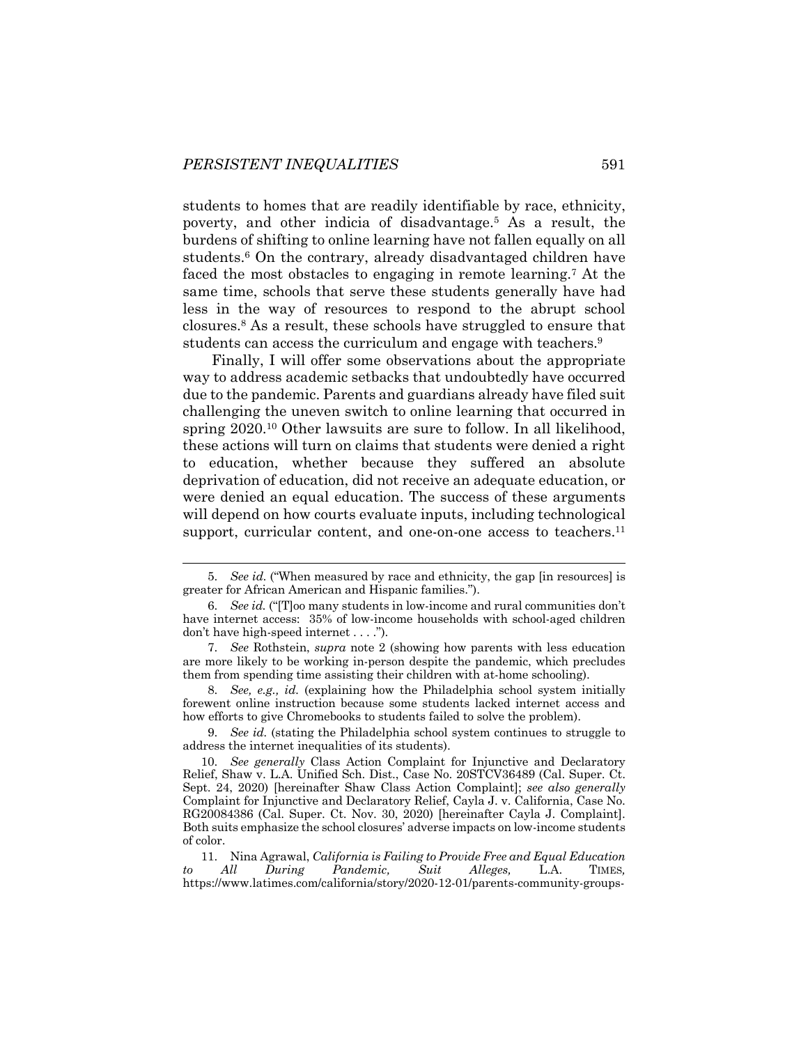students to homes that are readily identifiable by race, ethnicity, poverty, and other indicia of disadvantage.[5] As a result, the burdens of shifting to online learning have not fallen equally on all students.[6] On the contrary, already disadvantaged children have faced the most obstacles to engaging in remote learning.[7] At the same time, schools that serve these students generally have had less in the way of resources to respond to the abrupt school closures.[8] As a result, these schools have struggled to ensure that students can access the curriculum and engage with teachers.[9]

Finally, I will offer some observations about the appropriate way to address academic setbacks that undoubtedly have occurred due to the pandemic. Parents and guardians already have filed suit challenging the uneven switch to online learning that occurred in spring 2020.[10] Other lawsuits are sure to follow. In all likelihood, these actions will turn on claims that students were denied a right to education, whether because they suffered an absolute deprivation of education, did not receive an adequate education, or were denied an equal education. The success of these arguments will depend on how courts evaluate inputs, including technological support, curricular content, and one-on-one access to teachers.[11]

---

5. *See id.* ("When measured by race and ethnicity, the gap [in resources] is greater for African American and Hispanic families.").

6. *See id.* ("[T]oo many students in low-income and rural communities don't have internet access: 35% of low-income households with school-aged children don't have high-speed internet . . . .").

7. *See* Rothstein, *supra* note 2 (showing how parents with less education are more likely to be working in-person despite the pandemic, which precludes them from spending time assisting their children with at-home schooling).

8. *See, e.g., id.* (explaining how the Philadelphia school system initially forewent online instruction because some students lacked internet access and how efforts to give Chromebooks to students failed to solve the problem).

9. *See id.* (stating the Philadelphia school system continues to struggle to address the internet inequalities of its students).

10. *See generally* Class Action Complaint for Injunctive and Declaratory Relief, Shaw v. L.A. Unified Sch. Dist., Case No. 20STCV36489 (Cal. Super. Ct. Sept. 24, 2020) [hereinafter Shaw Class Action Complaint]; *see also generally* Complaint for Injunctive and Declaratory Relief, Cayla J. v. California, Case No. RG20084386 (Cal. Super. Ct. Nov. 30, 2020) [hereinafter Cayla J. Complaint]. Both suits emphasize the school closures' adverse impacts on low-income students of color.

11. Nina Agrawal, *California is Failing to Provide Free and Equal Education to All During Pandemic, Suit Alleges,* L.A. TIMES, https://www.latimes.com/california/story/2020-12-01/parents-community-groups-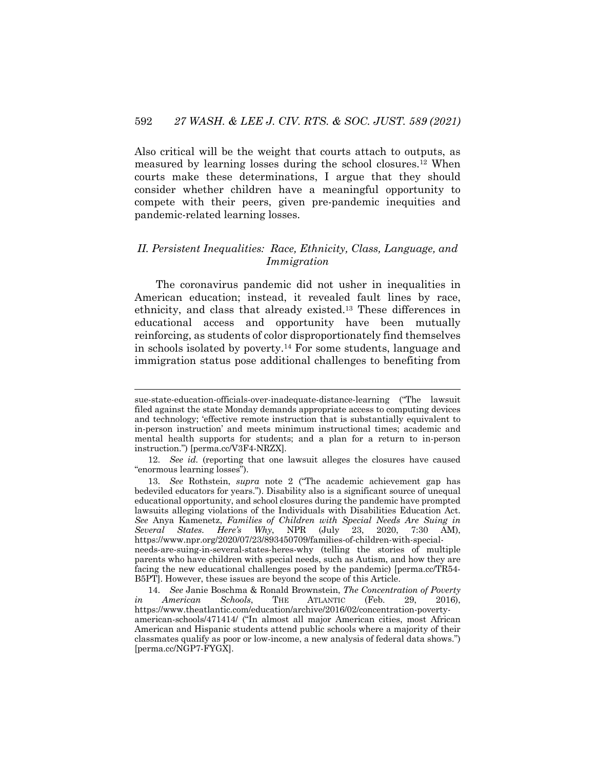Also critical will be the weight that courts attach to outputs, as measured by learning losses during the school closures.[12] When courts make these determinations, I argue that they should consider whether children have a meaningful opportunity to compete with their peers, given pre-pandemic inequities and pandemic-related learning losses.

## *II. Persistent Inequalities: Race, Ethnicity, Class, Language, and Immigration*

The coronavirus pandemic did not usher in inequalities in American education; instead, it revealed fault lines by race, ethnicity, and class that already existed.[13] These differences in educational access and opportunity have been mutually reinforcing, as students of color disproportionately find themselves in schools isolated by poverty.[14] For some students, language and immigration status pose additional challenges to benefiting from

---

sue-state-education-officials-over-inadequate-distance-learning ("The lawsuit filed against the state Monday demands appropriate access to computing devices and technology; 'effective remote instruction that is substantially equivalent to in-person instruction' and meets minimum instructional times; academic and mental health supports for students; and a plan for a return to in-person instruction.") [perma.cc/V3F4-NRZX].

12. *See id.* (reporting that one lawsuit alleges the closures have caused "enormous learning losses").

13. *See* Rothstein, *supra* note 2 ("The academic achievement gap has bedeviled educators for years."). Disability also is a significant source of unequal educational opportunity, and school closures during the pandemic have prompted lawsuits alleging violations of the Individuals with Disabilities Education Act. *See* Anya Kamenetz, *Families of Children with Special Needs Are Suing in Several States. Here's Why*, NPR (July 23, 2020, 7:30 AM), https://www.npr.org/2020/07/23/893450709/families-of-children-with-special-needs-are-suing-in-several-states-heres-why (telling the stories of multiple parents who have children with special needs, such as Autism, and how they are facing the new educational challenges posed by the pandemic) [perma.cc/TR54-B5PT]. However, these issues are beyond the scope of this Article.

14. *See* Janie Boschma & Ronald Brownstein, *The Concentration of Poverty in American Schools*, THE ATLANTIC (Feb. 29, 2016), https://www.theatlantic.com/education/archive/2016/02/concentration-poverty-american-schools/471414/ ("In almost all major American cities, most African American and Hispanic students attend public schools where a majority of their classmates qualify as poor or low-income, a new analysis of federal data shows.") [perma.cc/NGP7-FYGX].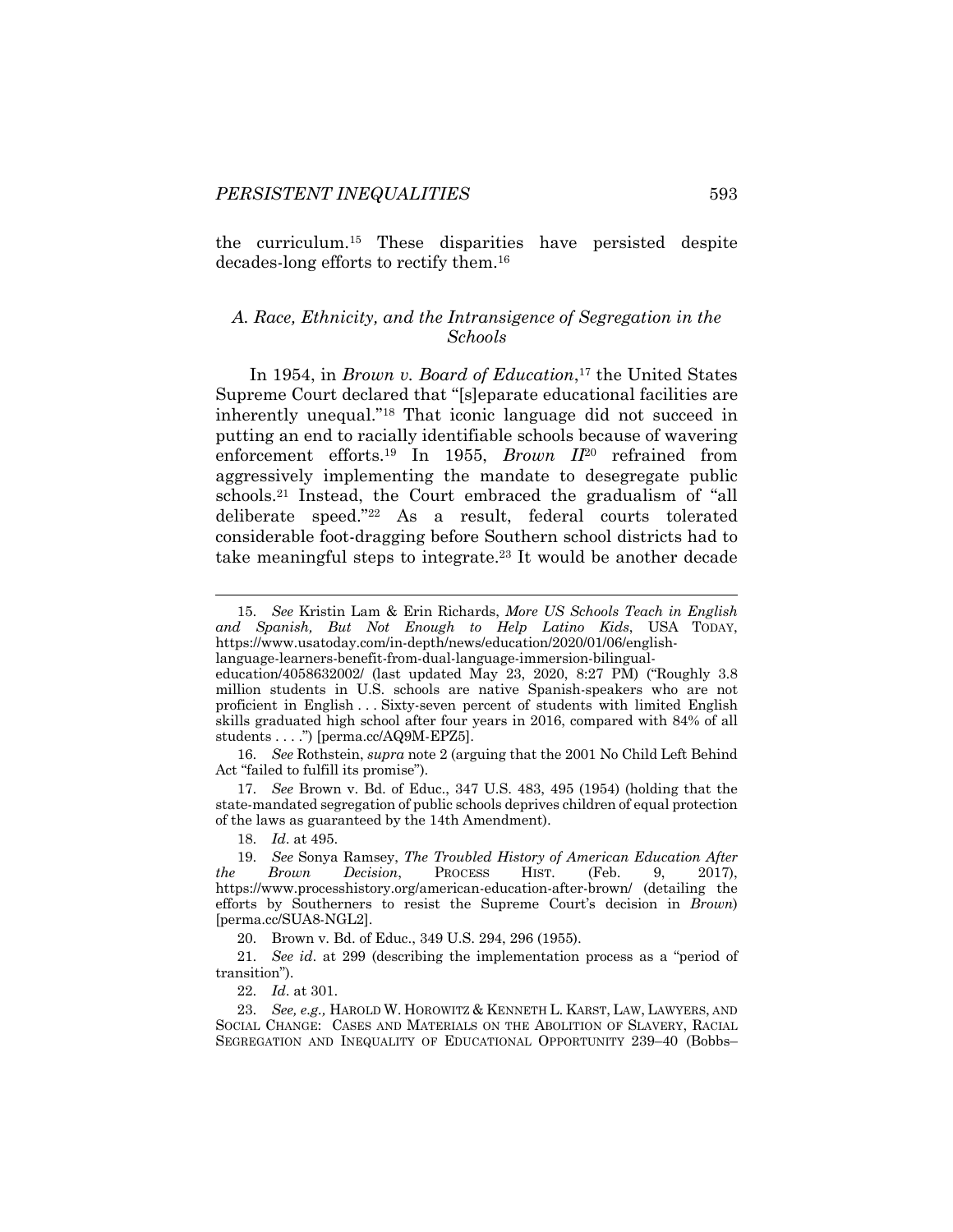the curriculum.[15] These disparities have persisted despite decades-long efforts to rectify them.[16]

### *A. Race, Ethnicity, and the Intransigence of Segregation in the Schools*

In 1954, in *Brown v. Board of Education*,[17] the United States Supreme Court declared that "[s]eparate educational facilities are inherently unequal."[18] That iconic language did not succeed in putting an end to racially identifiable schools because of wavering enforcement efforts.[19] In 1955, *Brown II*[20] refrained from aggressively implementing the mandate to desegregate public schools.[21] Instead, the Court embraced the gradualism of "all deliberate speed."[22] As a result, federal courts tolerated considerable foot-dragging before Southern school districts had to take meaningful steps to integrate.[23] It would be another decade

---

15. *See* Kristin Lam & Erin Richards, *More US Schools Teach in English and Spanish, But Not Enough to Help Latino Kids*, USA TODAY, https://www.usatoday.com/in-depth/news/education/2020/01/06/english-language-learners-benefit-from-dual-language-immersion-bilingual-education/4058632002/ (last updated May 23, 2020, 8:27 PM) ("Roughly 3.8 million students in U.S. schools are native Spanish-speakers who are not proficient in English . . . Sixty-seven percent of students with limited English skills graduated high school after four years in 2016, compared with 84% of all students . . . .") [perma.cc/AQ9M-EPZ5].

16. *See* Rothstein, *supra* note 2 (arguing that the 2001 No Child Left Behind Act "failed to fulfill its promise").

17. *See* Brown v. Bd. of Educ., 347 U.S. 483, 495 (1954) (holding that the state-mandated segregation of public schools deprives children of equal protection of the laws as guaranteed by the 14th Amendment).

18. *Id*. at 495.

19. *See* Sonya Ramsey, *The Troubled History of American Education After the Brown Decision*, PROCESS HIST. (Feb. 9, 2017), https://www.processhistory.org/american-education-after-brown/ (detailing the efforts by Southerners to resist the Supreme Court's decision in *Brown*) [perma.cc/SUA8-NGL2].

20. Brown v. Bd. of Educ., 349 U.S. 294, 296 (1955).

21. *See id*. at 299 (describing the implementation process as a "period of transition").

22. *Id*. at 301.

23. *See, e.g.,* HAROLD W. HOROWITZ & KENNETH L. KARST, LAW, LAWYERS, AND SOCIAL CHANGE: CASES AND MATERIALS ON THE ABOLITION OF SLAVERY, RACIAL SEGREGATION AND INEQUALITY OF EDUCATIONAL OPPORTUNITY 239–40 (Bobbs–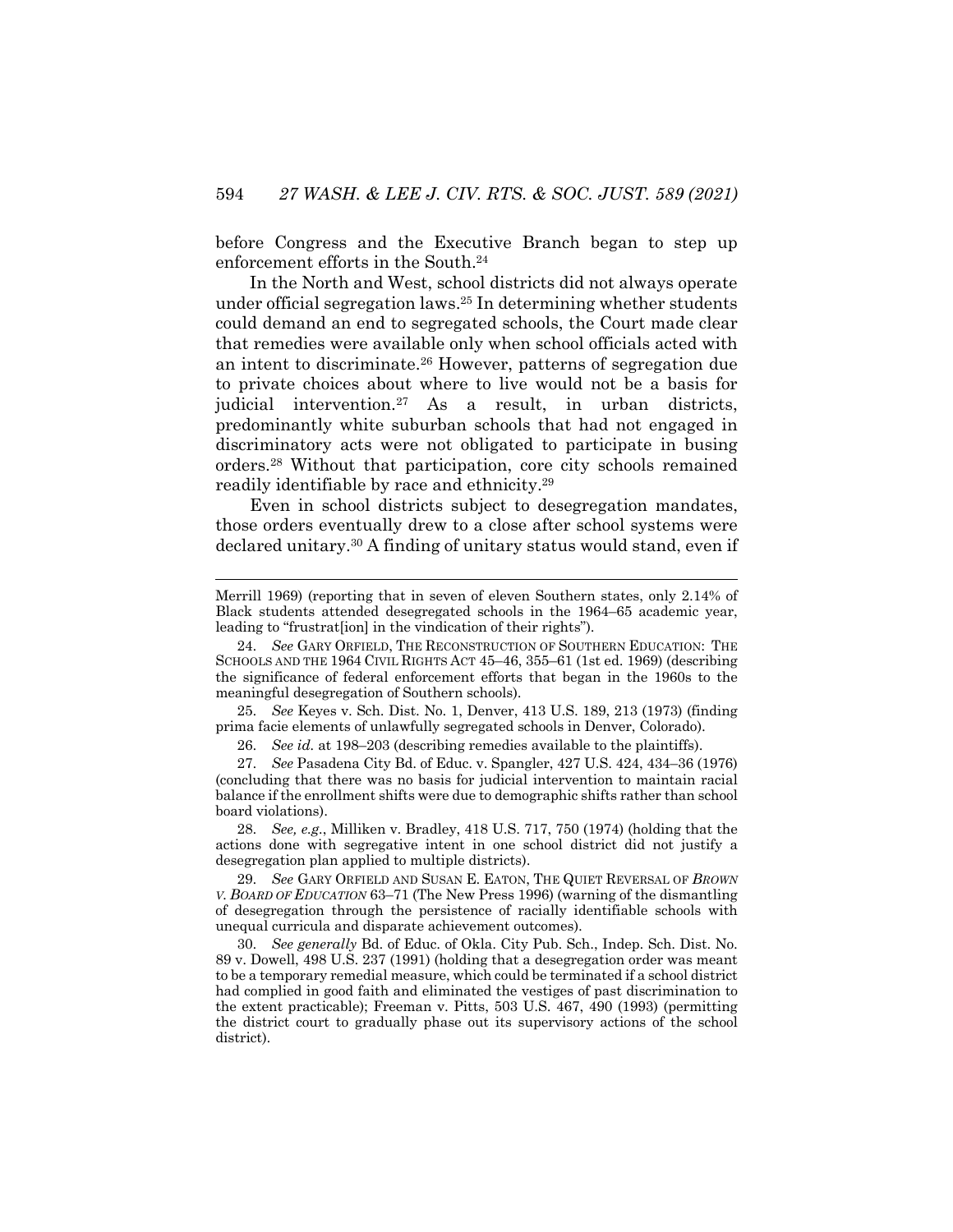before Congress and the Executive Branch began to step up enforcement efforts in the South.[24]

In the North and West, school districts did not always operate under official segregation laws.[25] In determining whether students could demand an end to segregated schools, the Court made clear that remedies were available only when school officials acted with an intent to discriminate.[26] However, patterns of segregation due to private choices about where to live would not be a basis for judicial intervention.[27] As a result, in urban districts, predominantly white suburban schools that had not engaged in discriminatory acts were not obligated to participate in busing orders.[28] Without that participation, core city schools remained readily identifiable by race and ethnicity.[29]

Even in school districts subject to desegregation mandates, those orders eventually drew to a close after school systems were declared unitary.[30] A finding of unitary status would stand, even if

---

Merrill 1969) (reporting that in seven of eleven Southern states, only 2.14% of Black students attended desegregated schools in the 1964–65 academic year, leading to "frustrat[ion] in the vindication of their rights").

24. *See* GARY ORFIELD, THE RECONSTRUCTION OF SOUTHERN EDUCATION: THE SCHOOLS AND THE 1964 CIVIL RIGHTS ACT 45–46, 355–61 (1st ed. 1969) (describing the significance of federal enforcement efforts that began in the 1960s to the meaningful desegregation of Southern schools).

25. *See* Keyes v. Sch. Dist. No. 1, Denver, 413 U.S. 189, 213 (1973) (finding prima facie elements of unlawfully segregated schools in Denver, Colorado).

26. *See id.* at 198–203 (describing remedies available to the plaintiffs).

27. *See* Pasadena City Bd. of Educ. v. Spangler, 427 U.S. 424, 434–36 (1976) (concluding that there was no basis for judicial intervention to maintain racial balance if the enrollment shifts were due to demographic shifts rather than school board violations).

28. *See, e.g.*, Milliken v. Bradley, 418 U.S. 717, 750 (1974) (holding that the actions done with segregative intent in one school district did not justify a desegregation plan applied to multiple districts).

29. *See* GARY ORFIELD AND SUSAN E. EATON, THE QUIET REVERSAL OF *BROWN V. BOARD OF EDUCATION* 63–71 (The New Press 1996) (warning of the dismantling of desegregation through the persistence of racially identifiable schools with unequal curricula and disparate achievement outcomes).

30. *See generally* Bd. of Educ. of Okla. City Pub. Sch., Indep. Sch. Dist. No. 89 v. Dowell, 498 U.S. 237 (1991) (holding that a desegregation order was meant to be a temporary remedial measure, which could be terminated if a school district had complied in good faith and eliminated the vestiges of past discrimination to the extent practicable); Freeman v. Pitts, 503 U.S. 467, 490 (1993) (permitting the district court to gradually phase out its supervisory actions of the school district).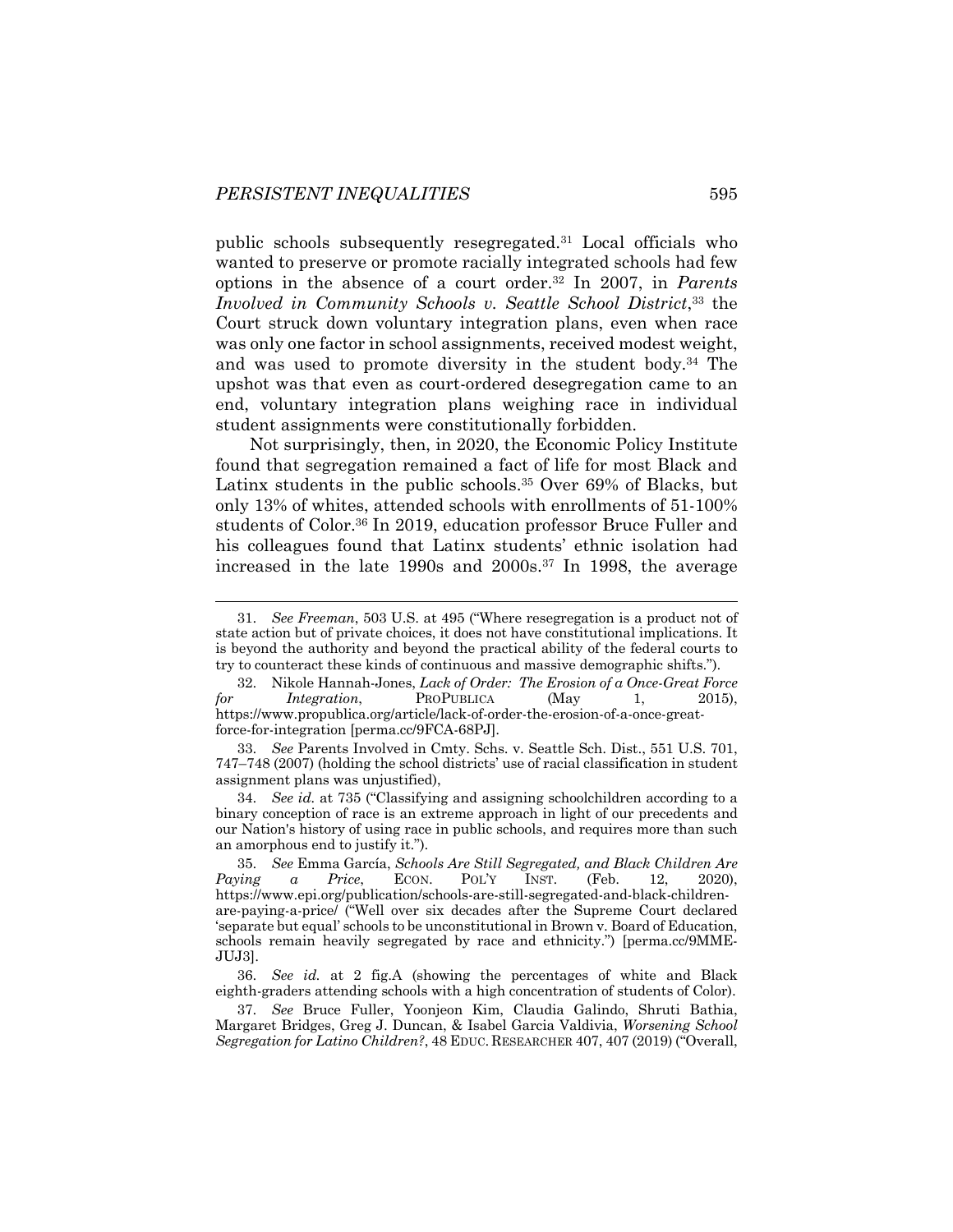public schools subsequently resegregated.[31] Local officials who wanted to preserve or promote racially integrated schools had few options in the absence of a court order.[32] In 2007, in *Parents Involved in Community Schools v. Seattle School District*,[33] the Court struck down voluntary integration plans, even when race was only one factor in school assignments, received modest weight, and was used to promote diversity in the student body.[34] The upshot was that even as court-ordered desegregation came to an end, voluntary integration plans weighing race in individual student assignments were constitutionally forbidden.

Not surprisingly, then, in 2020, the Economic Policy Institute found that segregation remained a fact of life for most Black and Latinx students in the public schools.[35] Over 69% of Blacks, but only 13% of whites, attended schools with enrollments of 51-100% students of Color.[36] In 2019, education professor Bruce Fuller and his colleagues found that Latinx students' ethnic isolation had increased in the late 1990s and 2000s.[37] In 1998, the average

---

31. *See Freeman*, 503 U.S. at 495 ("Where resegregation is a product not of state action but of private choices, it does not have constitutional implications. It is beyond the authority and beyond the practical ability of the federal courts to try to counteract these kinds of continuous and massive demographic shifts.").

32. Nikole Hannah-Jones, *Lack of Order: The Erosion of a Once-Great Force for Integration*, PROPUBLICA (May 1, 2015), https://www.propublica.org/article/lack-of-order-the-erosion-of-a-once-great-force-for-integration [perma.cc/9FCA-68PJ].

33. *See* Parents Involved in Cmty. Schs. v. Seattle Sch. Dist., 551 U.S. 701, 747–748 (2007) (holding the school districts' use of racial classification in student assignment plans was unjustified),

34. *See id.* at 735 ("Classifying and assigning schoolchildren according to a binary conception of race is an extreme approach in light of our precedents and our Nation's history of using race in public schools, and requires more than such an amorphous end to justify it.").

35. *See* Emma García, *Schools Are Still Segregated, and Black Children Are Paying a Price*, ECON. POL'Y INST. (Feb. 12, 2020), https://www.epi.org/publication/schools-are-still-segregated-and-black-children-are-paying-a-price/ ("Well over six decades after the Supreme Court declared 'separate but equal' schools to be unconstitutional in Brown v. Board of Education, schools remain heavily segregated by race and ethnicity.") [perma.cc/9MME-JUJ3].

36. *See id.* at 2 fig.A (showing the percentages of white and Black eighth-graders attending schools with a high concentration of students of Color).

37. *See* Bruce Fuller, Yoonjeon Kim, Claudia Galindo, Shruti Bathia, Margaret Bridges, Greg J. Duncan, & Isabel Garcia Valdivia, *Worsening School Segregation for Latino Children?*, 48 EDUC. RESEARCHER 407, 407 (2019) ("Overall,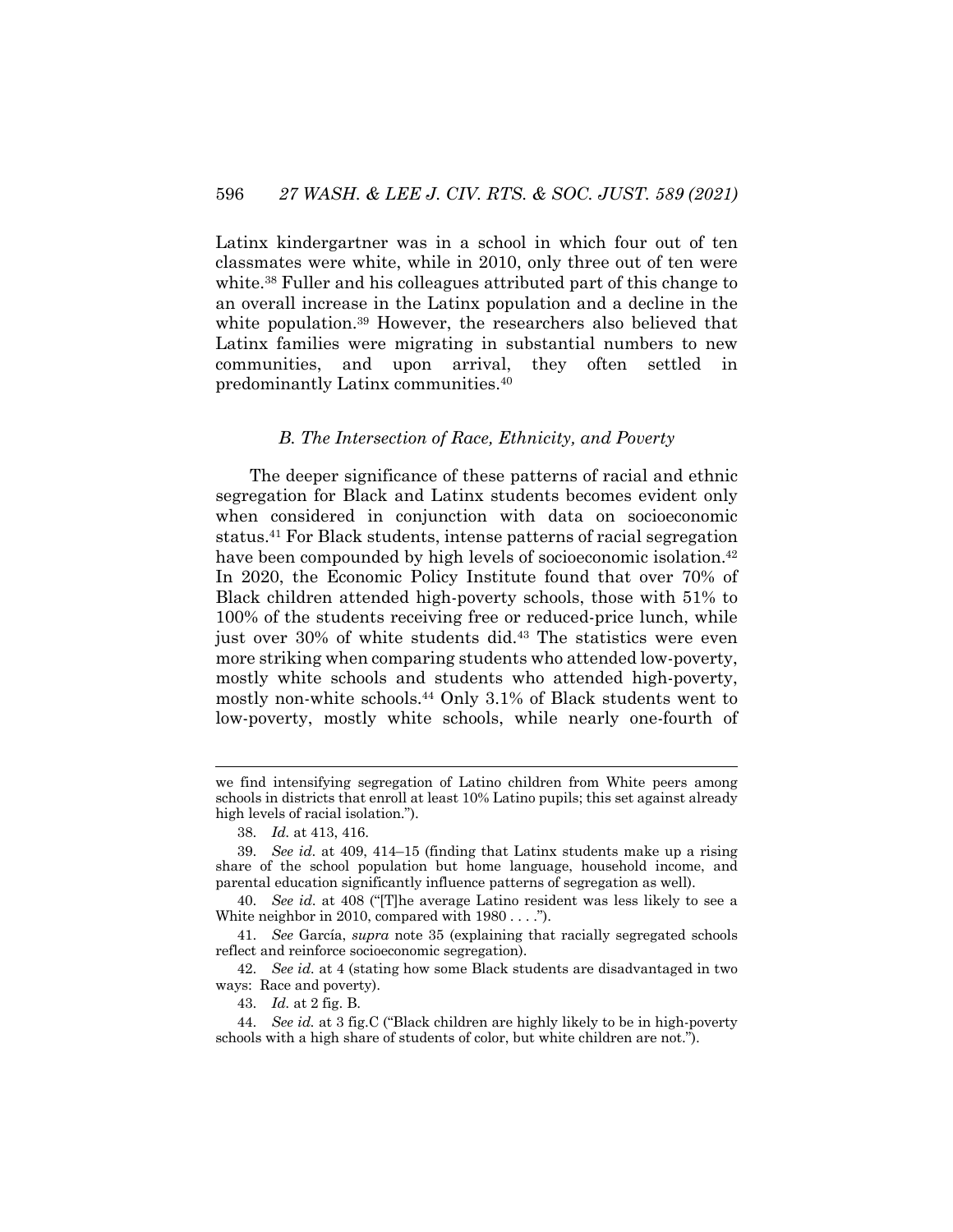Latinx kindergartner was in a school in which four out of ten classmates were white, while in 2010, only three out of ten were white.[38] Fuller and his colleagues attributed part of this change to an overall increase in the Latinx population and a decline in the white population.[39] However, the researchers also believed that Latinx families were migrating in substantial numbers to new communities, and upon arrival, they often settled in predominantly Latinx communities.[40]

### *B. The Intersection of Race, Ethnicity, and Poverty*

The deeper significance of these patterns of racial and ethnic segregation for Black and Latinx students becomes evident only when considered in conjunction with data on socioeconomic status.[41] For Black students, intense patterns of racial segregation have been compounded by high levels of socioeconomic isolation.[42] In 2020, the Economic Policy Institute found that over 70% of Black children attended high-poverty schools, those with 51% to 100% of the students receiving free or reduced-price lunch, while just over 30% of white students did.[43] The statistics were even more striking when comparing students who attended low-poverty, mostly white schools and students who attended high-poverty, mostly non-white schools.[44] Only 3.1% of Black students went to low-poverty, mostly white schools, while nearly one-fourth of

---

we find intensifying segregation of Latino children from White peers among schools in districts that enroll at least 10% Latino pupils; this set against already high levels of racial isolation.").

38. *Id.* at 413, 416.

39. *See id.* at 409, 414–15 (finding that Latinx students make up a rising share of the school population but home language, household income, and parental education significantly influence patterns of segregation as well).

40. *See id.* at 408 ("[T]he average Latino resident was less likely to see a White neighbor in 2010, compared with 1980 . . . .").

41. *See* García, *supra* note 35 (explaining that racially segregated schools reflect and reinforce socioeconomic segregation).

42. *See id.* at 4 (stating how some Black students are disadvantaged in two ways: Race and poverty).

43. *Id.* at 2 fig. B.

44. *See id.* at 3 fig.C ("Black children are highly likely to be in high-poverty schools with a high share of students of color, but white children are not.").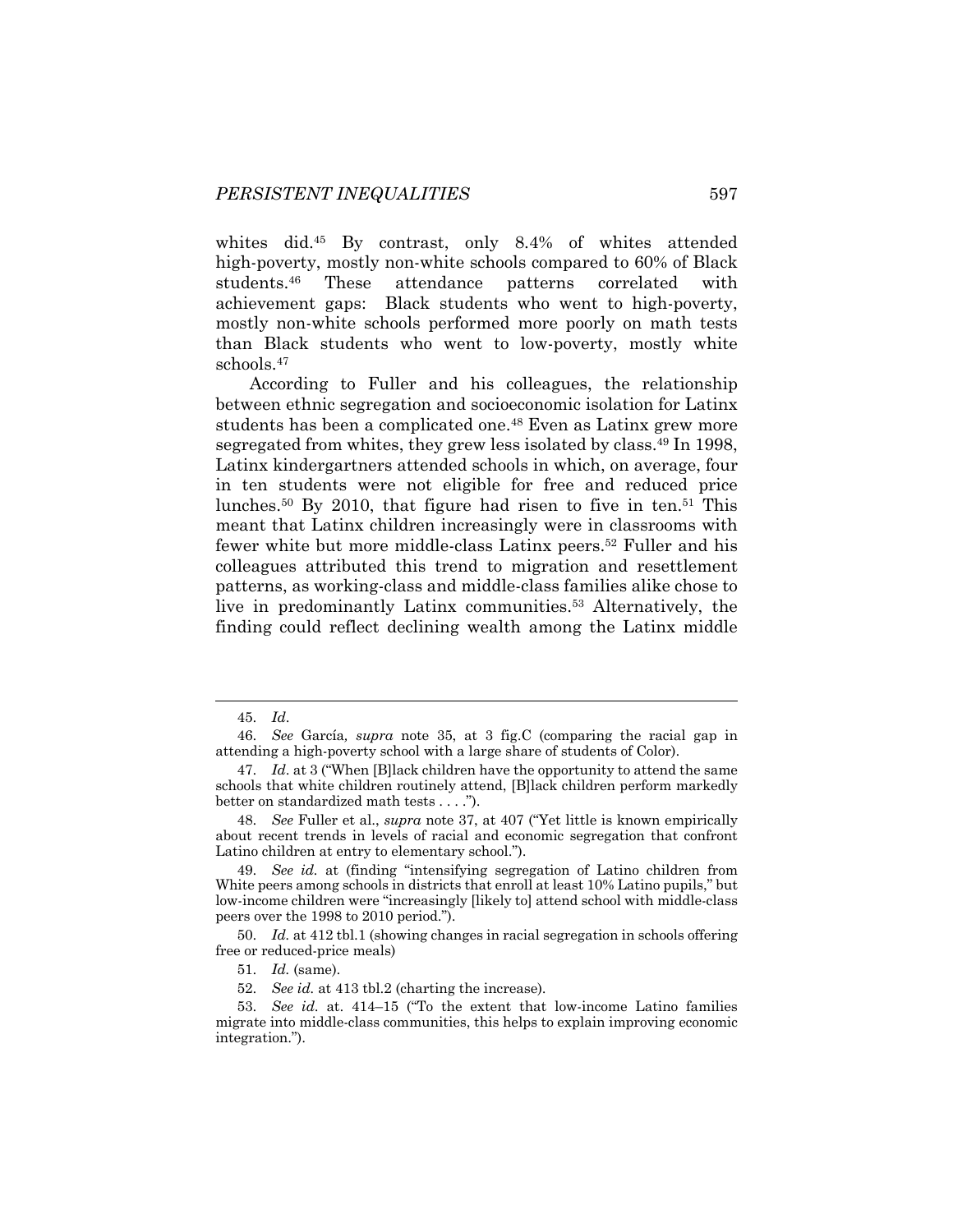whites did.[45] By contrast, only 8.4% of whites attended high-poverty, mostly non-white schools compared to 60% of Black students.[46] These attendance patterns correlated with achievement gaps: Black students who went to high-poverty, mostly non-white schools performed more poorly on math tests than Black students who went to low-poverty, mostly white schools.[47]

According to Fuller and his colleagues, the relationship between ethnic segregation and socioeconomic isolation for Latinx students has been a complicated one.[48] Even as Latinx grew more segregated from whites, they grew less isolated by class.[49] In 1998, Latinx kindergartners attended schools in which, on average, four in ten students were not eligible for free and reduced price lunches.[50] By 2010, that figure had risen to five in ten.[51] This meant that Latinx children increasingly were in classrooms with fewer white but more middle-class Latinx peers.[52] Fuller and his colleagues attributed this trend to migration and resettlement patterns, as working-class and middle-class families alike chose to live in predominantly Latinx communities.[53] Alternatively, the finding could reflect declining wealth among the Latinx middle

---

45. *Id*.

46. *See* García*, supra* note 35, at 3 fig.C (comparing the racial gap in attending a high-poverty school with a large share of students of Color).

47. *Id*. at 3 ("When [B]lack children have the opportunity to attend the same schools that white children routinely attend, [B]lack children perform markedly better on standardized math tests . . . .").

48. *See* Fuller et al., *supra* note 37, at 407 ("Yet little is known empirically about recent trends in levels of racial and economic segregation that confront Latino children at entry to elementary school.").

49. *See id.* at (finding "intensifying segregation of Latino children from White peers among schools in districts that enroll at least 10% Latino pupils," but low-income children were "increasingly [likely to] attend school with middle-class peers over the 1998 to 2010 period.").

50. *Id.* at 412 tbl.1 (showing changes in racial segregation in schools offering free or reduced-price meals)

51. *Id.* (same).

52. *See id.* at 413 tbl.2 (charting the increase).

53. *See id.* at. 414–15 ("To the extent that low-income Latino families migrate into middle-class communities, this helps to explain improving economic integration.").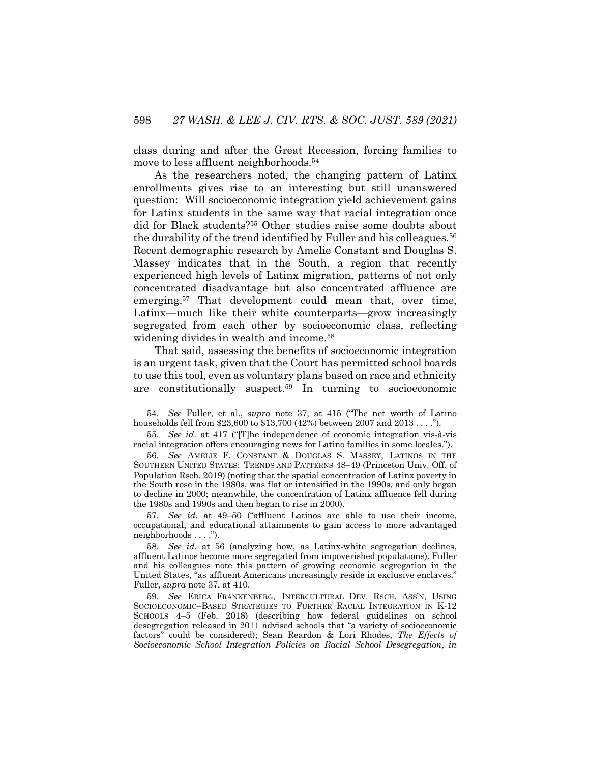class during and after the Great Recession, forcing families to move to less affluent neighborhoods.[54]

As the researchers noted, the changing pattern of Latinx enrollments gives rise to an interesting but still unanswered question: Will socioeconomic integration yield achievement gains for Latinx students in the same way that racial integration once did for Black students?[55] Other studies raise some doubts about the durability of the trend identified by Fuller and his colleagues.[56] Recent demographic research by Amelie Constant and Douglas S. Massey indicates that in the South, a region that recently experienced high levels of Latinx migration, patterns of not only concentrated disadvantage but also concentrated affluence are emerging.[57] That development could mean that, over time, Latinx—much like their white counterparts—grow increasingly segregated from each other by socioeconomic class, reflecting widening divides in wealth and income.[58]

That said, assessing the benefits of socioeconomic integration is an urgent task, given that the Court has permitted school boards to use this tool, even as voluntary plans based on race and ethnicity are constitutionally suspect.[59] In turning to socioeconomic

---

54. *See* Fuller, et al., *supra* note 37, at 415 ("The net worth of Latino households fell from $23,600 to $13,700 (42%) between 2007 and 2013 . . . .").

55. *See id*. at 417 ("[T]he independence of economic integration vis-à-vis racial integration offers encouraging news for Latino families in some locales.").

56. *See* AMELIE F. CONSTANT & DOUGLAS S. MASSEY, LATINOS IN THE SOUTHERN UNITED STATES: TRENDS AND PATTERNS 48–49 (Princeton Univ. Off. of Population Rsch. 2019) (noting that the spatial concentration of Latinx poverty in the South rose in the 1980s, was flat or intensified in the 1990s, and only began to decline in 2000; meanwhile, the concentration of Latinx affluence fell during the 1980s and 1990s and then began to rise in 2000).

57. *See id.* at 49–50 ("affluent Latinos are able to use their income, occupational, and educational attainments to gain access to more advantaged neighborhoods . . . .").

58. *See id.* at 56 (analyzing how, as Latinx-white segregation declines, affluent Latinos become more segregated from impoverished populations). Fuller and his colleagues note this pattern of growing economic segregation in the United States, "as affluent Americans increasingly reside in exclusive enclaves." Fuller, *supra* note 37, at 410.

59. *See* ERICA FRANKENBERG, INTERCULTURAL DEV. RSCH. ASS'N, USING SOCIOECONOMIC–BASED STRATEGIES TO FURTHER RACIAL INTEGRATION IN K-12 SCHOOLS 4–5 (Feb. 2018) (describing how federal guidelines on school desegregation released in 2011 advised schools that "a variety of socioeconomic factors" could be considered); Sean Reardon & Lori Rhodes, *The Effects of Socioeconomic School Integration Policies on Racial School Desegregation*, *in*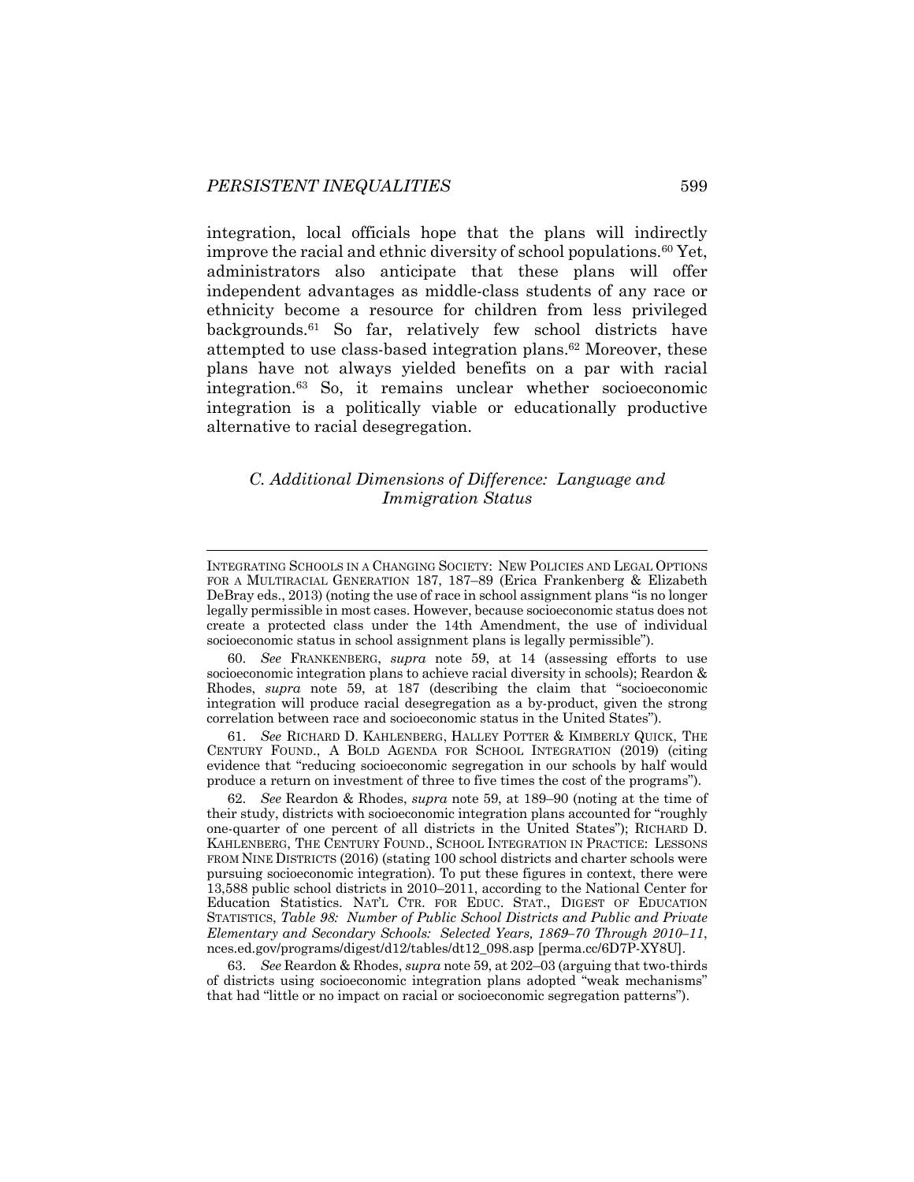integration, local officials hope that the plans will indirectly improve the racial and ethnic diversity of school populations.[60] Yet, administrators also anticipate that these plans will offer independent advantages as middle-class students of any race or ethnicity become a resource for children from less privileged backgrounds.[61] So far, relatively few school districts have attempted to use class-based integration plans.[62] Moreover, these plans have not always yielded benefits on a par with racial integration.[63] So, it remains unclear whether socioeconomic integration is a politically viable or educationally productive alternative to racial desegregation.

### *C. Additional Dimensions of Difference: Language and Immigration Status*

---

INTEGRATING SCHOOLS IN A CHANGING SOCIETY: NEW POLICIES AND LEGAL OPTIONS FOR A MULTIRACIAL GENERATION 187, 187–89 (Erica Frankenberg & Elizabeth DeBray eds., 2013) (noting the use of race in school assignment plans "is no longer legally permissible in most cases. However, because socioeconomic status does not create a protected class under the 14th Amendment, the use of individual socioeconomic status in school assignment plans is legally permissible").

60. *See* FRANKENBERG, *supra* note 59, at 14 (assessing efforts to use socioeconomic integration plans to achieve racial diversity in schools); Reardon & Rhodes, *supra* note 59, at 187 (describing the claim that "socioeconomic integration will produce racial desegregation as a by-product, given the strong correlation between race and socioeconomic status in the United States").

61. *See* RICHARD D. KAHLENBERG, HALLEY POTTER & KIMBERLY QUICK, THE CENTURY FOUND., A BOLD AGENDA FOR SCHOOL INTEGRATION (2019) (citing evidence that "reducing socioeconomic segregation in our schools by half would produce a return on investment of three to five times the cost of the programs").

62. *See* Reardon & Rhodes, *supra* note 59, at 189–90 (noting at the time of their study, districts with socioeconomic integration plans accounted for "roughly one-quarter of one percent of all districts in the United States"); RICHARD D. KAHLENBERG, THE CENTURY FOUND., SCHOOL INTEGRATION IN PRACTICE: LESSONS FROM NINE DISTRICTS (2016) (stating 100 school districts and charter schools were pursuing socioeconomic integration). To put these figures in context, there were 13,588 public school districts in 2010–2011, according to the National Center for Education Statistics. NAT'L CTR. FOR EDUC. STAT., DIGEST OF EDUCATION STATISTICS, *Table 98: Number of Public School Districts and Public and Private Elementary and Secondary Schools: Selected Years, 1869–70 Through 2010–11*, nces.ed.gov/programs/digest/d12/tables/dt12_098.asp [perma.cc/6D7P-XY8U].

63. *See* Reardon & Rhodes, *supra* note 59, at 202–03 (arguing that two-thirds of districts using socioeconomic integration plans adopted "weak mechanisms" that had "little or no impact on racial or socioeconomic segregation patterns").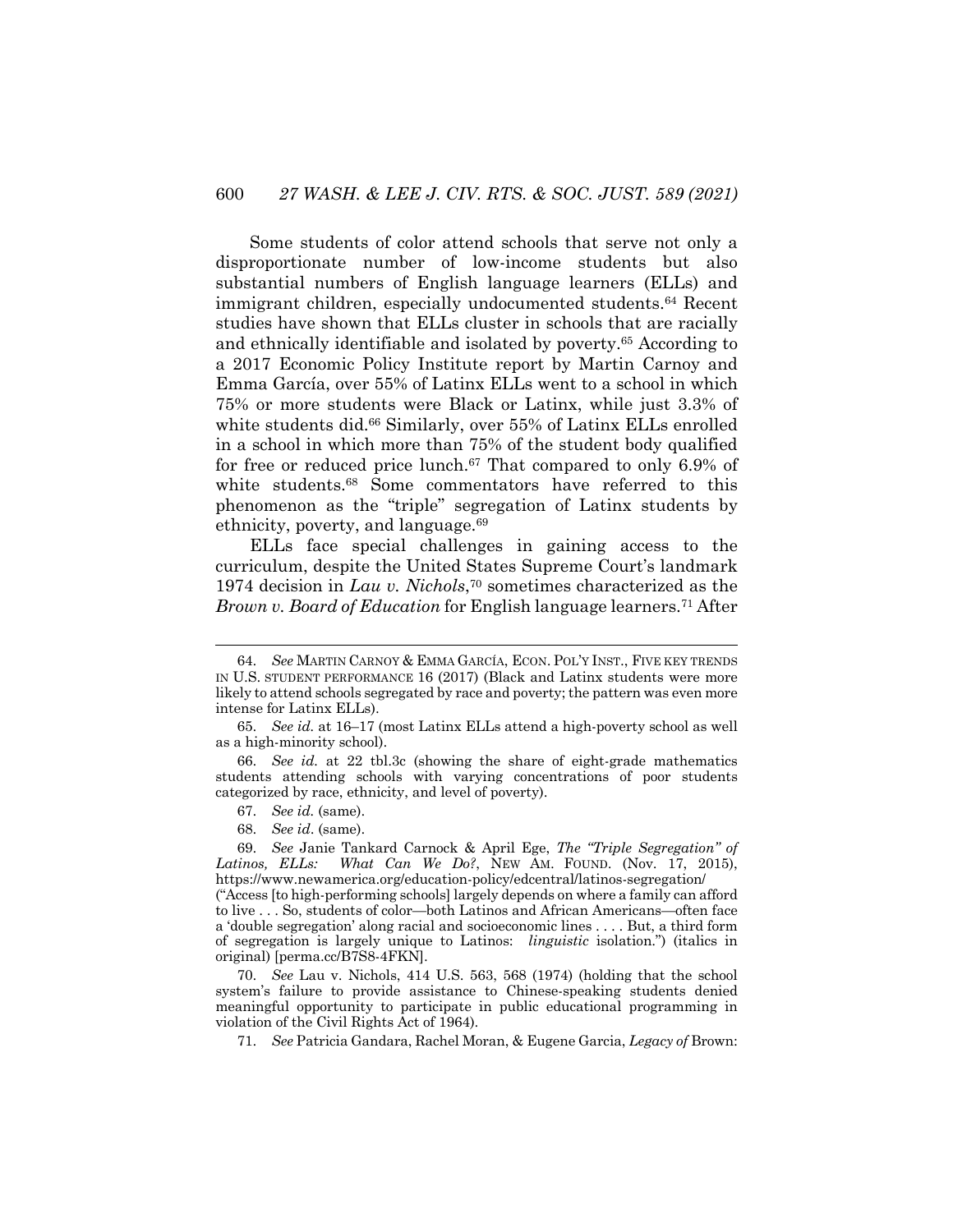Some students of color attend schools that serve not only a disproportionate number of low-income students but also substantial numbers of English language learners (ELLs) and immigrant children, especially undocumented students.[64] Recent studies have shown that ELLs cluster in schools that are racially and ethnically identifiable and isolated by poverty.[65] According to a 2017 Economic Policy Institute report by Martin Carnoy and Emma García, over 55% of Latinx ELLs went to a school in which 75% or more students were Black or Latinx, while just 3.3% of white students did.[66] Similarly, over 55% of Latinx ELLs enrolled in a school in which more than 75% of the student body qualified for free or reduced price lunch.[67] That compared to only 6.9% of white students.[68] Some commentators have referred to this phenomenon as the "triple" segregation of Latinx students by ethnicity, poverty, and language.[69]

ELLs face special challenges in gaining access to the curriculum, despite the United States Supreme Court's landmark 1974 decision in *Lau v. Nichols*,[70] sometimes characterized as the *Brown v. Board of Education* for English language learners.[71] After

---

64. *See* MARTIN CARNOY & EMMA GARCÍA, ECON. POL'Y INST., FIVE KEY TRENDS IN U.S. STUDENT PERFORMANCE 16 (2017) (Black and Latinx students were more likely to attend schools segregated by race and poverty; the pattern was even more intense for Latinx ELLs).

65. *See id.* at 16–17 (most Latinx ELLs attend a high-poverty school as well as a high-minority school).

66. *See id.* at 22 tbl.3c (showing the share of eight-grade mathematics students attending schools with varying concentrations of poor students categorized by race, ethnicity, and level of poverty).

67. *See id.* (same).

68. *See id*. (same).

69. *See* Janie Tankard Carnock & April Ege, *The "Triple Segregation" of Latinos, ELLs: What Can We Do?*, NEW AM. FOUND. (Nov. 17, 2015), https://www.newamerica.org/education-policy/edcentral/latinos-segregation/ ("Access [to high-performing schools] largely depends on where a family can afford to live . . . So, students of color—both Latinos and African Americans—often face a 'double segregation' along racial and socioeconomic lines . . . . But, a third form of segregation is largely unique to Latinos: *linguistic* isolation.") (italics in original) [perma.cc/B7S8-4FKN].

70. *See* Lau v. Nichols, 414 U.S. 563, 568 (1974) (holding that the school system's failure to provide assistance to Chinese-speaking students denied meaningful opportunity to participate in public educational programming in violation of the Civil Rights Act of 1964).

71. *See* Patricia Gandara, Rachel Moran, & Eugene Garcia, *Legacy of* Brown: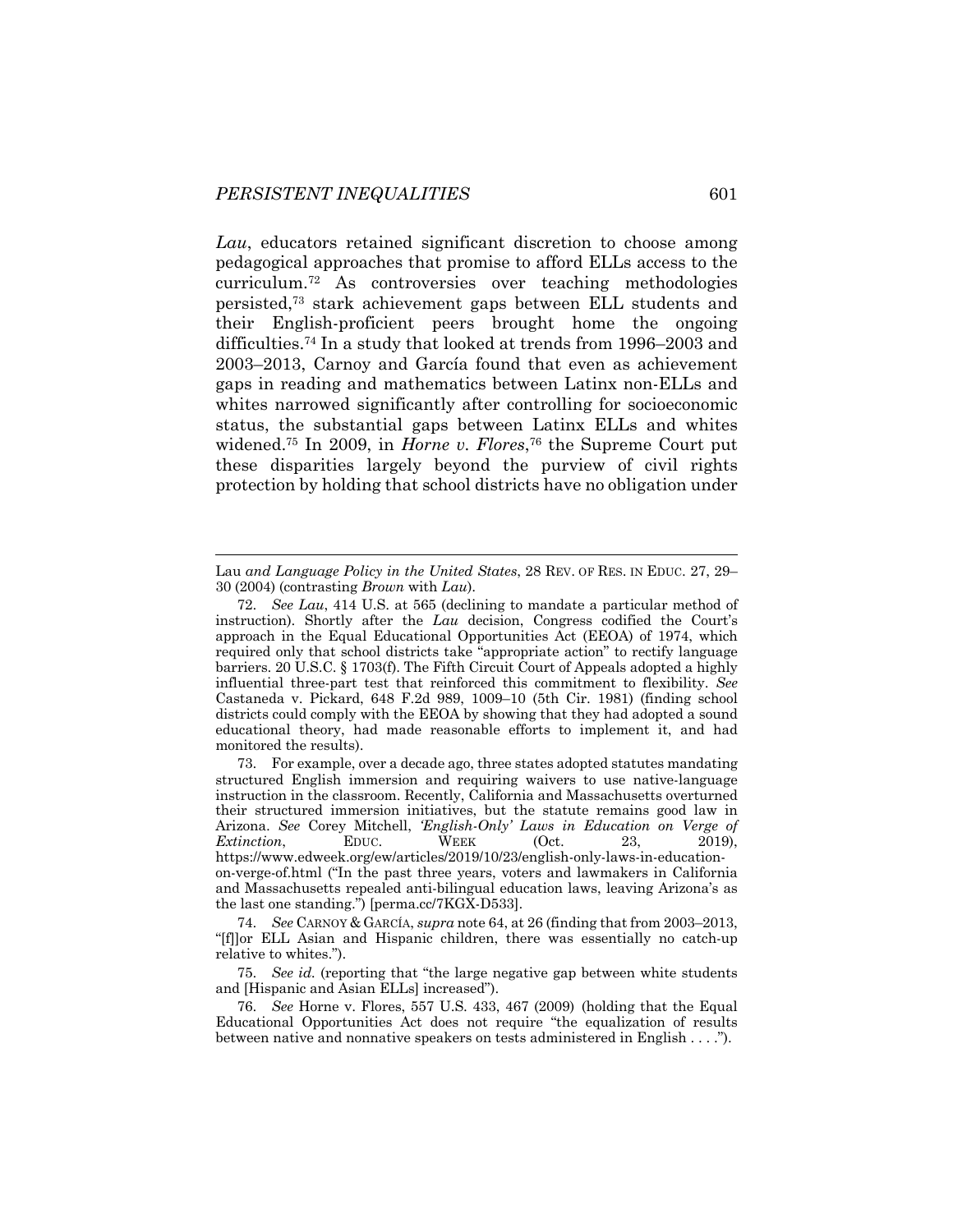*Lau*, educators retained significant discretion to choose among pedagogical approaches that promise to afford ELLs access to the curriculum.[72] As controversies over teaching methodologies persisted,[73] stark achievement gaps between ELL students and their English-proficient peers brought home the ongoing difficulties.[74] In a study that looked at trends from 1996–2003 and 2003–2013, Carnoy and García found that even as achievement gaps in reading and mathematics between Latinx non-ELLs and whites narrowed significantly after controlling for socioeconomic status, the substantial gaps between Latinx ELLs and whites widened.[75] In 2009, in *Horne v. Flores*,[76] the Supreme Court put these disparities largely beyond the purview of civil rights protection by holding that school districts have no obligation under

---

Lau *and Language Policy in the United States*, 28 REV. OF RES. IN EDUC. 27, 29–30 (2004) (contrasting *Brown* with *Lau*).

72. *See Lau*, 414 U.S. at 565 (declining to mandate a particular method of instruction). Shortly after the *Lau* decision, Congress codified the Court's approach in the Equal Educational Opportunities Act (EEOA) of 1974, which required only that school districts take "appropriate action" to rectify language barriers. 20 U.S.C. § 1703(f). The Fifth Circuit Court of Appeals adopted a highly influential three-part test that reinforced this commitment to flexibility. *See* Castaneda v. Pickard, 648 F.2d 989, 1009–10 (5th Cir. 1981) (finding school districts could comply with the EEOA by showing that they had adopted a sound educational theory, had made reasonable efforts to implement it, and had monitored the results).

73. For example, over a decade ago, three states adopted statutes mandating structured English immersion and requiring waivers to use native-language instruction in the classroom. Recently, California and Massachusetts overturned their structured immersion initiatives, but the statute remains good law in Arizona. *See* Corey Mitchell, *'English-Only' Laws in Education on Verge of Extinction*, EDUC. WEEK (Oct. 23, 2019), https://www.edweek.org/ew/articles/2019/10/23/english-only-laws-in-education-on-verge-of.html ("In the past three years, voters and lawmakers in California and Massachusetts repealed anti-bilingual education laws, leaving Arizona's as the last one standing.") [perma.cc/7KGX-D533].

74. *See* CARNOY & GARCÍA, *supra* note 64, at 26 (finding that from 2003–2013, "[f]or ELL Asian and Hispanic children, there was essentially no catch-up relative to whites.").

75. *See id.* (reporting that "the large negative gap between white students and [Hispanic and Asian ELLs] increased").

76. *See* Horne v. Flores, 557 U.S. 433, 467 (2009) (holding that the Equal Educational Opportunities Act does not require "the equalization of results between native and nonnative speakers on tests administered in English . . . .").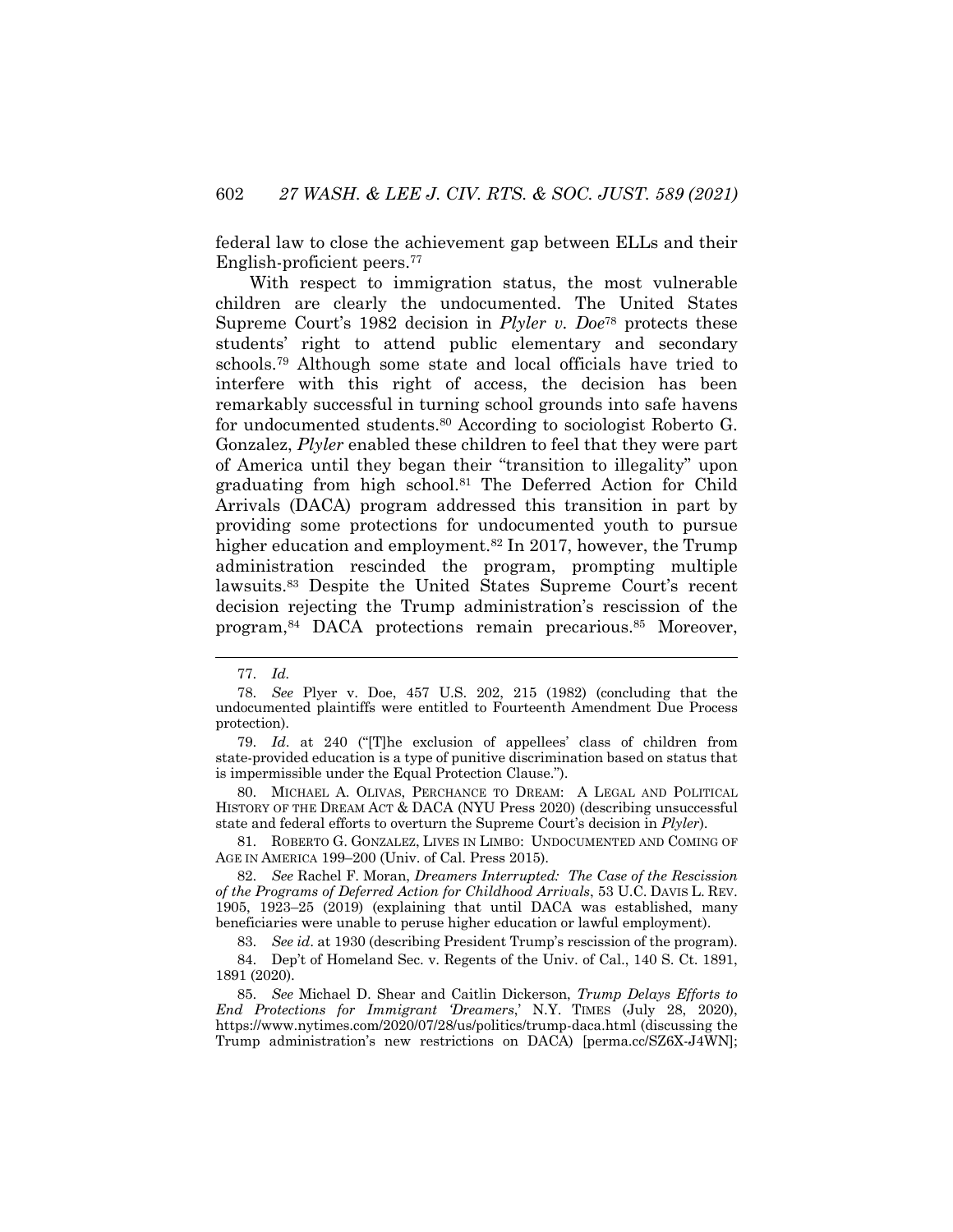federal law to close the achievement gap between ELLs and their English-proficient peers.[77]

With respect to immigration status, the most vulnerable children are clearly the undocumented. The United States Supreme Court's 1982 decision in *Plyler v. Doe*[78] protects these students' right to attend public elementary and secondary schools.[79] Although some state and local officials have tried to interfere with this right of access, the decision has been remarkably successful in turning school grounds into safe havens for undocumented students.[80] According to sociologist Roberto G. Gonzalez, *Plyler* enabled these children to feel that they were part of America until they began their "transition to illegality" upon graduating from high school.[81] The Deferred Action for Child Arrivals (DACA) program addressed this transition in part by providing some protections for undocumented youth to pursue higher education and employment.[82] In 2017, however, the Trump administration rescinded the program, prompting multiple lawsuits.[83] Despite the United States Supreme Court's recent decision rejecting the Trump administration's rescission of the program,[84] DACA protections remain precarious.[85] Moreover,

---

77. *Id.*

78. *See* Plyer v. Doe, 457 U.S. 202, 215 (1982) (concluding that the undocumented plaintiffs were entitled to Fourteenth Amendment Due Process protection).

79. *Id*. at 240 ("[T]he exclusion of appellees' class of children from state-provided education is a type of punitive discrimination based on status that is impermissible under the Equal Protection Clause.").

80. MICHAEL A. OLIVAS, PERCHANCE TO DREAM: A LEGAL AND POLITICAL HISTORY OF THE DREAM ACT & DACA (NYU Press 2020) (describing unsuccessful state and federal efforts to overturn the Supreme Court's decision in *Plyler*).

81. ROBERTO G. GONZALEZ, LIVES IN LIMBO: UNDOCUMENTED AND COMING OF AGE IN AMERICA 199–200 (Univ. of Cal. Press 2015).

82. *See* Rachel F. Moran, *Dreamers Interrupted: The Case of the Rescission of the Programs of Deferred Action for Childhood Arrivals*, 53 U.C. DAVIS L. REV. 1905, 1923–25 (2019) (explaining that until DACA was established, many beneficiaries were unable to peruse higher education or lawful employment).

83. *See id*. at 1930 (describing President Trump's rescission of the program).

84. Dep't of Homeland Sec. v. Regents of the Univ. of Cal., 140 S. Ct. 1891, 1891 (2020).

85. *See* Michael D. Shear and Caitlin Dickerson, *Trump Delays Efforts to End Protections for Immigrant 'Dreamers*,' N.Y. TIMES (July 28, 2020), https://www.nytimes.com/2020/07/28/us/politics/trump-daca.html (discussing the Trump administration's new restrictions on DACA) [perma.cc/SZ6X-J4WN];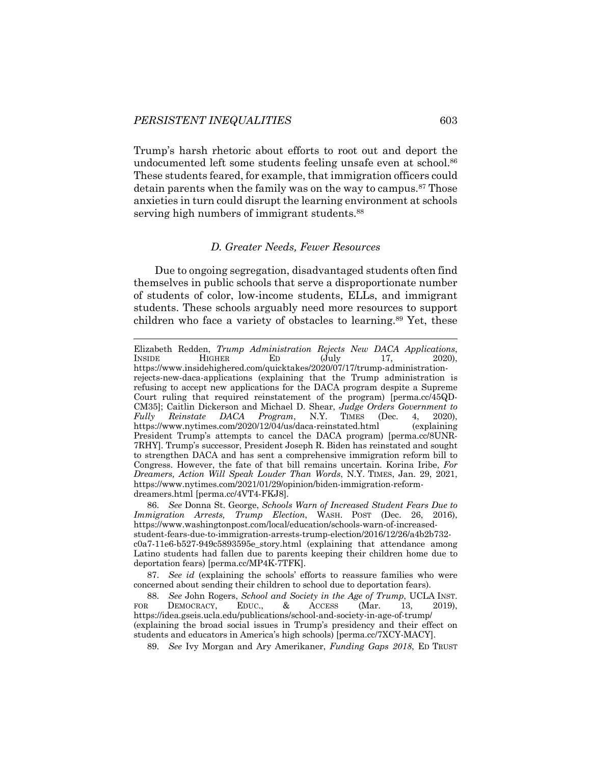Trump's harsh rhetoric about efforts to root out and deport the undocumented left some students feeling unsafe even at school.[86] These students feared, for example, that immigration officers could detain parents when the family was on the way to campus.[87] Those anxieties in turn could disrupt the learning environment at schools serving high numbers of immigrant students.[88]

### *D. Greater Needs, Fewer Resources*

Due to ongoing segregation, disadvantaged students often find themselves in public schools that serve a disproportionate number of students of color, low-income students, ELLs, and immigrant students. These schools arguably need more resources to support children who face a variety of obstacles to learning.[89] Yet, these

---

Elizabeth Redden, *Trump Administration Rejects New DACA Applications*, INSIDE HIGHER ED (July 17, 2020), https://www.insidehighered.com/quicktakes/2020/07/17/trump-administration-rejects-new-daca-applications (explaining that the Trump administration is refusing to accept new applications for the DACA program despite a Supreme Court ruling that required reinstatement of the program) [perma.cc/45QD-CM35]; Caitlin Dickerson and Michael D. Shear, *Judge Orders Government to Fully Reinstate DACA Program*, N.Y. TIMES (Dec. 4, 2020), https://www.nytimes.com/2020/12/04/us/daca-reinstated.html (explaining President Trump's attempts to cancel the DACA program) [perma.cc/8UNR-7RHY]. Trump's successor, President Joseph R. Biden has reinstated and sought to strengthen DACA and has sent a comprehensive immigration reform bill to Congress. However, the fate of that bill remains uncertain. Korina Iribe, *For Dreamers, Action Will Speak Louder Than Words*, N.Y. TIMES, Jan. 29, 2021, https://www.nytimes.com/2021/01/29/opinion/biden-immigration-reform-dreamers.html [perma.cc/4VT4-FKJ8].

86. *See* Donna St. George, *Schools Warn of Increased Student Fears Due to Immigration Arrests, Trump Election*, WASH. POST (Dec. 26, 2016), https://www.washingtonpost.com/local/education/schools-warn-of-increased-student-fears-due-to-immigration-arrests-trump-election/2016/12/26/a4b2b732-c0a7-11e6-b527-949c5893595e_story.html (explaining that attendance among Latino students had fallen due to parents keeping their children home due to deportation fears) [perma.cc/MP4K-7TFK].

87. *See id* (explaining the schools' efforts to reassure families who were concerned about sending their children to school due to deportation fears).

88. *See* John Rogers, *School and Society in the Age of Trump*, UCLA INST. FOR DEMOCRACY, EDUC., & ACCESS (Mar. 13, 2019), https://idea.gseis.ucla.edu/publications/school-and-society-in-age-of-trump/ (explaining the broad social issues in Trump's presidency and their effect on students and educators in America's high schools) [perma.cc/7XCY-MACY].

89. *See* Ivy Morgan and Ary Amerikaner, *Funding Gaps 2018*, ED TRUST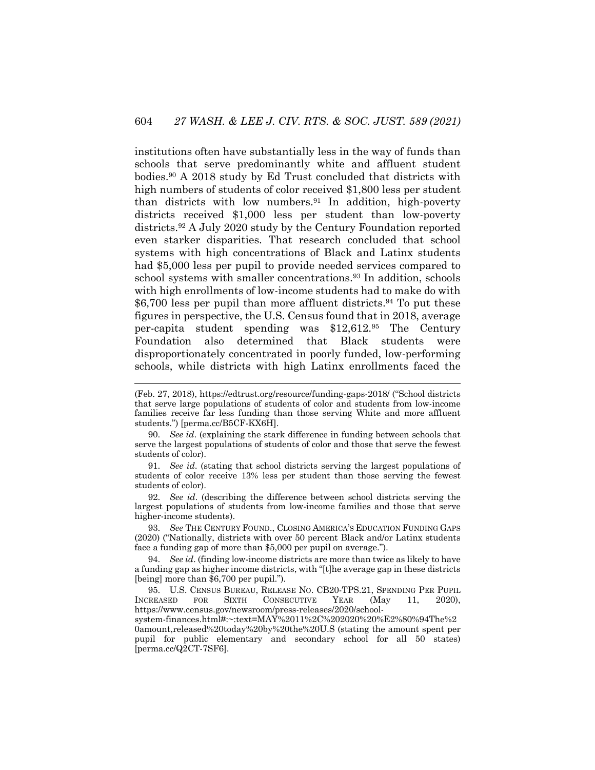institutions often have substantially less in the way of funds than schools that serve predominantly white and affluent student bodies.[90] A 2018 study by Ed Trust concluded that districts with high numbers of students of color received $1,800 less per student than districts with low numbers.[91] In addition, high-poverty districts received $1,000 less per student than low-poverty districts.[92] A July 2020 study by the Century Foundation reported even starker disparities. That research concluded that school systems with high concentrations of Black and Latinx students had $5,000 less per pupil to provide needed services compared to school systems with smaller concentrations.[93] In addition, schools with high enrollments of low-income students had to make do with $6,700 less per pupil than more affluent districts.[94] To put these figures in perspective, the U.S. Census found that in 2018, average per-capita student spending was $12,612.[95] The Century Foundation also determined that Black students were disproportionately concentrated in poorly funded, low-performing schools, while districts with high Latinx enrollments faced the

---

(Feb. 27, 2018), https://edtrust.org/resource/funding-gaps-2018/ ("School districts that serve large populations of students of color and students from low-income families receive far less funding than those serving White and more affluent students.") [perma.cc/B5CF-KX6H].

90. *See id*. (explaining the stark difference in funding between schools that serve the largest populations of students of color and those that serve the fewest students of color).

91. *See id*. (stating that school districts serving the largest populations of students of color receive 13% less per student than those serving the fewest students of color).

92. *See id*. (describing the difference between school districts serving the largest populations of students from low-income families and those that serve higher-income students).

93. *See* THE CENTURY FOUND., CLOSING AMERICA'S EDUCATION FUNDING GAPS (2020) ("Nationally, districts with over 50 percent Black and/or Latinx students face a funding gap of more than $5,000 per pupil on average.").

94. *See id*. (finding low-income districts are more than twice as likely to have a funding gap as higher income districts, with "[t]he average gap in these districts [being] more than $6,700 per pupil.").

95. U.S. CENSUS BUREAU, RELEASE NO. CB20-TPS.21, SPENDING PER PUPIL INCREASED FOR SIXTH CONSECUTIVE YEAR (May 11, 2020), https://www.census.gov/newsroom/press-releases/2020/school-system-finances.html#:~:text=MAY%2011%2C%202020%20%E2%80%94The%20amount,released%20today%20by%20the%20U.S (stating the amount spent per pupil for public elementary and secondary school for all 50 states) [perma.cc/Q2CT-7SF6].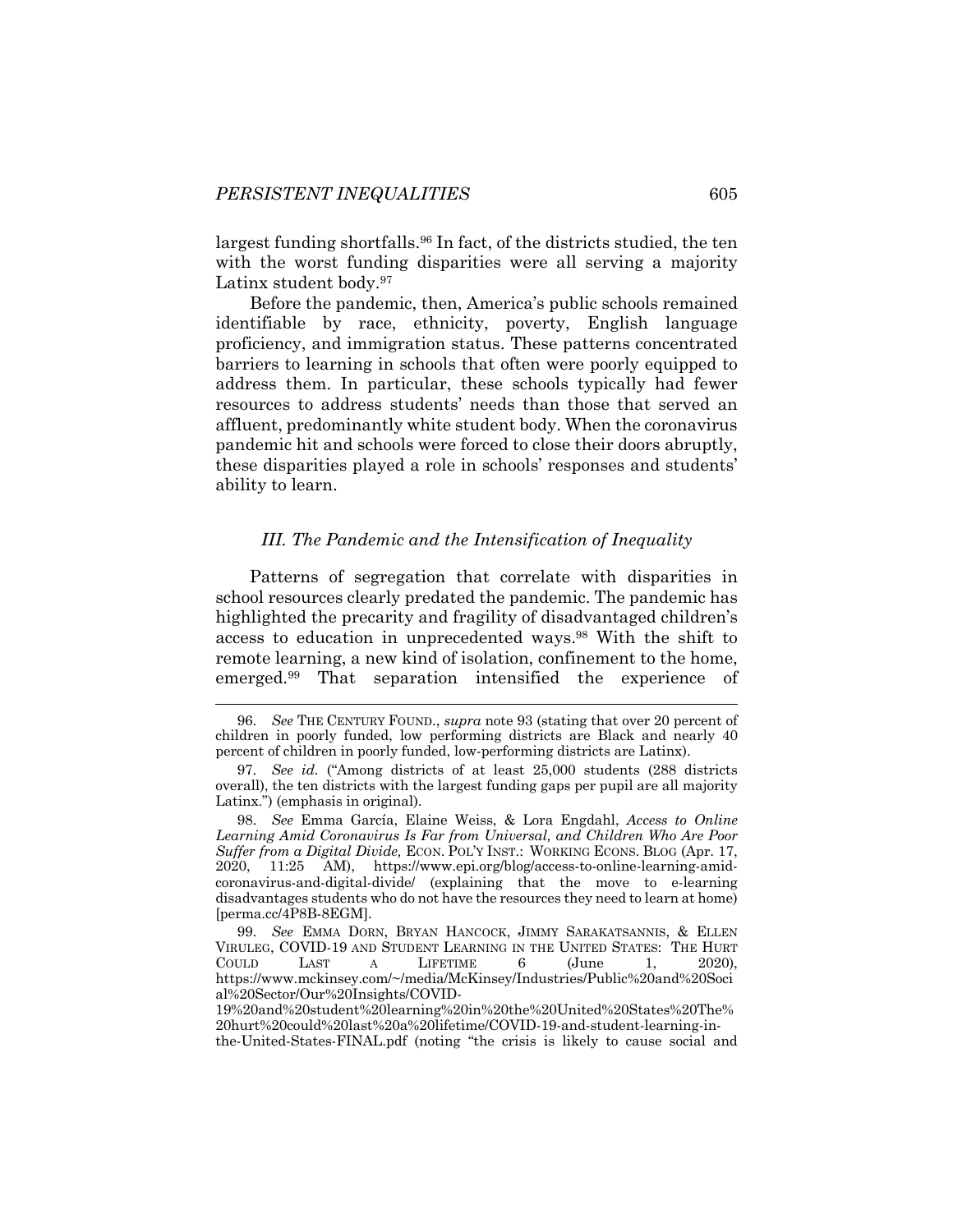largest funding shortfalls.[96] In fact, of the districts studied, the ten with the worst funding disparities were all serving a majority Latinx student body.[97]

Before the pandemic, then, America's public schools remained identifiable by race, ethnicity, poverty, English language proficiency, and immigration status. These patterns concentrated barriers to learning in schools that often were poorly equipped to address them. In particular, these schools typically had fewer resources to address students' needs than those that served an affluent, predominantly white student body. When the coronavirus pandemic hit and schools were forced to close their doors abruptly, these disparities played a role in schools' responses and students' ability to learn.

### *III. The Pandemic and the Intensification of Inequality*

Patterns of segregation that correlate with disparities in school resources clearly predated the pandemic. The pandemic has highlighted the precarity and fragility of disadvantaged children's access to education in unprecedented ways.[98] With the shift to remote learning, a new kind of isolation, confinement to the home, emerged.[99] That separation intensified the experience of

---

96. *See* THE CENTURY FOUND., *supra* note 93 (stating that over 20 percent of children in poorly funded, low performing districts are Black and nearly 40 percent of children in poorly funded, low-performing districts are Latinx).

97. *See id.* ("Among districts of at least 25,000 students (288 districts overall), the ten districts with the largest funding gaps per pupil are all majority Latinx.") (emphasis in original).

98. *See* Emma García, Elaine Weiss, & Lora Engdahl, *Access to Online Learning Amid Coronavirus Is Far from Universal, and Children Who Are Poor Suffer from a Digital Divide,* ECON. POL'Y INST.: WORKING ECONS. BLOG (Apr. 17, 2020, 11:25 AM), https://www.epi.org/blog/access-to-online-learning-amid-coronavirus-and-digital-divide/ (explaining that the move to e-learning disadvantages students who do not have the resources they need to learn at home) [perma.cc/4P8B-8EGM].

99. *See* EMMA DORN, BRYAN HANCOCK, JIMMY SARAKATSANNIS, & ELLEN VIRULEG, COVID-19 AND STUDENT LEARNING IN THE UNITED STATES: THE HURT COULD LAST A LIFETIME 6 (June 1, 2020), https://www.mckinsey.com/~/media/McKinsey/Industries/Public%20and%20Social%20Sector/Our%20Insights/COVID-19%20and%20student%20learning%20in%20the%20United%20States%20The%20hurt%20could%20last%20a%20lifetime/COVID-19-and-student-learning-in-the-United-States-FINAL.pdf (noting "the crisis is likely to cause social and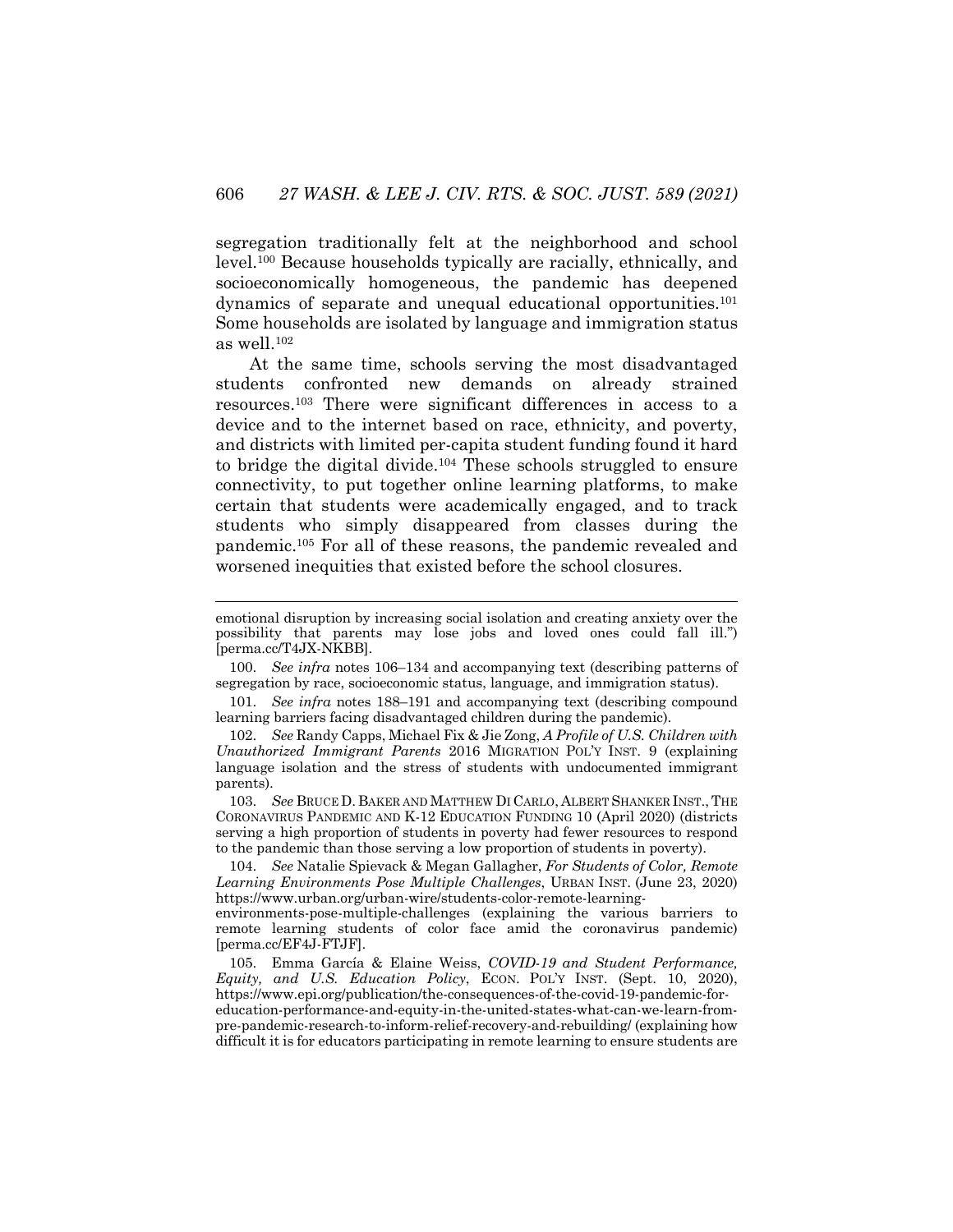segregation traditionally felt at the neighborhood and school level.[100] Because households typically are racially, ethnically, and socioeconomically homogeneous, the pandemic has deepened dynamics of separate and unequal educational opportunities.[101] Some households are isolated by language and immigration status as well.[102]

At the same time, schools serving the most disadvantaged students confronted new demands on already strained resources.[103] There were significant differences in access to a device and to the internet based on race, ethnicity, and poverty, and districts with limited per-capita student funding found it hard to bridge the digital divide.[104] These schools struggled to ensure connectivity, to put together online learning platforms, to make certain that students were academically engaged, and to track students who simply disappeared from classes during the pandemic.[105] For all of these reasons, the pandemic revealed and worsened inequities that existed before the school closures.

---

emotional disruption by increasing social isolation and creating anxiety over the possibility that parents may lose jobs and loved ones could fall ill.") [perma.cc/T4JX-NKBB].

100. *See infra* notes 106–134 and accompanying text (describing patterns of segregation by race, socioeconomic status, language, and immigration status).

101. *See infra* notes 188–191 and accompanying text (describing compound learning barriers facing disadvantaged children during the pandemic).

102. *See* Randy Capps, Michael Fix & Jie Zong, *A Profile of U.S. Children with Unauthorized Immigrant Parents* 2016 MIGRATION POL'Y INST. 9 (explaining language isolation and the stress of students with undocumented immigrant parents).

103. *See* BRUCE D. BAKER AND MATTHEW DI CARLO, ALBERT SHANKER INST., THE CORONAVIRUS PANDEMIC AND K-12 EDUCATION FUNDING 10 (April 2020) (districts serving a high proportion of students in poverty had fewer resources to respond to the pandemic than those serving a low proportion of students in poverty).

104. *See* Natalie Spievack & Megan Gallagher, *For Students of Color, Remote Learning Environments Pose Multiple Challenges*, URBAN INST. (June 23, 2020) https://www.urban.org/urban-wire/students-color-remote-learning-environments-pose-multiple-challenges (explaining the various barriers to remote learning students of color face amid the coronavirus pandemic) [perma.cc/EF4J-FTJF].

105. Emma García & Elaine Weiss, *COVID-19 and Student Performance, Equity, and U.S. Education Policy*, ECON. POL'Y INST. (Sept. 10, 2020), https://www.epi.org/publication/the-consequences-of-the-covid-19-pandemic-for-education-performance-and-equity-in-the-united-states-what-can-we-learn-from-pre-pandemic-research-to-inform-relief-recovery-and-rebuilding/ (explaining how difficult it is for educators participating in remote learning to ensure students are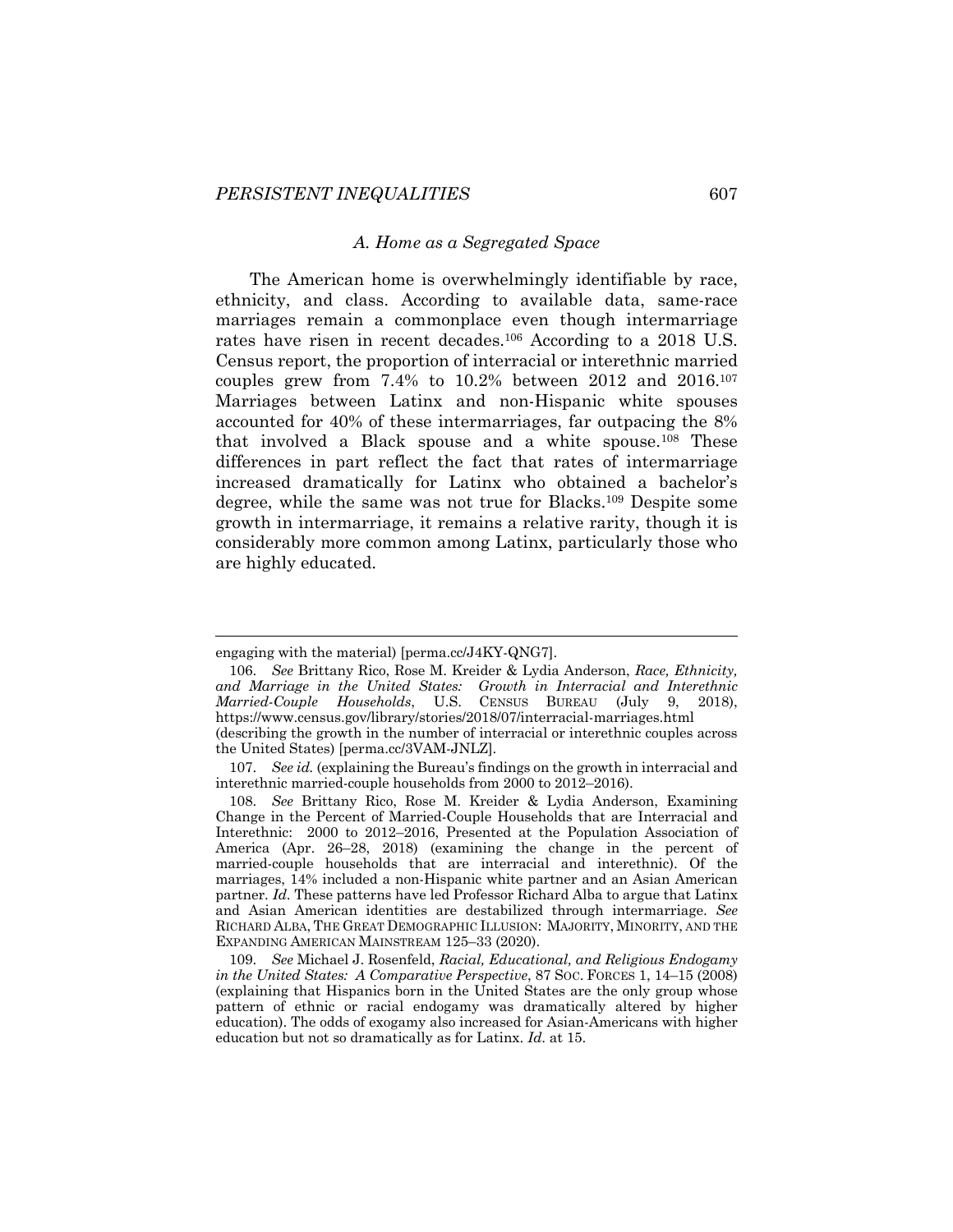### *A. Home as a Segregated Space*

The American home is overwhelmingly identifiable by race, ethnicity, and class. According to available data, same-race marriages remain a commonplace even though intermarriage rates have risen in recent decades.[106] According to a 2018 U.S. Census report, the proportion of interracial or interethnic married couples grew from 7.4% to 10.2% between 2012 and 2016.[107] Marriages between Latinx and non-Hispanic white spouses accounted for 40% of these intermarriages, far outpacing the 8% that involved a Black spouse and a white spouse.[108] These differences in part reflect the fact that rates of intermarriage increased dramatically for Latinx who obtained a bachelor's degree, while the same was not true for Blacks.[109] Despite some growth in intermarriage, it remains a relative rarity, though it is considerably more common among Latinx, particularly those who are highly educated.

---

engaging with the material) [perma.cc/J4KY-QNG7].

106. *See* Brittany Rico, Rose M. Kreider & Lydia Anderson, *Race, Ethnicity, and Marriage in the United States: Growth in Interracial and Interethnic Married-Couple Households*, U.S. CENSUS BUREAU (July 9, 2018), https://www.census.gov/library/stories/2018/07/interracial-marriages.html (describing the growth in the number of interracial or interethnic couples across the United States) [perma.cc/3VAM-JNLZ].

107. *See id.* (explaining the Bureau's findings on the growth in interracial and interethnic married-couple households from 2000 to 2012–2016).

108. *See* Brittany Rico, Rose M. Kreider & Lydia Anderson, Examining Change in the Percent of Married-Couple Households that are Interracial and Interethnic: 2000 to 2012–2016, Presented at the Population Association of America (Apr. 26–28, 2018) (examining the change in the percent of married-couple households that are interracial and interethnic). Of the marriages, 14% included a non-Hispanic white partner and an Asian American partner. *Id.* These patterns have led Professor Richard Alba to argue that Latinx and Asian American identities are destabilized through intermarriage. *See* RICHARD ALBA, THE GREAT DEMOGRAPHIC ILLUSION: MAJORITY, MINORITY, AND THE EXPANDING AMERICAN MAINSTREAM 125–33 (2020).

109. *See* Michael J. Rosenfeld, *Racial, Educational, and Religious Endogamy in the United States: A Comparative Perspective*, 87 SOC. FORCES 1, 14–15 (2008) (explaining that Hispanics born in the United States are the only group whose pattern of ethnic or racial endogamy was dramatically altered by higher education). The odds of exogamy also increased for Asian-Americans with higher education but not so dramatically as for Latinx. *Id.* at 15.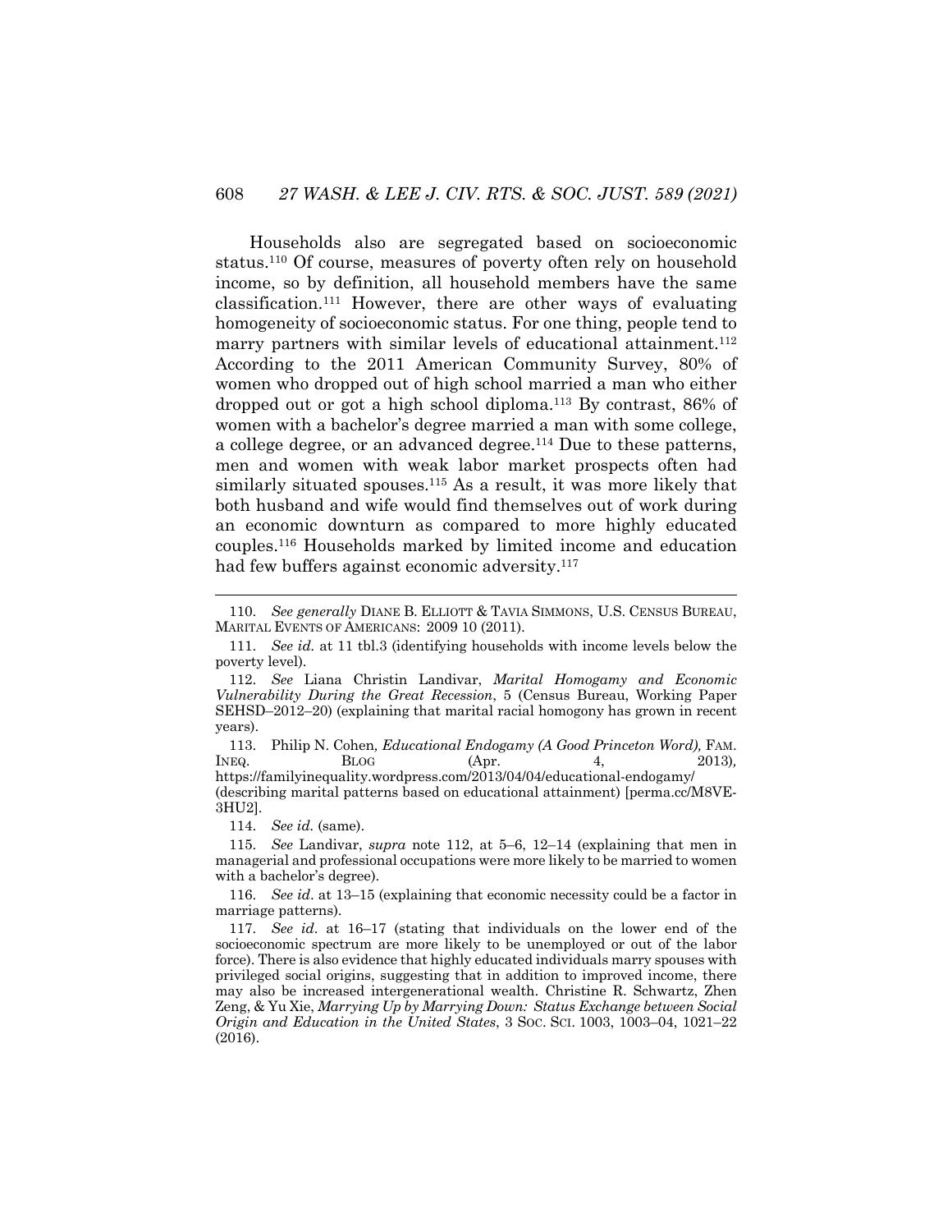Households also are segregated based on socioeconomic status.[110] Of course, measures of poverty often rely on household income, so by definition, all household members have the same classification.[111] However, there are other ways of evaluating homogeneity of socioeconomic status. For one thing, people tend to marry partners with similar levels of educational attainment.[112] According to the 2011 American Community Survey, 80% of women who dropped out of high school married a man who either dropped out or got a high school diploma.[113] By contrast, 86% of women with a bachelor's degree married a man with some college, a college degree, or an advanced degree.[114] Due to these patterns, men and women with weak labor market prospects often had similarly situated spouses.[115] As a result, it was more likely that both husband and wife would find themselves out of work during an economic downturn as compared to more highly educated couples.[116] Households marked by limited income and education had few buffers against economic adversity.[117]

---

110. *See generally* DIANE B. ELLIOTT & TAVIA SIMMONS, U.S. CENSUS BUREAU, MARITAL EVENTS OF AMERICANS: 2009 10 (2011).

111. *See id.* at 11 tbl.3 (identifying households with income levels below the poverty level).

112. *See* Liana Christin Landivar, *Marital Homogamy and Economic Vulnerability During the Great Recession*, 5 (Census Bureau, Working Paper SEHSD–2012–20) (explaining that marital racial homogony has grown in recent years).

113. Philip N. Cohen*, Educational Endogamy (A Good Princeton Word),* FAM. INEQ. BLOG (Apr. 4, 2013), https://familyinequality.wordpress.com/2013/04/04/educational-endogamy/ (describing marital patterns based on educational attainment) [perma.cc/M8VE-3HU2].

114. *See id.* (same).

115. *See* Landivar, *supra* note 112, at 5–6, 12–14 (explaining that men in managerial and professional occupations were more likely to be married to women with a bachelor's degree).

116. *See id*. at 13–15 (explaining that economic necessity could be a factor in marriage patterns).

117. *See id*. at 16–17 (stating that individuals on the lower end of the socioeconomic spectrum are more likely to be unemployed or out of the labor force). There is also evidence that highly educated individuals marry spouses with privileged social origins, suggesting that in addition to improved income, there may also be increased intergenerational wealth. Christine R. Schwartz, Zhen Zeng, & Yu Xie, *Marrying Up by Marrying Down: Status Exchange between Social Origin and Education in the United States*, 3 SOC. SCI. 1003, 1003–04, 1021–22 (2016).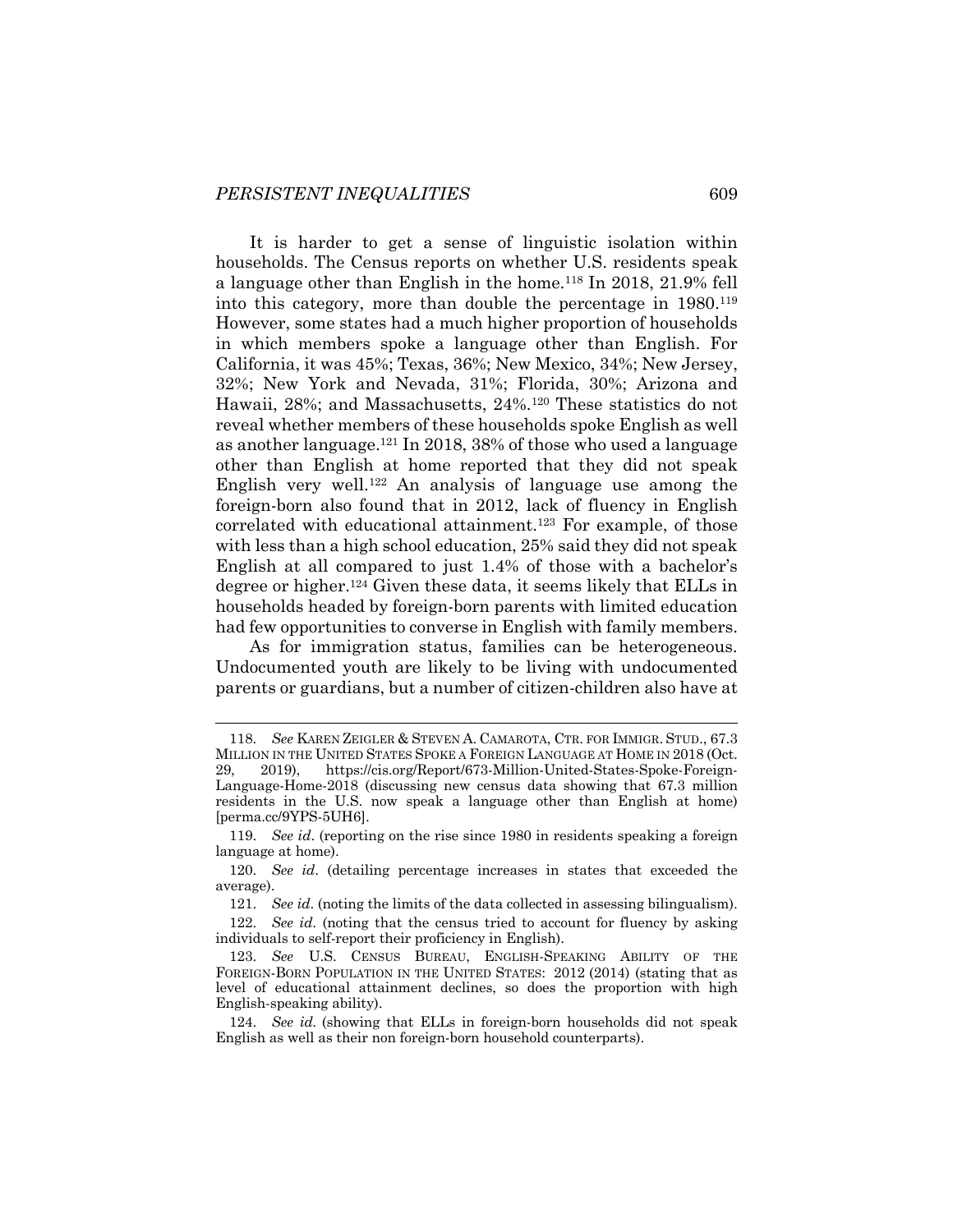It is harder to get a sense of linguistic isolation within households. The Census reports on whether U.S. residents speak a language other than English in the home.[118] In 2018, 21.9% fell into this category, more than double the percentage in 1980.[119] However, some states had a much higher proportion of households in which members spoke a language other than English. For California, it was 45%; Texas, 36%; New Mexico, 34%; New Jersey, 32%; New York and Nevada, 31%; Florida, 30%; Arizona and Hawaii, 28%; and Massachusetts, 24%.[120] These statistics do not reveal whether members of these households spoke English as well as another language.[121] In 2018, 38% of those who used a language other than English at home reported that they did not speak English very well.[122] An analysis of language use among the foreign-born also found that in 2012, lack of fluency in English correlated with educational attainment.[123] For example, of those with less than a high school education, 25% said they did not speak English at all compared to just 1.4% of those with a bachelor's degree or higher.[124] Given these data, it seems likely that ELLs in households headed by foreign-born parents with limited education had few opportunities to converse in English with family members.

As for immigration status, families can be heterogeneous. Undocumented youth are likely to be living with undocumented parents or guardians, but a number of citizen-children also have at

---

118. *See* KAREN ZEIGLER & STEVEN A. CAMAROTA, CTR. FOR IMMIGR. STUD., 67.3 MILLION IN THE UNITED STATES SPOKE A FOREIGN LANGUAGE AT HOME IN 2018 (Oct. 29, 2019), https://cis.org/Report/673-Million-United-States-Spoke-Foreign-Language-Home-2018 (discussing new census data showing that 67.3 million residents in the U.S. now speak a language other than English at home) [perma.cc/9YPS-5UH6].

119. *See id*. (reporting on the rise since 1980 in residents speaking a foreign language at home).

120. *See id*. (detailing percentage increases in states that exceeded the average).

121. *See id*. (noting the limits of the data collected in assessing bilingualism).

122. *See id.* (noting that the census tried to account for fluency by asking individuals to self-report their proficiency in English).

123. *See* U.S. CENSUS BUREAU, ENGLISH-SPEAKING ABILITY OF THE FOREIGN-BORN POPULATION IN THE UNITED STATES: 2012 (2014) (stating that as level of educational attainment declines, so does the proportion with high English-speaking ability).

124. *See id.* (showing that ELLs in foreign-born households did not speak English as well as their non foreign-born household counterparts).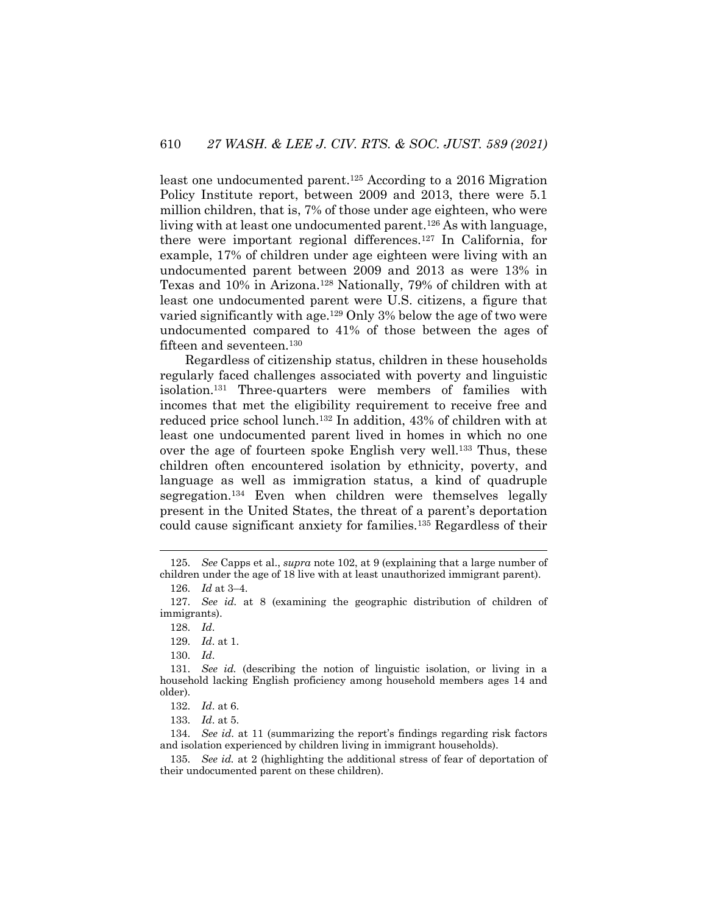least one undocumented parent.[125] According to a 2016 Migration Policy Institute report, between 2009 and 2013, there were 5.1 million children, that is, 7% of those under age eighteen, who were living with at least one undocumented parent.[126] As with language, there were important regional differences.[127] In California, for example, 17% of children under age eighteen were living with an undocumented parent between 2009 and 2013 as were 13% in Texas and 10% in Arizona.[128] Nationally, 79% of children with at least one undocumented parent were U.S. citizens, a figure that varied significantly with age.[129] Only 3% below the age of two were undocumented compared to 41% of those between the ages of fifteen and seventeen.[130]

Regardless of citizenship status, children in these households regularly faced challenges associated with poverty and linguistic isolation.[131] Three-quarters were members of families with incomes that met the eligibility requirement to receive free and reduced price school lunch.[132] In addition, 43% of children with at least one undocumented parent lived in homes in which no one over the age of fourteen spoke English very well.[133] Thus, these children often encountered isolation by ethnicity, poverty, and language as well as immigration status, a kind of quadruple segregation.[134] Even when children were themselves legally present in the United States, the threat of a parent's deportation could cause significant anxiety for families.[135] Regardless of their

---

125. *See* Capps et al., *supra* note 102, at 9 (explaining that a large number of children under the age of 18 live with at least unauthorized immigrant parent).

126. *Id* at 3–4.

127. *See id.* at 8 (examining the geographic distribution of children of immigrants).

128. *Id*.

129. *Id*. at 1.

130. *Id*.

131. *See id.* (describing the notion of linguistic isolation, or living in a household lacking English proficiency among household members ages 14 and older).

132. *Id*. at 6.

133. *Id*. at 5.

134. *See id.* at 11 (summarizing the report's findings regarding risk factors and isolation experienced by children living in immigrant households).

135. *See id.* at 2 (highlighting the additional stress of fear of deportation of their undocumented parent on these children).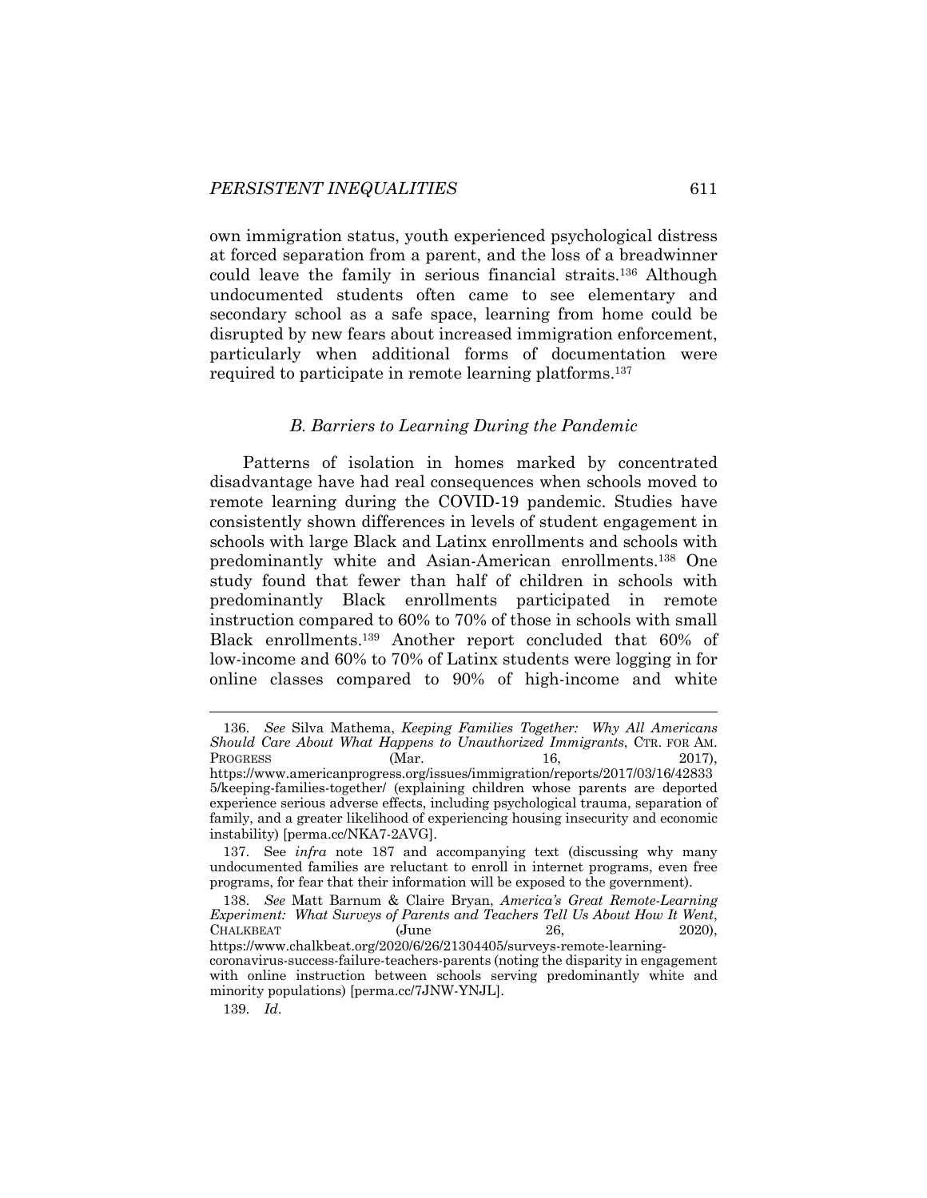own immigration status, youth experienced psychological distress at forced separation from a parent, and the loss of a breadwinner could leave the family in serious financial straits.[136] Although undocumented students often came to see elementary and secondary school as a safe space, learning from home could be disrupted by new fears about increased immigration enforcement, particularly when additional forms of documentation were required to participate in remote learning platforms.[137]

### *B. Barriers to Learning During the Pandemic*

Patterns of isolation in homes marked by concentrated disadvantage have had real consequences when schools moved to remote learning during the COVID-19 pandemic. Studies have consistently shown differences in levels of student engagement in schools with large Black and Latinx enrollments and schools with predominantly white and Asian-American enrollments.[138] One study found that fewer than half of children in schools with predominantly Black enrollments participated in remote instruction compared to 60% to 70% of those in schools with small Black enrollments.[139] Another report concluded that 60% of low-income and 60% to 70% of Latinx students were logging in for online classes compared to 90% of high-income and white

---

136. *See* Silva Mathema, *Keeping Families Together: Why All Americans Should Care About What Happens to Unauthorized Immigrants*, CTR. FOR AM. PROGRESS (Mar. 16, 2017), https://www.americanprogress.org/issues/immigration/reports/2017/03/16/428335/keeping-families-together/ (explaining children whose parents are deported experience serious adverse effects, including psychological trauma, separation of family, and a greater likelihood of experiencing housing insecurity and economic instability) [perma.cc/NKA7-2AVG].

137. See *infra* note 187 and accompanying text (discussing why many undocumented families are reluctant to enroll in internet programs, even free programs, for fear that their information will be exposed to the government).

138. *See* Matt Barnum & Claire Bryan, *America's Great Remote-Learning Experiment: What Surveys of Parents and Teachers Tell Us About How It Went*, CHALKBEAT (June 26, 2020), https://www.chalkbeat.org/2020/6/26/21304405/surveys-remote-learning-coronavirus-success-failure-teachers-parents (noting the disparity in engagement with online instruction between schools serving predominantly white and minority populations) [perma.cc/7JNW-YNJL].

139. *Id*.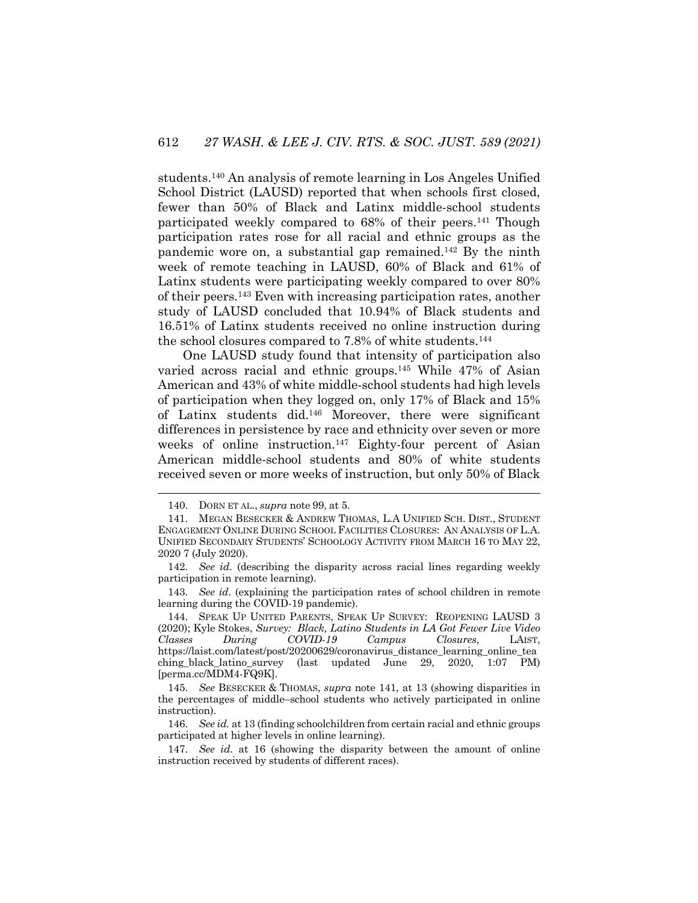students.[140] An analysis of remote learning in Los Angeles Unified School District (LAUSD) reported that when schools first closed, fewer than 50% of Black and Latinx middle-school students participated weekly compared to 68% of their peers.[141] Though participation rates rose for all racial and ethnic groups as the pandemic wore on, a substantial gap remained.[142] By the ninth week of remote teaching in LAUSD, 60% of Black and 61% of Latinx students were participating weekly compared to over 80% of their peers.[143] Even with increasing participation rates, another study of LAUSD concluded that 10.94% of Black students and 16.51% of Latinx students received no online instruction during the school closures compared to 7.8% of white students.[144]

One LAUSD study found that intensity of participation also varied across racial and ethnic groups.[145] While 47% of Asian American and 43% of white middle-school students had high levels of participation when they logged on, only 17% of Black and 15% of Latinx students did.[146] Moreover, there were significant differences in persistence by race and ethnicity over seven or more weeks of online instruction.[147] Eighty-four percent of Asian American middle-school students and 80% of white students received seven or more weeks of instruction, but only 50% of Black

---

140. DORN ET AL., *supra* note 99, at 5.

141. MEGAN BESECKER & ANDREW THOMAS, L.A UNIFIED SCH. DIST., STUDENT ENGAGEMENT ONLINE DURING SCHOOL FACILITIES CLOSURES: AN ANALYSIS OF L.A. UNIFIED SECONDARY STUDENTS' SCHOOLOGY ACTIVITY FROM MARCH 16 TO MAY 22, 2020 7 (July 2020).

142. *See id.* (describing the disparity across racial lines regarding weekly participation in remote learning).

143. *See id.* (explaining the participation rates of school children in remote learning during the COVID-19 pandemic).

144. SPEAK UP UNITED PARENTS, SPEAK UP SURVEY: REOPENING LAUSD 3 (2020); Kyle Stokes, *Survey: Black, Latino Students in LA Got Fewer Live Video Classes During COVID-19 Campus Closures*, LAIST, https://laist.com/latest/post/20200629/coronavirus_distance_learning_online_teaching_black_latino_survey (last updated June 29, 2020, 1:07 PM) [perma.cc/MDM4-FQ9K].

145. *See* BESECKER & THOMAS, *supra* note 141, at 13 (showing disparities in the percentages of middle–school students who actively participated in online instruction).

146. *See id.* at 13 (finding schoolchildren from certain racial and ethnic groups participated at higher levels in online learning).

147. *See id.* at 16 (showing the disparity between the amount of online instruction received by students of different races).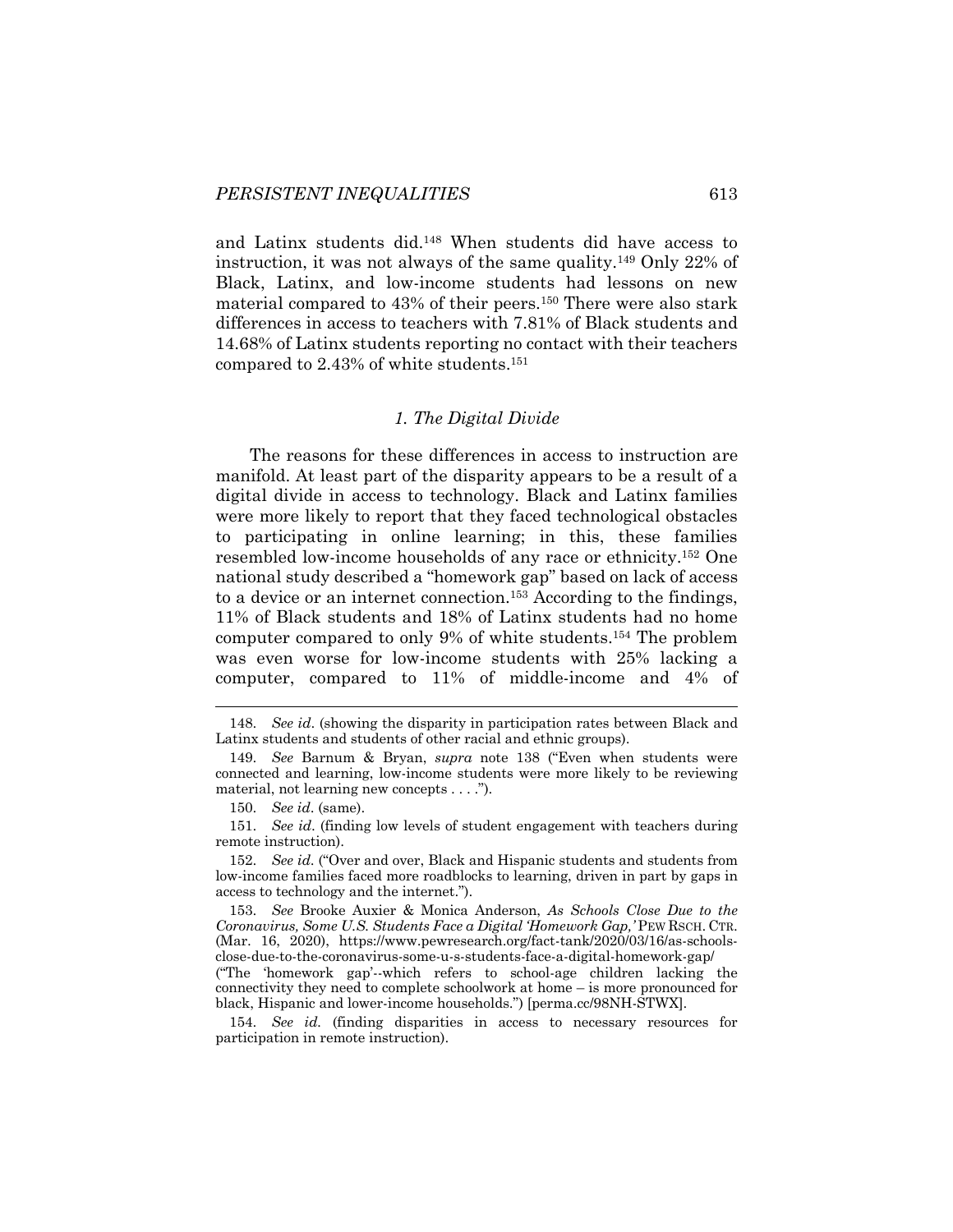and Latinx students did.[148] When students did have access to instruction, it was not always of the same quality.[149] Only 22% of Black, Latinx, and low-income students had lessons on new material compared to 43% of their peers.[150] There were also stark differences in access to teachers with 7.81% of Black students and 14.68% of Latinx students reporting no contact with their teachers compared to 2.43% of white students.[151]

### *1. The Digital Divide*

The reasons for these differences in access to instruction are manifold. At least part of the disparity appears to be a result of a digital divide in access to technology. Black and Latinx families were more likely to report that they faced technological obstacles to participating in online learning; in this, these families resembled low-income households of any race or ethnicity.[152] One national study described a "homework gap" based on lack of access to a device or an internet connection.[153] According to the findings, 11% of Black students and 18% of Latinx students had no home computer compared to only 9% of white students.[154] The problem was even worse for low-income students with 25% lacking a computer, compared to 11% of middle-income and 4% of

---

148. *See id*. (showing the disparity in participation rates between Black and Latinx students and students of other racial and ethnic groups).

149. *See* Barnum & Bryan, *supra* note 138 ("Even when students were connected and learning, low-income students were more likely to be reviewing material, not learning new concepts . . . .").

150. *See id*. (same).

151. *See id*. (finding low levels of student engagement with teachers during remote instruction).

152. *See id.* ("Over and over, Black and Hispanic students and students from low-income families faced more roadblocks to learning, driven in part by gaps in access to technology and the internet.").

153. *See* Brooke Auxier & Monica Anderson, *As Schools Close Due to the Coronavirus, Some U.S. Students Face a Digital 'Homework Gap,'* PEW RSCH. CTR. (Mar. 16, 2020), https://www.pewresearch.org/fact-tank/2020/03/16/as-schools-close-due-to-the-coronavirus-some-u-s-students-face-a-digital-homework-gap/ ("The 'homework gap'--which refers to school-age children lacking the connectivity they need to complete schoolwork at home – is more pronounced for black, Hispanic and lower-income households.") [perma.cc/98NH-STWX].

154. *See id.* (finding disparities in access to necessary resources for participation in remote instruction).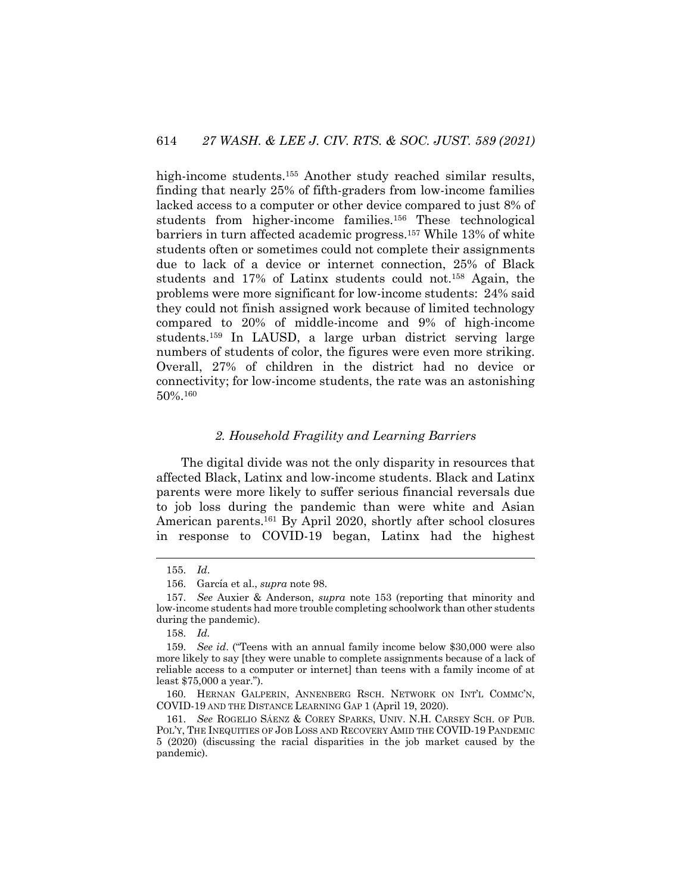high-income students.[155] Another study reached similar results, finding that nearly 25% of fifth-graders from low-income families lacked access to a computer or other device compared to just 8% of students from higher-income families.[156] These technological barriers in turn affected academic progress.[157] While 13% of white students often or sometimes could not complete their assignments due to lack of a device or internet connection, 25% of Black students and 17% of Latinx students could not.[158] Again, the problems were more significant for low-income students: 24% said they could not finish assigned work because of limited technology compared to 20% of middle-income and 9% of high-income students.[159] In LAUSD, a large urban district serving large numbers of students of color, the figures were even more striking. Overall, 27% of children in the district had no device or connectivity; for low-income students, the rate was an astonishing 50%.[160]

### *2. Household Fragility and Learning Barriers*

The digital divide was not the only disparity in resources that affected Black, Latinx and low-income students. Black and Latinx parents were more likely to suffer serious financial reversals due to job loss during the pandemic than were white and Asian American parents.[161] By April 2020, shortly after school closures in response to COVID-19 began, Latinx had the highest

---

155. *Id*.

156. García et al., *supra* note 98.

157. *See* Auxier & Anderson, *supra* note 153 (reporting that minority and low-income students had more trouble completing schoolwork than other students during the pandemic).

158. *Id.*

159. *See id*. ("Teens with an annual family income below $30,000 were also more likely to say [they were unable to complete assignments because of a lack of reliable access to a computer or internet] than teens with a family income of at least $75,000 a year.").

160. HERNAN GALPERIN, ANNENBERG RSCH. NETWORK ON INT'L COMMC'N, COVID-19 AND THE DISTANCE LEARNING GAP 1 (April 19, 2020).

161. *See* ROGELIO SÁENZ & COREY SPARKS, UNIV. N.H. CARSEY SCH. OF PUB. POL'Y, THE INEQUITIES OF JOB LOSS AND RECOVERY AMID THE COVID-19 PANDEMIC 5 (2020) (discussing the racial disparities in the job market caused by the pandemic).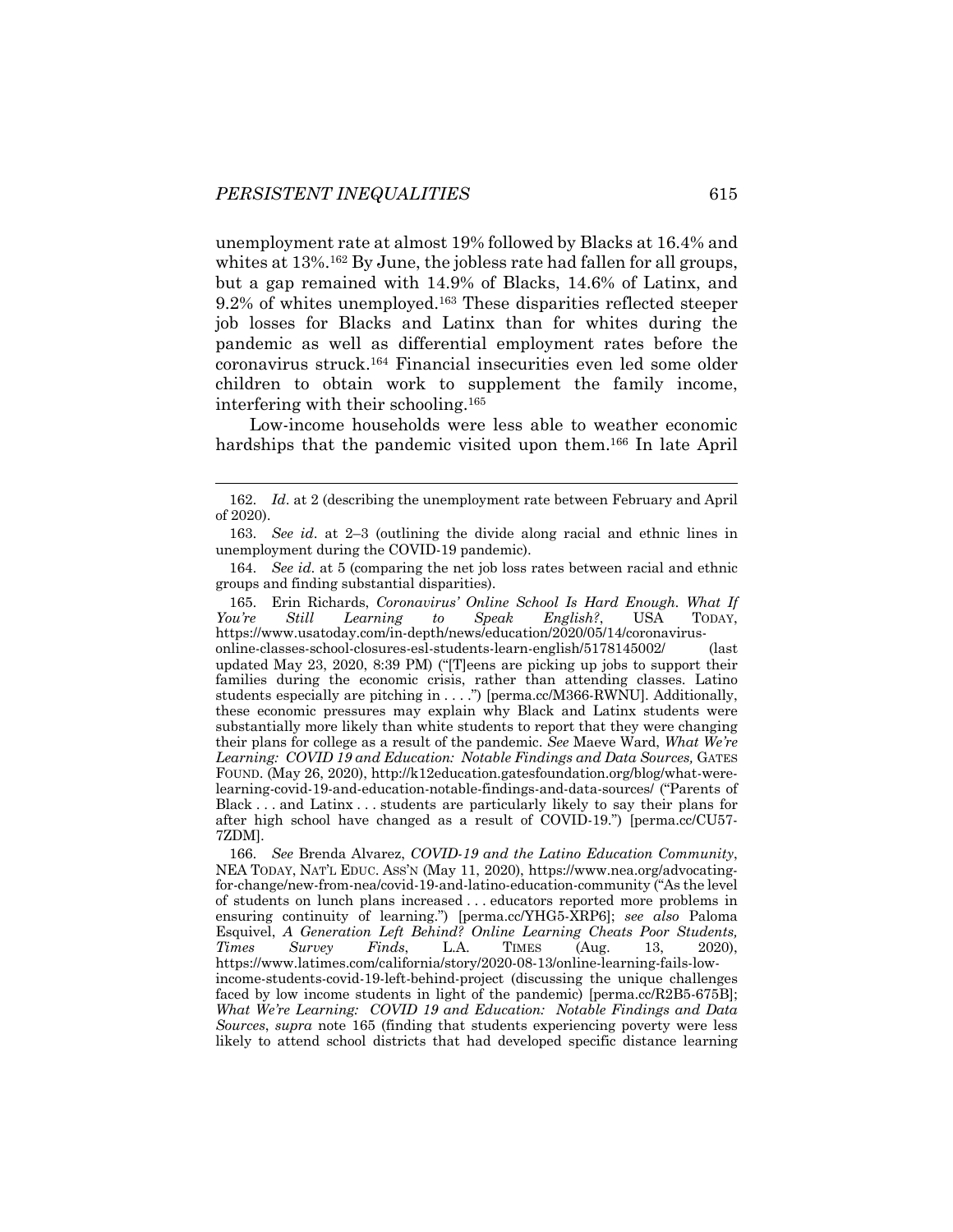unemployment rate at almost 19% followed by Blacks at 16.4% and whites at 13%.[162] By June, the jobless rate had fallen for all groups, but a gap remained with 14.9% of Blacks, 14.6% of Latinx, and 9.2% of whites unemployed.[163] These disparities reflected steeper job losses for Blacks and Latinx than for whites during the pandemic as well as differential employment rates before the coronavirus struck.[164] Financial insecurities even led some older children to obtain work to supplement the family income, interfering with their schooling.[165]

Low-income households were less able to weather economic hardships that the pandemic visited upon them.[166] In late April

---

162. *Id*. at 2 (describing the unemployment rate between February and April of 2020).

163. *See id*. at 2–3 (outlining the divide along racial and ethnic lines in unemployment during the COVID-19 pandemic).

164. *See id*. at 5 (comparing the net job loss rates between racial and ethnic groups and finding substantial disparities).

165. Erin Richards, *Coronavirus' Online School Is Hard Enough. What If You're Still Learning to Speak English?*, USA TODAY, https://www.usatoday.com/in-depth/news/education/2020/05/14/coronavirus-online-classes-school-closures-esl-students-learn-english/5178145002/ (last updated May 23, 2020, 8:39 PM) ("[T]eens are picking up jobs to support their families during the economic crisis, rather than attending classes. Latino students especially are pitching in . . . .") [perma.cc/M366-RWNU]. Additionally, these economic pressures may explain why Black and Latinx students were substantially more likely than white students to report that they were changing their plans for college as a result of the pandemic. *See* Maeve Ward, *What We're Learning: COVID 19 and Education: Notable Findings and Data Sources,* GATES FOUND. (May 26, 2020), http://k12education.gatesfoundation.org/blog/what-were-learning-covid-19-and-education-notable-findings-and-data-sources/ ("Parents of Black . . . and Latinx . . . students are particularly likely to say their plans for after high school have changed as a result of COVID-19.") [perma.cc/CU57-7ZDM].

166. *See* Brenda Alvarez, *COVID-19 and the Latino Education Community*, NEA TODAY, NAT'L EDUC. ASS'N (May 11, 2020), https://www.nea.org/advocating-for-change/new-from-nea/covid-19-and-latino-education-community ("As the level of students on lunch plans increased . . . educators reported more problems in ensuring continuity of learning.") [perma.cc/YHG5-XRP6]; *see also* Paloma Esquivel, *A Generation Left Behind? Online Learning Cheats Poor Students, Times Survey Finds*, L.A. TIMES (Aug. 13, 2020), https://www.latimes.com/california/story/2020-08-13/online-learning-fails-low-income-students-covid-19-left-behind-project (discussing the unique challenges faced by low income students in light of the pandemic) [perma.cc/R2B5-675B]; *What We're Learning: COVID 19 and Education: Notable Findings and Data Sources*, *supra* note 165 (finding that students experiencing poverty were less likely to attend school districts that had developed specific distance learning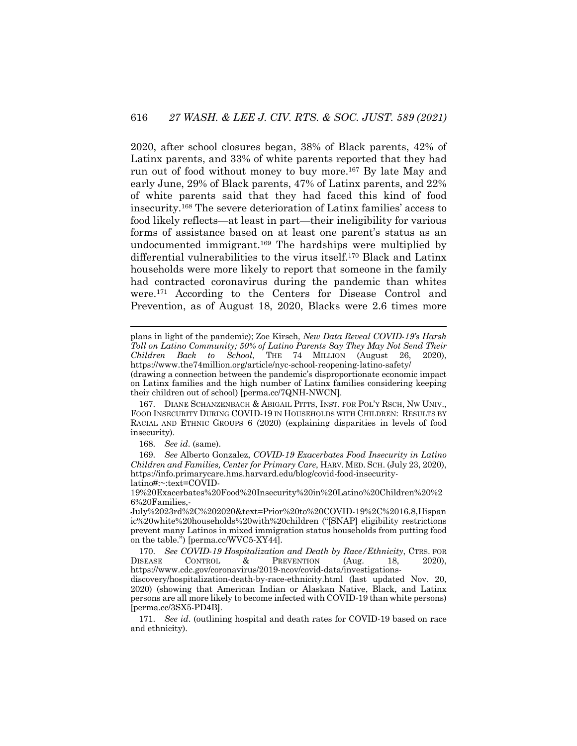2020, after school closures began, 38% of Black parents, 42% of Latinx parents, and 33% of white parents reported that they had run out of food without money to buy more.[167] By late May and early June, 29% of Black parents, 47% of Latinx parents, and 22% of white parents said that they had faced this kind of food insecurity.[168] The severe deterioration of Latinx families' access to food likely reflects—at least in part—their ineligibility for various forms of assistance based on at least one parent's status as an undocumented immigrant.[169] The hardships were multiplied by differential vulnerabilities to the virus itself.[170] Black and Latinx households were more likely to report that someone in the family had contracted coronavirus during the pandemic than whites were.[171] According to the Centers for Disease Control and Prevention, as of August 18, 2020, Blacks were 2.6 times more

---

plans in light of the pandemic); Zoe Kirsch, *New Data Reveal COVID-19's Harsh Toll on Latino Community; 50% of Latino Parents Say They May Not Send Their Children Back to School*, THE 74 MILLION (August 26, 2020), https://www.the74million.org/article/nyc-school-reopening-latino-safety/ (drawing a connection between the pandemic's disproportionate economic impact on Latinx families and the high number of Latinx families considering keeping their children out of school) [perma.cc/7QNH-NWCN].

167. DIANE SCHANZENBACH & ABIGAIL PITTS, INST. FOR POL'Y RSCH, NW UNIV., FOOD INSECURITY DURING COVID-19 IN HOUSEHOLDS WITH CHILDREN: RESULTS BY RACIAL AND ETHNIC GROUPS 6 (2020) (explaining disparities in levels of food insecurity).

168. *See id*. (same).

169. *See* Alberto Gonzalez, *COVID-19 Exacerbates Food Insecurity in Latino Children and Families, Center for Primary Care*, HARV. MED. SCH. (July 23, 2020), https://info.primarycare.hms.harvard.edu/blog/covid-food-insecurity-latino#:~:text=COVID-19%20Exacerbates%20Food%20Insecurity%20in%20Latino%20Children%20%26%20Families,-July%2023rd%2C%202020&text=Prior%20to%20COVID-19%2C%2016.8,Hispanic%20white%20households%20with%20children ("[SNAP] eligibility restrictions prevent many Latinos in mixed immigration status households from putting food on the table.") [perma.cc/WVC5-XY44].

170. *See COVID-19 Hospitalization and Death by Race/Ethnicity*, CTRS. FOR DISEASE CONTROL & PREVENTION (Aug. 18, 2020), https://www.cdc.gov/coronavirus/2019-ncov/covid-data/investigations-discovery/hospitalization-death-by-race-ethnicity.html (last updated Nov. 20, 2020) (showing that American Indian or Alaskan Native, Black, and Latinx persons are all more likely to become infected with COVID-19 than white persons) [perma.cc/3SX5-PD4B].

171. *See id*. (outlining hospital and death rates for COVID-19 based on race and ethnicity).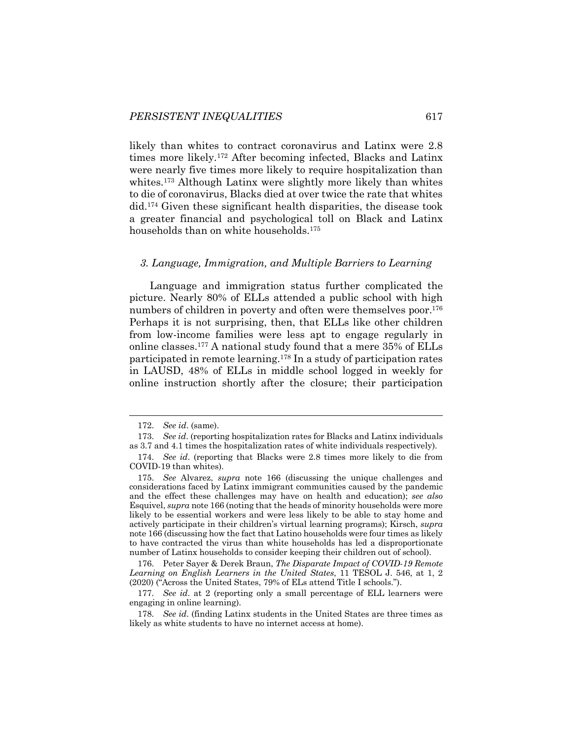likely than whites to contract coronavirus and Latinx were 2.8 times more likely.[172] After becoming infected, Blacks and Latinx were nearly five times more likely to require hospitalization than whites.[173] Although Latinx were slightly more likely than whites to die of coronavirus, Blacks died at over twice the rate that whites did.[174] Given these significant health disparities, the disease took a greater financial and psychological toll on Black and Latinx households than on white households.[175]

### *3. Language, Immigration, and Multiple Barriers to Learning*

Language and immigration status further complicated the picture. Nearly 80% of ELLs attended a public school with high numbers of children in poverty and often were themselves poor.[176] Perhaps it is not surprising, then, that ELLs like other children from low-income families were less apt to engage regularly in online classes.[177] A national study found that a mere 35% of ELLs participated in remote learning.[178] In a study of participation rates in LAUSD, 48% of ELLs in middle school logged in weekly for online instruction shortly after the closure; their participation

---

172. *See id*. (same).

173. *See id*. (reporting hospitalization rates for Blacks and Latinx individuals as 3.7 and 4.1 times the hospitalization rates of white individuals respectively).

174. *See id*. (reporting that Blacks were 2.8 times more likely to die from COVID-19 than whites).

175. *See* Alvarez, *supra* note 166 (discussing the unique challenges and considerations faced by Latinx immigrant communities caused by the pandemic and the effect these challenges may have on health and education); *see also* Esquivel, *supra* note 166 (noting that the heads of minority households were more likely to be essential workers and were less likely to be able to stay home and actively participate in their children's virtual learning programs); Kirsch, *supra* note 166 (discussing how the fact that Latino households were four times as likely to have contracted the virus than white households has led a disproportionate number of Latinx households to consider keeping their children out of school).

176. Peter Sayer & Derek Braun, *The Disparate Impact of COVID-19 Remote Learning on English Learners in the United States*, 11 TESOL J. 546, at 1, 2 (2020) ("Across the United States, 79% of ELs attend Title I schools.").

177. *See id*. at 2 (reporting only a small percentage of ELL learners were engaging in online learning).

178. *See id*. (finding Latinx students in the United States are three times as likely as white students to have no internet access at home).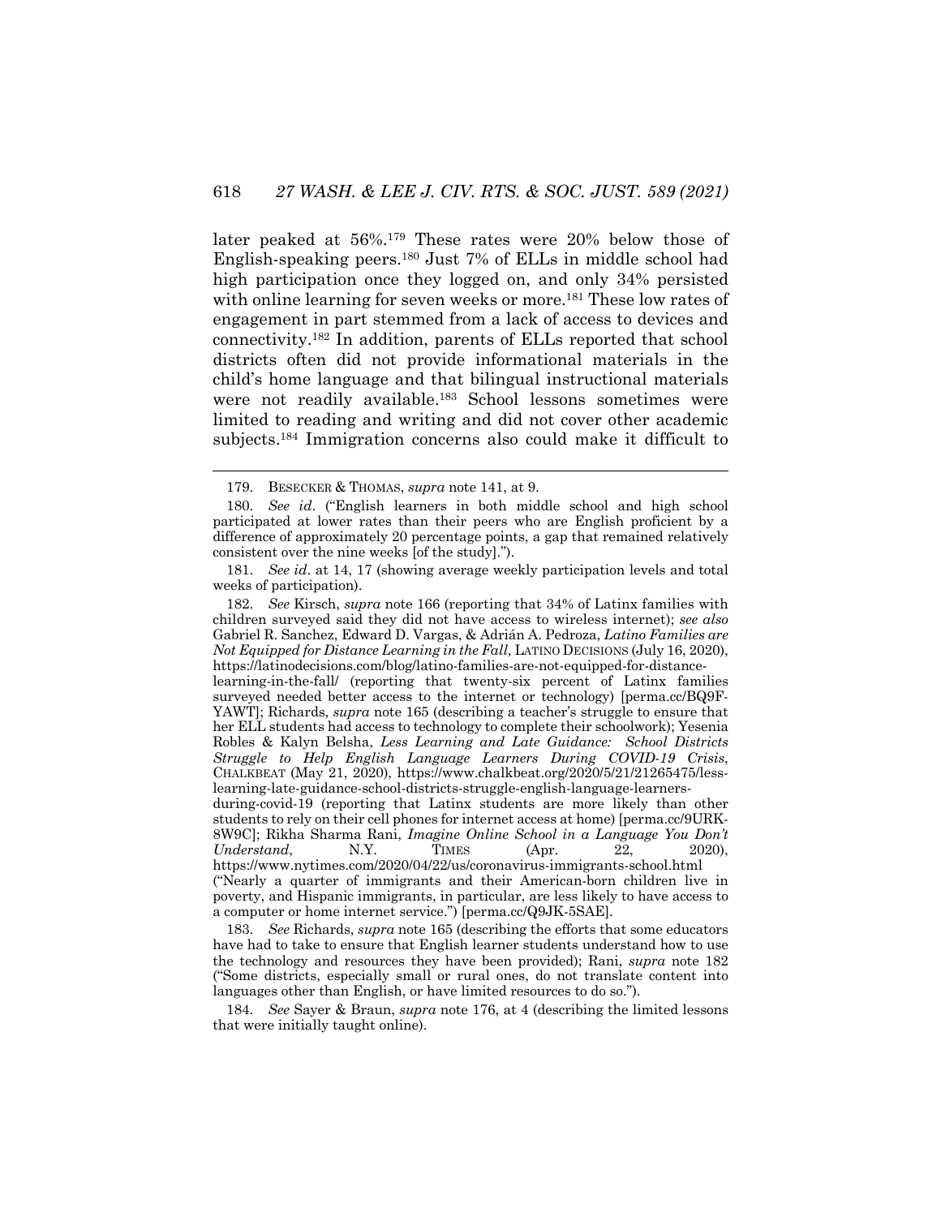later peaked at 56%.[179] These rates were 20% below those of English-speaking peers.[180] Just 7% of ELLs in middle school had high participation once they logged on, and only 34% persisted with online learning for seven weeks or more.[181] These low rates of engagement in part stemmed from a lack of access to devices and connectivity.[182] In addition, parents of ELLs reported that school districts often did not provide informational materials in the child's home language and that bilingual instructional materials were not readily available.[183] School lessons sometimes were limited to reading and writing and did not cover other academic subjects.[184] Immigration concerns also could make it difficult to

---

179. BESECKER & THOMAS, *supra* note 141, at 9.

180. *See id*. ("English learners in both middle school and high school participated at lower rates than their peers who are English proficient by a difference of approximately 20 percentage points, a gap that remained relatively consistent over the nine weeks [of the study].").

181. *See id*. at 14, 17 (showing average weekly participation levels and total weeks of participation).

182. *See* Kirsch, *supra* note 166 (reporting that 34% of Latinx families with children surveyed said they did not have access to wireless internet); *see also* Gabriel R. Sanchez, Edward D. Vargas, & Adrián A. Pedroza, *Latino Families are Not Equipped for Distance Learning in the Fall,* LATINO DECISIONS (July 16, 2020), https://latinodecisions.com/blog/latino-families-are-not-equipped-for-distance-learning-in-the-fall/ (reporting that twenty-six percent of Latinx families surveyed needed better access to the internet or technology) [perma.cc/BQ9F-YAWT]; Richards, *supra* note 165 (describing a teacher's struggle to ensure that her ELL students had access to technology to complete their schoolwork); Yesenia Robles & Kalyn Belsha, *Less Learning and Late Guidance: School Districts Struggle to Help English Language Learners During COVID-19 Crisis*, CHALKBEAT (May 21, 2020), https://www.chalkbeat.org/2020/5/21/21265475/less-learning-late-guidance-school-districts-struggle-english-language-learners-during-covid-19 (reporting that Latinx students are more likely than other students to rely on their cell phones for internet access at home) [perma.cc/9URK-8W9C]; Rikha Sharma Rani, *Imagine Online School in a Language You Don't Understand*, N.Y. TIMES (Apr. 22, 2020), https://www.nytimes.com/2020/04/22/us/coronavirus-immigrants-school.html ("Nearly a quarter of immigrants and their American-born children live in poverty, and Hispanic immigrants, in particular, are less likely to have access to a computer or home internet service.") [perma.cc/Q9JK-5SAE].

183. *See* Richards, *supra* note 165 (describing the efforts that some educators have had to take to ensure that English learner students understand how to use the technology and resources they have been provided); Rani, *supra* note 182 ("Some districts, especially small or rural ones, do not translate content into languages other than English, or have limited resources to do so.").

184. *See* Sayer & Braun, *supra* note 176, at 4 (describing the limited lessons that were initially taught online).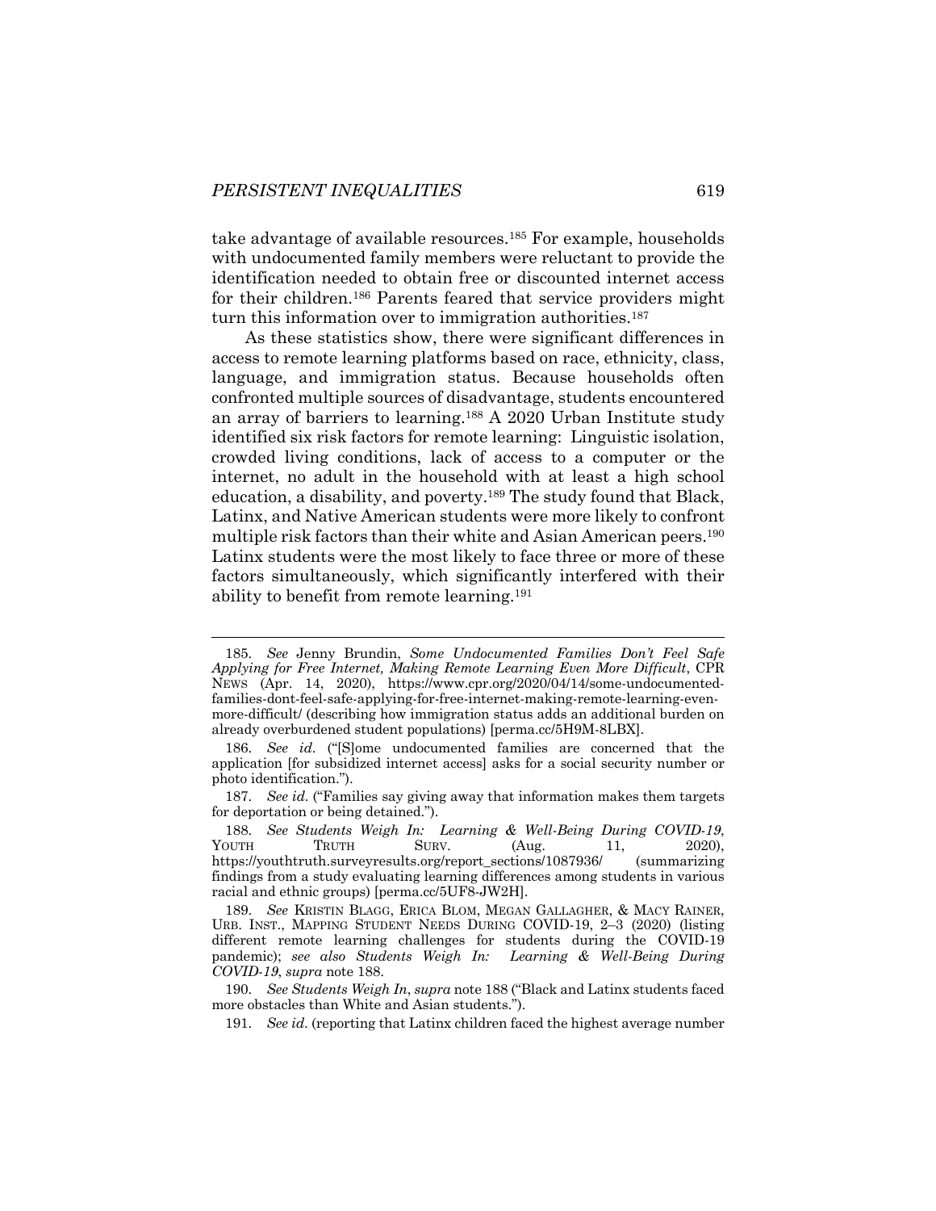take advantage of available resources.[185] For example, households with undocumented family members were reluctant to provide the identification needed to obtain free or discounted internet access for their children.[186] Parents feared that service providers might turn this information over to immigration authorities.[187]

As these statistics show, there were significant differences in access to remote learning platforms based on race, ethnicity, class, language, and immigration status. Because households often confronted multiple sources of disadvantage, students encountered an array of barriers to learning.[188] A 2020 Urban Institute study identified six risk factors for remote learning: Linguistic isolation, crowded living conditions, lack of access to a computer or the internet, no adult in the household with at least a high school education, a disability, and poverty.[189] The study found that Black, Latinx, and Native American students were more likely to confront multiple risk factors than their white and Asian American peers.[190] Latinx students were the most likely to face three or more of these factors simultaneously, which significantly interfered with their ability to benefit from remote learning.[191]

---

185. *See* Jenny Brundin, *Some Undocumented Families Don't Feel Safe Applying for Free Internet, Making Remote Learning Even More Difficult*, CPR NEWS (Apr. 14, 2020), https://www.cpr.org/2020/04/14/some-undocumented-families-dont-feel-safe-applying-for-free-internet-making-remote-learning-even-more-difficult/ (describing how immigration status adds an additional burden on already overburdened student populations) [perma.cc/5H9M-8LBX].

186. *See id.* ("[S]ome undocumented families are concerned that the application [for subsidized internet access] asks for a social security number or photo identification.").

187. *See id.* ("Families say giving away that information makes them targets for deportation or being detained.").

188. *See Students Weigh In: Learning & Well-Being During COVID-19*, YOUTH TRUTH SURV. (Aug. 11, 2020), https://youthtruth.surveyresults.org/report_sections/1087936/ (summarizing findings from a study evaluating learning differences among students in various racial and ethnic groups) [perma.cc/5UF8-JW2H].

189. *See* KRISTIN BLAGG, ERICA BLOM, MEGAN GALLAGHER, & MACY RAINER, URB. INST., MAPPING STUDENT NEEDS DURING COVID-19, 2–3 (2020) (listing different remote learning challenges for students during the COVID-19 pandemic); *see also Students Weigh In: Learning & Well-Being During COVID-19*, *supra* note 188.

190. *See Students Weigh In*, *supra* note 188 ("Black and Latinx students faced more obstacles than White and Asian students.").

191. *See id.* (reporting that Latinx children faced the highest average number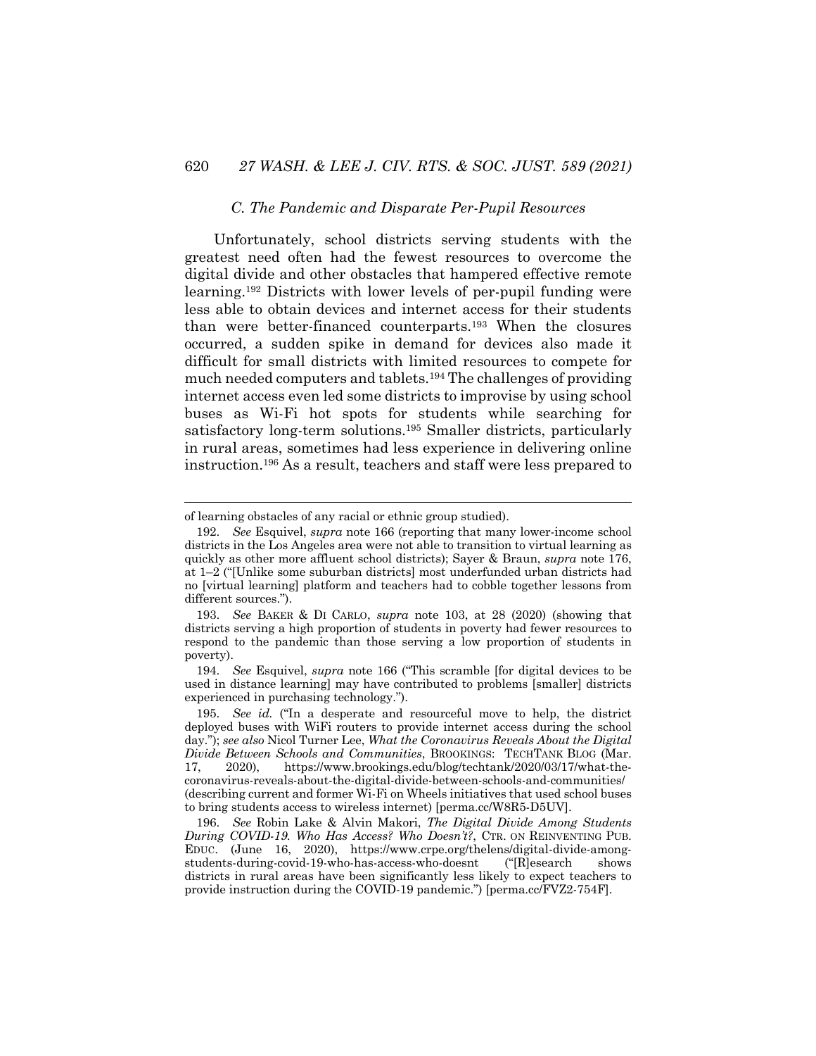### *C. The Pandemic and Disparate Per-Pupil Resources*

Unfortunately, school districts serving students with the greatest need often had the fewest resources to overcome the digital divide and other obstacles that hampered effective remote learning.[192] Districts with lower levels of per-pupil funding were less able to obtain devices and internet access for their students than were better-financed counterparts.[193] When the closures occurred, a sudden spike in demand for devices also made it difficult for small districts with limited resources to compete for much needed computers and tablets.[194] The challenges of providing internet access even led some districts to improvise by using school buses as Wi-Fi hot spots for students while searching for satisfactory long-term solutions.[195] Smaller districts, particularly in rural areas, sometimes had less experience in delivering online instruction.[196] As a result, teachers and staff were less prepared to

---

of learning obstacles of any racial or ethnic group studied).

192. *See* Esquivel, *supra* note 166 (reporting that many lower-income school districts in the Los Angeles area were not able to transition to virtual learning as quickly as other more affluent school districts); Sayer & Braun, *supra* note 176, at 1–2 ("[Unlike some suburban districts] most underfunded urban districts had no [virtual learning] platform and teachers had to cobble together lessons from different sources.").

193. *See* BAKER & DI CARLO, *supra* note 103, at 28 (2020) (showing that districts serving a high proportion of students in poverty had fewer resources to respond to the pandemic than those serving a low proportion of students in poverty).

194. *See* Esquivel, *supra* note 166 ("This scramble [for digital devices to be used in distance learning] may have contributed to problems [smaller] districts experienced in purchasing technology.").

195. *See id.* ("In a desperate and resourceful move to help, the district deployed buses with WiFi routers to provide internet access during the school day."); *see also* Nicol Turner Lee, *What the Coronavirus Reveals About the Digital Divide Between Schools and Communities*, BROOKINGS: TECHTANK BLOG (Mar. 17, 2020), https://www.brookings.edu/blog/techtank/2020/03/17/what-the-coronavirus-reveals-about-the-digital-divide-between-schools-and-communities/ (describing current and former Wi-Fi on Wheels initiatives that used school buses to bring students access to wireless internet) [perma.cc/W8R5-D5UV].

196. *See* Robin Lake & Alvin Makori, *The Digital Divide Among Students During COVID-19. Who Has Access? Who Doesn't?*, CTR. ON REINVENTING PUB. EDUC. (June 16, 2020), https://www.crpe.org/thelens/digital-divide-among-students-during-covid-19-who-has-access-who-doesnt ("[R]esearch shows districts in rural areas have been significantly less likely to expect teachers to provide instruction during the COVID-19 pandemic.") [perma.cc/FVZ2-754F].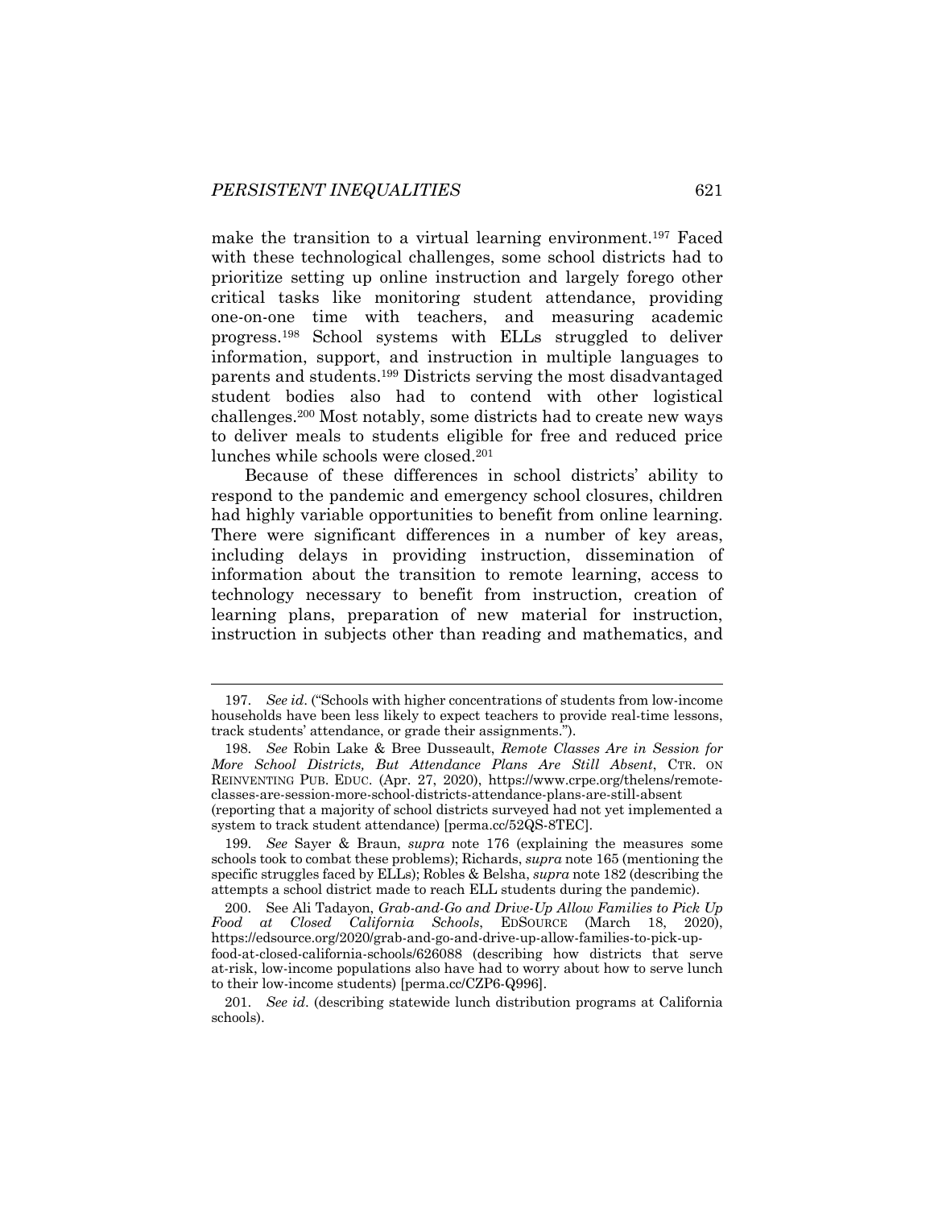make the transition to a virtual learning environment.[197] Faced with these technological challenges, some school districts had to prioritize setting up online instruction and largely forego other critical tasks like monitoring student attendance, providing one-on-one time with teachers, and measuring academic progress.[198] School systems with ELLs struggled to deliver information, support, and instruction in multiple languages to parents and students.[199] Districts serving the most disadvantaged student bodies also had to contend with other logistical challenges.[200] Most notably, some districts had to create new ways to deliver meals to students eligible for free and reduced price lunches while schools were closed.[201]

Because of these differences in school districts' ability to respond to the pandemic and emergency school closures, children had highly variable opportunities to benefit from online learning. There were significant differences in a number of key areas, including delays in providing instruction, dissemination of information about the transition to remote learning, access to technology necessary to benefit from instruction, creation of learning plans, preparation of new material for instruction, instruction in subjects other than reading and mathematics, and

---

197. *See id*. ("Schools with higher concentrations of students from low-income households have been less likely to expect teachers to provide real-time lessons, track students' attendance, or grade their assignments.").

198. *See* Robin Lake & Bree Dusseault, *Remote Classes Are in Session for More School Districts, But Attendance Plans Are Still Absent*, CTR. ON REINVENTING PUB. EDUC. (Apr. 27, 2020), https://www.crpe.org/thelens/remote-classes-are-session-more-school-districts-attendance-plans-are-still-absent (reporting that a majority of school districts surveyed had not yet implemented a system to track student attendance) [perma.cc/52QS-8TEC].

199. *See* Sayer & Braun, *supra* note 176 (explaining the measures some schools took to combat these problems); Richards, *supra* note 165 (mentioning the specific struggles faced by ELLs); Robles & Belsha, *supra* note 182 (describing the attempts a school district made to reach ELL students during the pandemic).

200. See Ali Tadayon, *Grab-and-Go and Drive-Up Allow Families to Pick Up Food at Closed California Schools*, EDSOURCE (March 18, 2020), https://edsource.org/2020/grab-and-go-and-drive-up-allow-families-to-pick-up-food-at-closed-california-schools/626088 (describing how districts that serve at-risk, low-income populations also have had to worry about how to serve lunch to their low-income students) [perma.cc/CZP6-Q996].

201. *See id*. (describing statewide lunch distribution programs at California schools).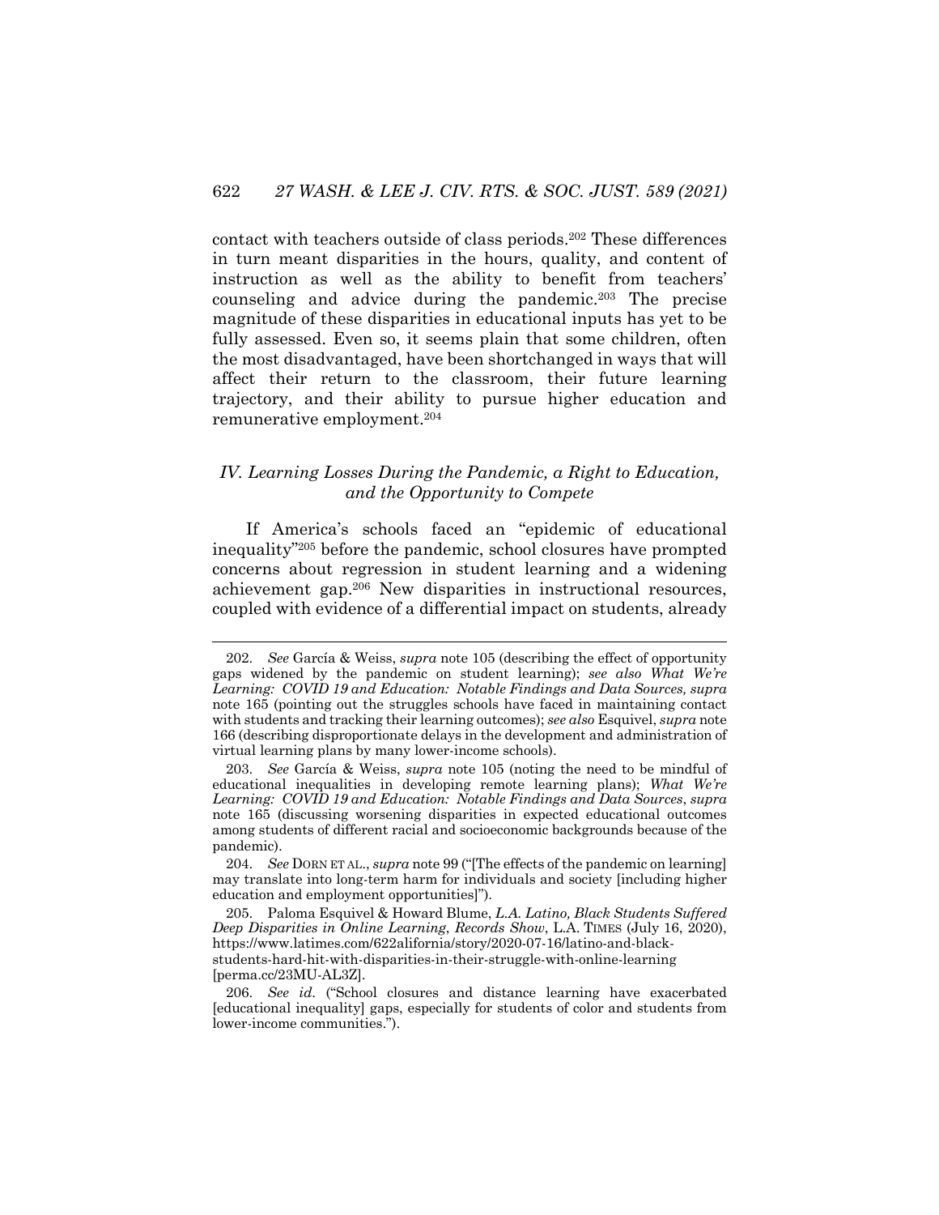contact with teachers outside of class periods.[202] These differences in turn meant disparities in the hours, quality, and content of instruction as well as the ability to benefit from teachers' counseling and advice during the pandemic.[203] The precise magnitude of these disparities in educational inputs has yet to be fully assessed. Even so, it seems plain that some children, often the most disadvantaged, have been shortchanged in ways that will affect their return to the classroom, their future learning trajectory, and their ability to pursue higher education and remunerative employment.[204]

## *IV. Learning Losses During the Pandemic, a Right to Education, and the Opportunity to Compete*

If America's schools faced an "epidemic of educational inequality"[205] before the pandemic, school closures have prompted concerns about regression in student learning and a widening achievement gap.[206] New disparities in instructional resources, coupled with evidence of a differential impact on students, already

---

202. *See* García & Weiss, *supra* note 105 (describing the effect of opportunity gaps widened by the pandemic on student learning); *see also What We're Learning: COVID 19 and Education: Notable Findings and Data Sources, supra* note 165 (pointing out the struggles schools have faced in maintaining contact with students and tracking their learning outcomes); *see also* Esquivel, *supra* note 166 (describing disproportionate delays in the development and administration of virtual learning plans by many lower-income schools).

203. *See* García & Weiss, *supra* note 105 (noting the need to be mindful of educational inequalities in developing remote learning plans); *What We're Learning: COVID 19 and Education: Notable Findings and Data Sources*, *supra* note 165 (discussing worsening disparities in expected educational outcomes among students of different racial and socioeconomic backgrounds because of the pandemic).

204. *See* DORN ET AL., *supra* note 99 ("[The effects of the pandemic on learning] may translate into long-term harm for individuals and society [including higher education and employment opportunities]").

205. Paloma Esquivel & Howard Blume, *L.A. Latino, Black Students Suffered Deep Disparities in Online Learning*, *Records Show*, L.A. TIMES (July 16, 2020), https://www.latimes.com/622alifornia/story/2020-07-16/latino-and-black-students-hard-hit-with-disparities-in-their-struggle-with-online-learning [perma.cc/23MU-AL3Z].

206. *See id.* ("School closures and distance learning have exacerbated [educational inequality] gaps, especially for students of color and students from lower-income communities.").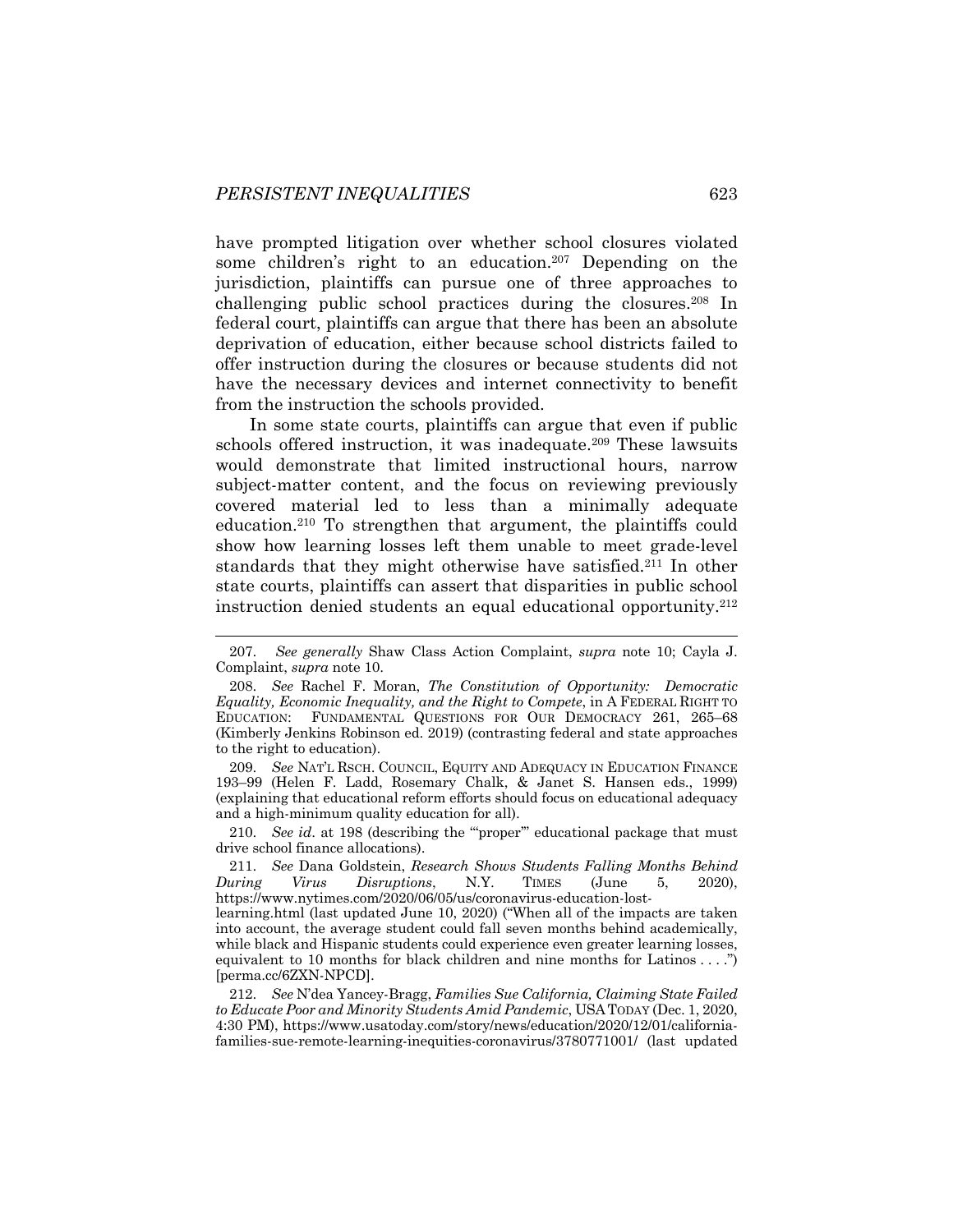have prompted litigation over whether school closures violated some children's right to an education.[207] Depending on the jurisdiction, plaintiffs can pursue one of three approaches to challenging public school practices during the closures.[208] In federal court, plaintiffs can argue that there has been an absolute deprivation of education, either because school districts failed to offer instruction during the closures or because students did not have the necessary devices and internet connectivity to benefit from the instruction the schools provided.

In some state courts, plaintiffs can argue that even if public schools offered instruction, it was inadequate.[209] These lawsuits would demonstrate that limited instructional hours, narrow subject-matter content, and the focus on reviewing previously covered material led to less than a minimally adequate education.[210] To strengthen that argument, the plaintiffs could show how learning losses left them unable to meet grade-level standards that they might otherwise have satisfied.[211] In other state courts, plaintiffs can assert that disparities in public school instruction denied students an equal educational opportunity.[212]

---

207. *See generally* Shaw Class Action Complaint, *supra* note 10; Cayla J. Complaint, *supra* note 10.

208. *See* Rachel F. Moran, *The Constitution of Opportunity: Democratic Equality, Economic Inequality, and the Right to Compete*, in A FEDERAL RIGHT TO EDUCATION: FUNDAMENTAL QUESTIONS FOR OUR DEMOCRACY 261, 265–68 (Kimberly Jenkins Robinson ed. 2019) (contrasting federal and state approaches to the right to education).

209. *See* NAT'L RSCH. COUNCIL, EQUITY AND ADEQUACY IN EDUCATION FINANCE 193–99 (Helen F. Ladd, Rosemary Chalk, & Janet S. Hansen eds., 1999) (explaining that educational reform efforts should focus on educational adequacy and a high-minimum quality education for all).

210. *See id*. at 198 (describing the "'proper'" educational package that must drive school finance allocations).

211. *See* Dana Goldstein, *Research Shows Students Falling Months Behind During Virus Disruptions*, N.Y. TIMES (June 5, 2020), https://www.nytimes.com/2020/06/05/us/coronavirus-education-lost-learning.html (last updated June 10, 2020) ("When all of the impacts are taken into account, the average student could fall seven months behind academically, while black and Hispanic students could experience even greater learning losses, equivalent to 10 months for black children and nine months for Latinos . . . .") [perma.cc/6ZXN-NPCD].

212. *See* N'dea Yancey-Bragg, *Families Sue California, Claiming State Failed to Educate Poor and Minority Students Amid Pandemic*, USA TODAY (Dec. 1, 2020, 4:30 PM), https://www.usatoday.com/story/news/education/2020/12/01/california-families-sue-remote-learning-inequities-coronavirus/3780771001/ (last updated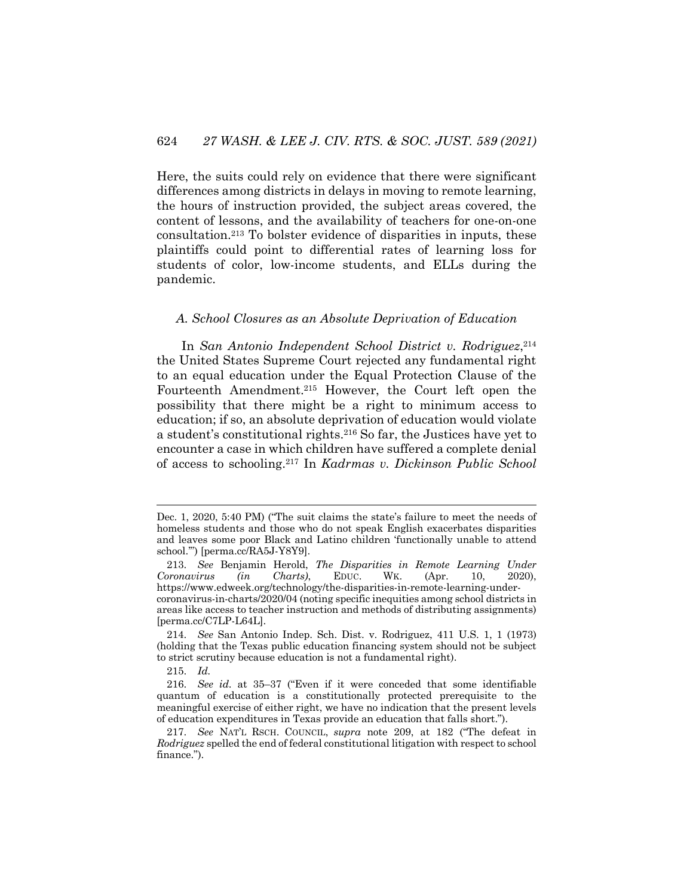Here, the suits could rely on evidence that there were significant differences among districts in delays in moving to remote learning, the hours of instruction provided, the subject areas covered, the content of lessons, and the availability of teachers for one-on-one consultation.[213] To bolster evidence of disparities in inputs, these plaintiffs could point to differential rates of learning loss for students of color, low-income students, and ELLs during the pandemic.

### *A. School Closures as an Absolute Deprivation of Education*

In *San Antonio Independent School District v. Rodriguez*,[214] the United States Supreme Court rejected any fundamental right to an equal education under the Equal Protection Clause of the Fourteenth Amendment.[215] However, the Court left open the possibility that there might be a right to minimum access to education; if so, an absolute deprivation of education would violate a student's constitutional rights.[216] So far, the Justices have yet to encounter a case in which children have suffered a complete denial of access to schooling.[217] In *Kadrmas v. Dickinson Public School*

---

Dec. 1, 2020, 5:40 PM) ("The suit claims the state's failure to meet the needs of homeless students and those who do not speak English exacerbates disparities and leaves some poor Black and Latino children 'functionally unable to attend school.'") [perma.cc/RA5J-Y8Y9].

213. *See* Benjamin Herold, *The Disparities in Remote Learning Under Coronavirus (in Charts)*, EDUC. WK. (Apr. 10, 2020), https://www.edweek.org/technology/the-disparities-in-remote-learning-under-coronavirus-in-charts/2020/04 (noting specific inequities among school districts in areas like access to teacher instruction and methods of distributing assignments) [perma.cc/C7LP-L64L].

214. *See* San Antonio Indep. Sch. Dist. v. Rodriguez, 411 U.S. 1, 1 (1973) (holding that the Texas public education financing system should not be subject to strict scrutiny because education is not a fundamental right).

215. *Id.*

216. *See id.* at 35–37 ("Even if it were conceded that some identifiable quantum of education is a constitutionally protected prerequisite to the meaningful exercise of either right, we have no indication that the present levels of education expenditures in Texas provide an education that falls short.").

217. *See* NAT'L RSCH. COUNCIL, *supra* note 209, at 182 ("The defeat in *Rodriguez* spelled the end of federal constitutional litigation with respect to school finance.").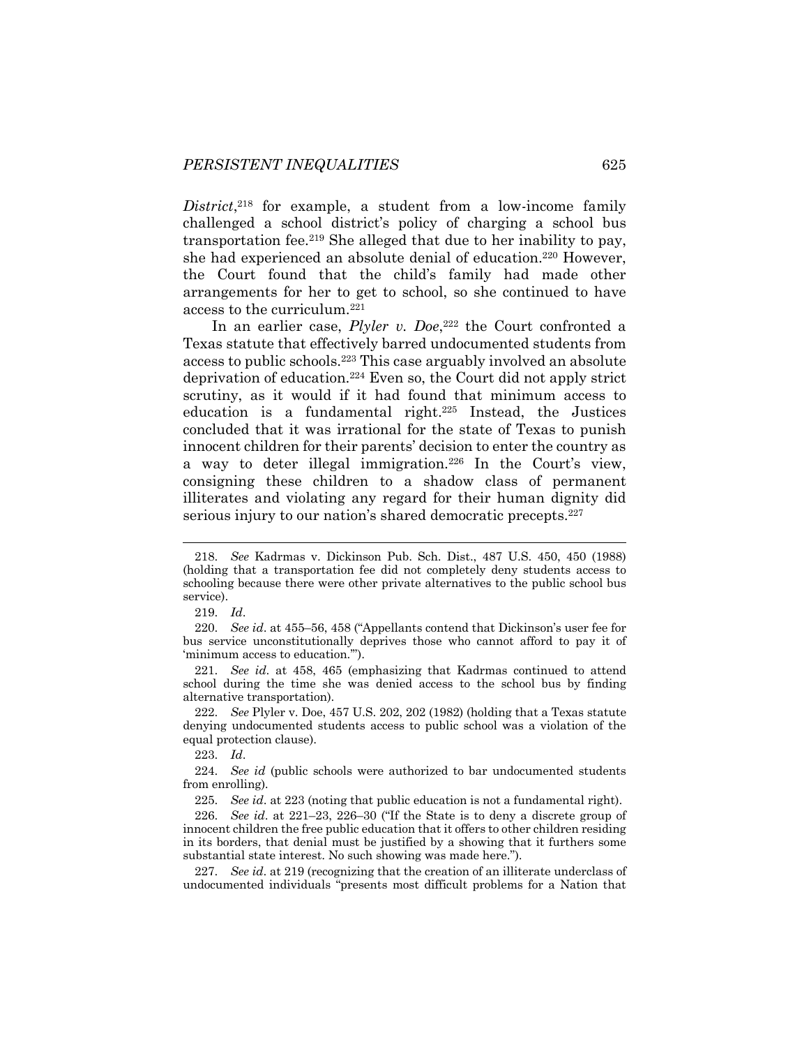*District*,[218] for example, a student from a low-income family challenged a school district's policy of charging a school bus transportation fee.[219] She alleged that due to her inability to pay, she had experienced an absolute denial of education.[220] However, the Court found that the child's family had made other arrangements for her to get to school, so she continued to have access to the curriculum.[221]

In an earlier case, *Plyler v. Doe*,[222] the Court confronted a Texas statute that effectively barred undocumented students from access to public schools.[223] This case arguably involved an absolute deprivation of education.[224] Even so, the Court did not apply strict scrutiny, as it would if it had found that minimum access to education is a fundamental right.[225] Instead, the Justices concluded that it was irrational for the state of Texas to punish innocent children for their parents' decision to enter the country as a way to deter illegal immigration.[226] In the Court's view, consigning these children to a shadow class of permanent illiterates and violating any regard for their human dignity did serious injury to our nation's shared democratic precepts.[227]

---

218. *See* Kadrmas v. Dickinson Pub. Sch. Dist., 487 U.S. 450, 450 (1988) (holding that a transportation fee did not completely deny students access to schooling because there were other private alternatives to the public school bus service).

219. *Id*.

220. *See id*. at 455–56, 458 ("Appellants contend that Dickinson's user fee for bus service unconstitutionally deprives those who cannot afford to pay it of 'minimum access to education.'").

221. *See id.* at 458, 465 (emphasizing that Kadrmas continued to attend school during the time she was denied access to the school bus by finding alternative transportation).

222. *See* Plyler v. Doe, 457 U.S. 202, 202 (1982) (holding that a Texas statute denying undocumented students access to public school was a violation of the equal protection clause).

223. *Id*.

224. *See id* (public schools were authorized to bar undocumented students from enrolling).

225. *See id*. at 223 (noting that public education is not a fundamental right).

226. *See id*. at 221–23, 226–30 ("If the State is to deny a discrete group of innocent children the free public education that it offers to other children residing in its borders, that denial must be justified by a showing that it furthers some substantial state interest. No such showing was made here.").

227. *See id*. at 219 (recognizing that the creation of an illiterate underclass of undocumented individuals "presents most difficult problems for a Nation that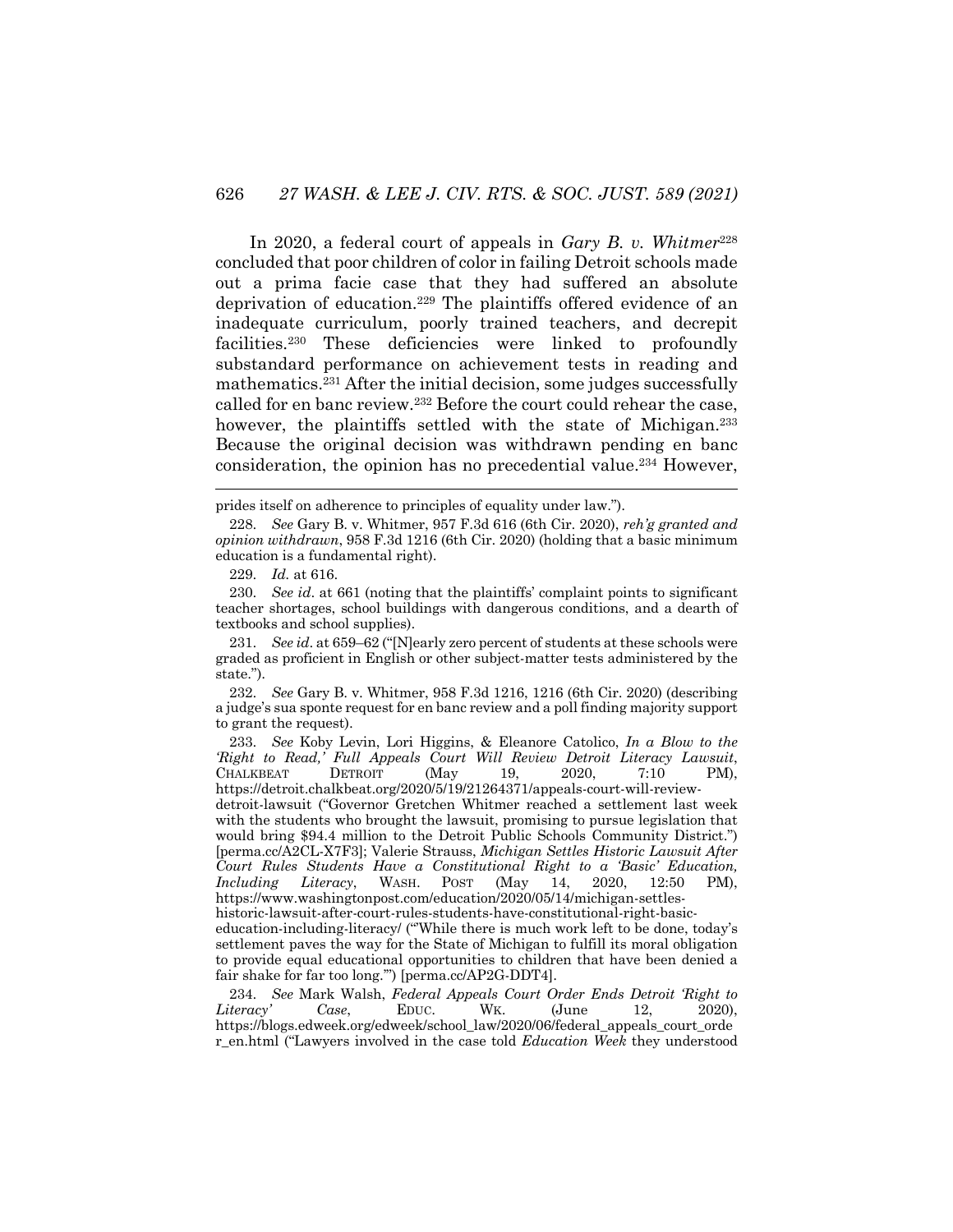In 2020, a federal court of appeals in *Gary B. v. Whitmer*[228] concluded that poor children of color in failing Detroit schools made out a prima facie case that they had suffered an absolute deprivation of education.[229] The plaintiffs offered evidence of an inadequate curriculum, poorly trained teachers, and decrepit facilities.[230] These deficiencies were linked to profoundly substandard performance on achievement tests in reading and mathematics.[231] After the initial decision, some judges successfully called for en banc review.[232] Before the court could rehear the case, however, the plaintiffs settled with the state of Michigan.[233] Because the original decision was withdrawn pending en banc consideration, the opinion has no precedential value.[234] However,

---

prides itself on adherence to principles of equality under law.").

228. *See* Gary B. v. Whitmer, 957 F.3d 616 (6th Cir. 2020), *reh'g granted and opinion withdrawn*, 958 F.3d 1216 (6th Cir. 2020) (holding that a basic minimum education is a fundamental right).

229. *Id.* at 616.

230. *See id.* at 661 (noting that the plaintiffs' complaint points to significant teacher shortages, school buildings with dangerous conditions, and a dearth of textbooks and school supplies).

231. *See id.* at 659–62 ("[N]early zero percent of students at these schools were graded as proficient in English or other subject-matter tests administered by the state.").

232. *See* Gary B. v. Whitmer, 958 F.3d 1216, 1216 (6th Cir. 2020) (describing a judge's sua sponte request for en banc review and a poll finding majority support to grant the request).

233. *See* Koby Levin, Lori Higgins, & Eleanore Catolico, *In a Blow to the 'Right to Read,' Full Appeals Court Will Review Detroit Literacy Lawsuit*, CHALKBEAT DETROIT (May 19, 2020, 7:10 PM), https://detroit.chalkbeat.org/2020/5/19/21264371/appeals-court-will-review-detroit-lawsuit ("Governor Gretchen Whitmer reached a settlement last week with the students who brought the lawsuit, promising to pursue legislation that would bring $94.4 million to the Detroit Public Schools Community District.") [perma.cc/A2CL-X7F3]; Valerie Strauss, *Michigan Settles Historic Lawsuit After Court Rules Students Have a Constitutional Right to a 'Basic' Education, Including Literacy*, WASH. POST (May 14, 2020, 12:50 PM), https://www.washingtonpost.com/education/2020/05/14/michigan-settles-historic-lawsuit-after-court-rules-students-have-constitutional-right-basic-education-including-literacy/ ("'While there is much work left to be done, today's settlement paves the way for the State of Michigan to fulfill its moral obligation to provide equal educational opportunities to children that have been denied a fair shake for far too long.'") [perma.cc/AP2G-DDT4].

234. *See* Mark Walsh, *Federal Appeals Court Order Ends Detroit 'Right to Literacy' Case*, EDUC. WK. (June 12, 2020), https://blogs.edweek.org/edweek/school_law/2020/06/federal_appeals_court_order_en.html ("Lawyers involved in the case told *Education Week* they understood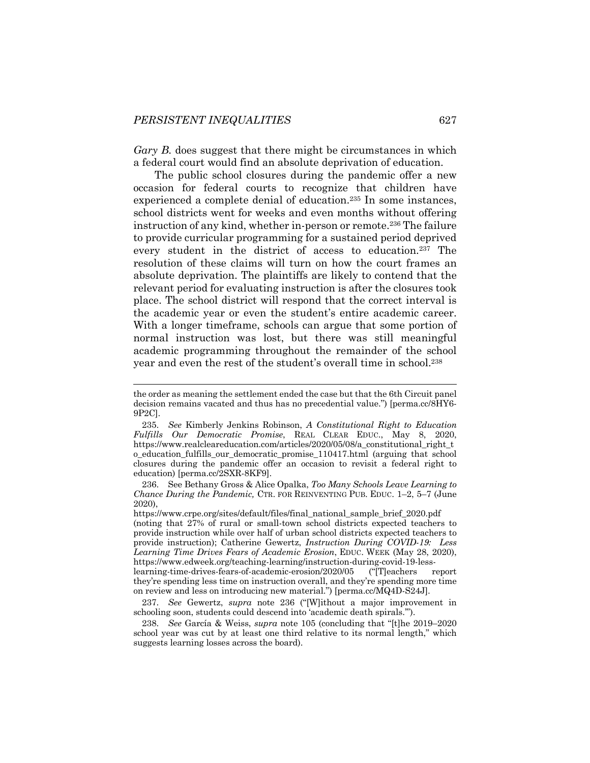*Gary B.* does suggest that there might be circumstances in which a federal court would find an absolute deprivation of education.

The public school closures during the pandemic offer a new occasion for federal courts to recognize that children have experienced a complete denial of education.[235] In some instances, school districts went for weeks and even months without offering instruction of any kind, whether in-person or remote.[236] The failure to provide curricular programming for a sustained period deprived every student in the district of access to education.[237] The resolution of these claims will turn on how the court frames an absolute deprivation. The plaintiffs are likely to contend that the relevant period for evaluating instruction is after the closures took place. The school district will respond that the correct interval is the academic year or even the student's entire academic career. With a longer timeframe, schools can argue that some portion of normal instruction was lost, but there was still meaningful academic programming throughout the remainder of the school year and even the rest of the student's overall time in school.[238]

---

the order as meaning the settlement ended the case but that the 6th Circuit panel decision remains vacated and thus has no precedential value.") [perma.cc/8HY6-9P2C].

235. *See* Kimberly Jenkins Robinson, *A Constitutional Right to Education Fulfills Our Democratic Promise*, REAL CLEAR EDUC., May 8, 2020, https://www.realcleareducation.com/articles/2020/05/08/a_constitutional_right_to_education_fulfills_our_democratic_promise_110417.html (arguing that school closures during the pandemic offer an occasion to revisit a federal right to education) [perma.cc/2SXR-8KF9].

236. See Bethany Gross & Alice Opalka, *Too Many Schools Leave Learning to Chance During the Pandemic,* CTR. FOR REINVENTING PUB. EDUC. 1–2, 5–7 (June 2020), https://www.crpe.org/sites/default/files/final_national_sample_brief_2020.pdf (noting that 27% of rural or small-town school districts expected teachers to provide instruction while over half of urban school districts expected teachers to provide instruction); Catherine Gewertz, *Instruction During COVID-19: Less Learning Time Drives Fears of Academic Erosion*, EDUC. WEEK (May 28, 2020), https://www.edweek.org/teaching-learning/instruction-during-covid-19-less-learning-time-drives-fears-of-academic-erosion/2020/05 ("[T]eachers report they're spending less time on instruction overall, and they're spending more time on review and less on introducing new material.") [perma.cc/MQ4D-S24J].

237. *See* Gewertz, *supra* note 236 ("[W]ithout a major improvement in schooling soon, students could descend into 'academic death spirals.'").

238. *See* García & Weiss, *supra* note 105 (concluding that "[t]he 2019–2020 school year was cut by at least one third relative to its normal length," which suggests learning losses across the board).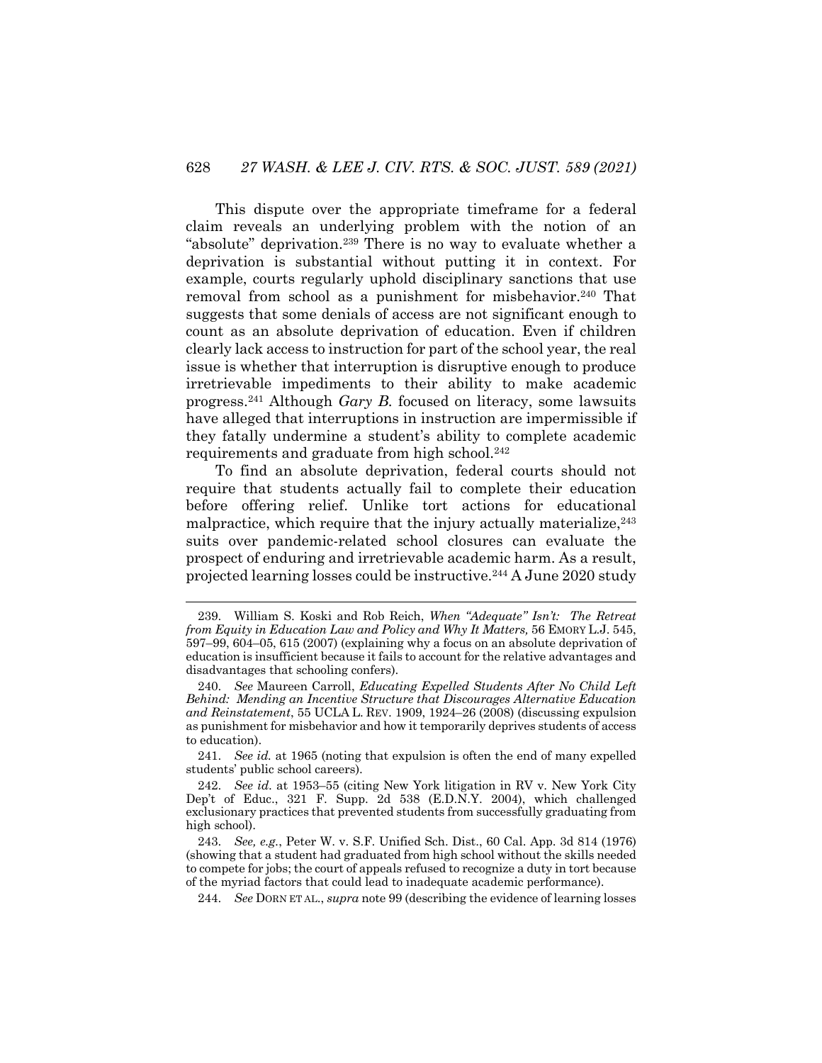This dispute over the appropriate timeframe for a federal claim reveals an underlying problem with the notion of an "absolute" deprivation.[239] There is no way to evaluate whether a deprivation is substantial without putting it in context. For example, courts regularly uphold disciplinary sanctions that use removal from school as a punishment for misbehavior.[240] That suggests that some denials of access are not significant enough to count as an absolute deprivation of education. Even if children clearly lack access to instruction for part of the school year, the real issue is whether that interruption is disruptive enough to produce irretrievable impediments to their ability to make academic progress.[241] Although *Gary B.* focused on literacy, some lawsuits have alleged that interruptions in instruction are impermissible if they fatally undermine a student's ability to complete academic requirements and graduate from high school.[242]

To find an absolute deprivation, federal courts should not require that students actually fail to complete their education before offering relief. Unlike tort actions for educational malpractice, which require that the injury actually materialize,[243] suits over pandemic-related school closures can evaluate the prospect of enduring and irretrievable academic harm. As a result, projected learning losses could be instructive.[244] A June 2020 study

---

239. William S. Koski and Rob Reich, *When "Adequate" Isn't: The Retreat from Equity in Education Law and Policy and Why It Matters,* 56 EMORY L.J. 545, 597–99, 604–05, 615 (2007) (explaining why a focus on an absolute deprivation of education is insufficient because it fails to account for the relative advantages and disadvantages that schooling confers).

240. *See* Maureen Carroll, *Educating Expelled Students After No Child Left Behind: Mending an Incentive Structure that Discourages Alternative Education and Reinstatement*, 55 UCLA L. REV. 1909, 1924–26 (2008) (discussing expulsion as punishment for misbehavior and how it temporarily deprives students of access to education).

241. *See id.* at 1965 (noting that expulsion is often the end of many expelled students' public school careers).

242. *See id.* at 1953–55 (citing New York litigation in RV v. New York City Dep't of Educ., 321 F. Supp. 2d 538 (E.D.N.Y. 2004), which challenged exclusionary practices that prevented students from successfully graduating from high school).

243. *See, e.g.*, Peter W. v. S.F. Unified Sch. Dist., 60 Cal. App. 3d 814 (1976) (showing that a student had graduated from high school without the skills needed to compete for jobs; the court of appeals refused to recognize a duty in tort because of the myriad factors that could lead to inadequate academic performance).

244. *See* DORN ET AL., *supra* note 99 (describing the evidence of learning losses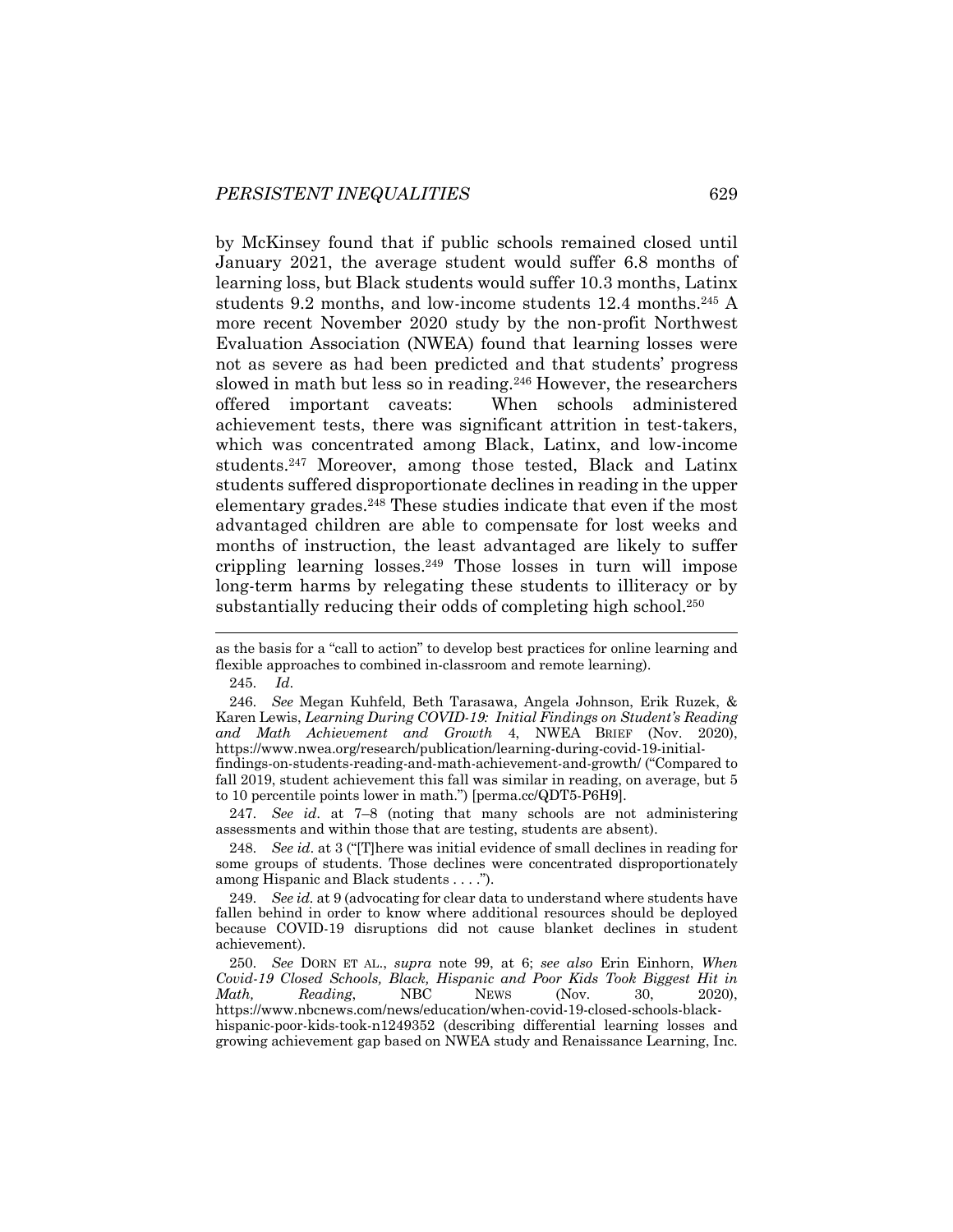by McKinsey found that if public schools remained closed until January 2021, the average student would suffer 6.8 months of learning loss, but Black students would suffer 10.3 months, Latinx students 9.2 months, and low-income students 12.4 months.[245] A more recent November 2020 study by the non-profit Northwest Evaluation Association (NWEA) found that learning losses were not as severe as had been predicted and that students' progress slowed in math but less so in reading.[246] However, the researchers offered important caveats: When schools administered achievement tests, there was significant attrition in test-takers, which was concentrated among Black, Latinx, and low-income students.[247] Moreover, among those tested, Black and Latinx students suffered disproportionate declines in reading in the upper elementary grades.[248] These studies indicate that even if the most advantaged children are able to compensate for lost weeks and months of instruction, the least advantaged are likely to suffer crippling learning losses.[249] Those losses in turn will impose long-term harms by relegating these students to illiteracy or by substantially reducing their odds of completing high school.[250]

---

as the basis for a "call to action" to develop best practices for online learning and flexible approaches to combined in-classroom and remote learning).

245. *Id*.

246. *See* Megan Kuhfeld, Beth Tarasawa, Angela Johnson, Erik Ruzek, & Karen Lewis, *Learning During COVID-19: Initial Findings on Student's Reading and Math Achievement and Growth* 4, NWEA BRIEF (Nov. 2020), https://www.nwea.org/research/publication/learning-during-covid-19-initial-findings-on-students-reading-and-math-achievement-and-growth/ ("Compared to fall 2019, student achievement this fall was similar in reading, on average, but 5 to 10 percentile points lower in math.") [perma.cc/QDT5-P6H9].

247. *See id*. at 7–8 (noting that many schools are not administering assessments and within those that are testing, students are absent).

248. *See id*. at 3 ("[T]here was initial evidence of small declines in reading for some groups of students. Those declines were concentrated disproportionately among Hispanic and Black students . . . .").

249. *See id.* at 9 (advocating for clear data to understand where students have fallen behind in order to know where additional resources should be deployed because COVID-19 disruptions did not cause blanket declines in student achievement).

250. *See* DORN ET AL., *supra* note 99, at 6; *see also* Erin Einhorn, *When Covid-19 Closed Schools, Black, Hispanic and Poor Kids Took Biggest Hit in Math, Reading*, NBC NEWS (Nov. 30, 2020), https://www.nbcnews.com/news/education/when-covid-19-closed-schools-black-hispanic-poor-kids-took-n1249352 (describing differential learning losses and growing achievement gap based on NWEA study and Renaissance Learning, Inc.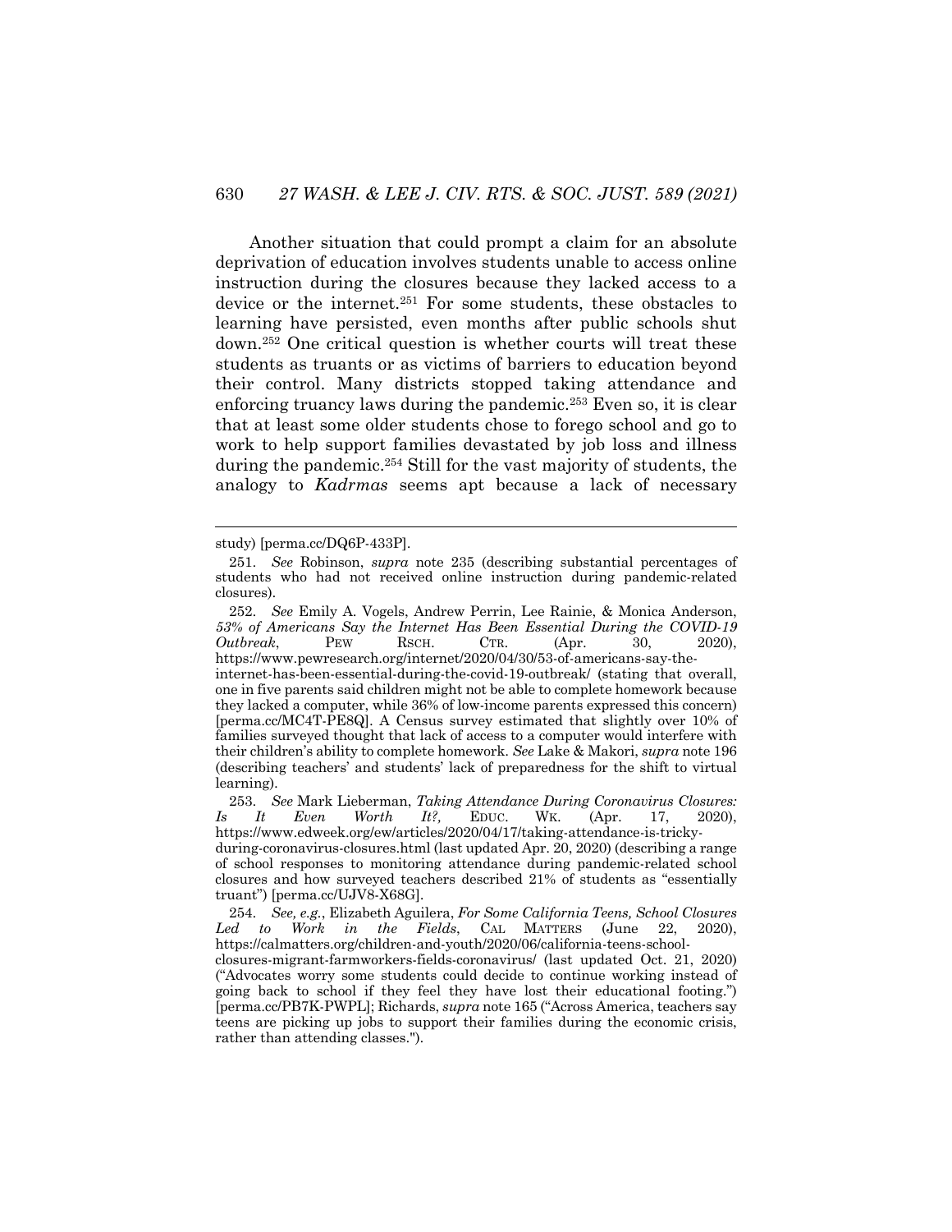Another situation that could prompt a claim for an absolute deprivation of education involves students unable to access online instruction during the closures because they lacked access to a device or the internet.[251] For some students, these obstacles to learning have persisted, even months after public schools shut down.[252] One critical question is whether courts will treat these students as truants or as victims of barriers to education beyond their control. Many districts stopped taking attendance and enforcing truancy laws during the pandemic.[253] Even so, it is clear that at least some older students chose to forego school and go to work to help support families devastated by job loss and illness during the pandemic.[254] Still for the vast majority of students, the analogy to *Kadrmas* seems apt because a lack of necessary

---

study) [perma.cc/DQ6P-433P].

251. *See* Robinson, *supra* note 235 (describing substantial percentages of students who had not received online instruction during pandemic-related closures).

252. *See* Emily A. Vogels, Andrew Perrin, Lee Rainie, & Monica Anderson, *53% of Americans Say the Internet Has Been Essential During the COVID-19 Outbreak*, PEW RSCH. CTR. (Apr. 30, 2020), https://www.pewresearch.org/internet/2020/04/30/53-of-americans-say-the-internet-has-been-essential-during-the-covid-19-outbreak/ (stating that overall, one in five parents said children might not be able to complete homework because they lacked a computer, while 36% of low-income parents expressed this concern) [perma.cc/MC4T-PE8Q]. A Census survey estimated that slightly over 10% of families surveyed thought that lack of access to a computer would interfere with their children's ability to complete homework. *See* Lake & Makori, *supra* note 196 (describing teachers' and students' lack of preparedness for the shift to virtual learning).

253. *See* Mark Lieberman, *Taking Attendance During Coronavirus Closures: Is It Even Worth It?,* EDUC. WK. (Apr. 17, 2020), https://www.edweek.org/ew/articles/2020/04/17/taking-attendance-is-tricky-during-coronavirus-closures.html (last updated Apr. 20, 2020) (describing a range of school responses to monitoring attendance during pandemic-related school closures and how surveyed teachers described 21% of students as "essentially truant") [perma.cc/UJV8-X68G].

254. *See, e.g.*, Elizabeth Aguilera, *For Some California Teens, School Closures Led to Work in the Fields*, CAL MATTERS (June 22, 2020), https://calmatters.org/children-and-youth/2020/06/california-teens-school-closures-migrant-farmworkers-fields-coronavirus/ (last updated Oct. 21, 2020) ("Advocates worry some students could decide to continue working instead of going back to school if they feel they have lost their educational footing.") [perma.cc/PB7K-PWPL]; Richards, *supra* note 165 ("Across America, teachers say teens are picking up jobs to support their families during the economic crisis, rather than attending classes.").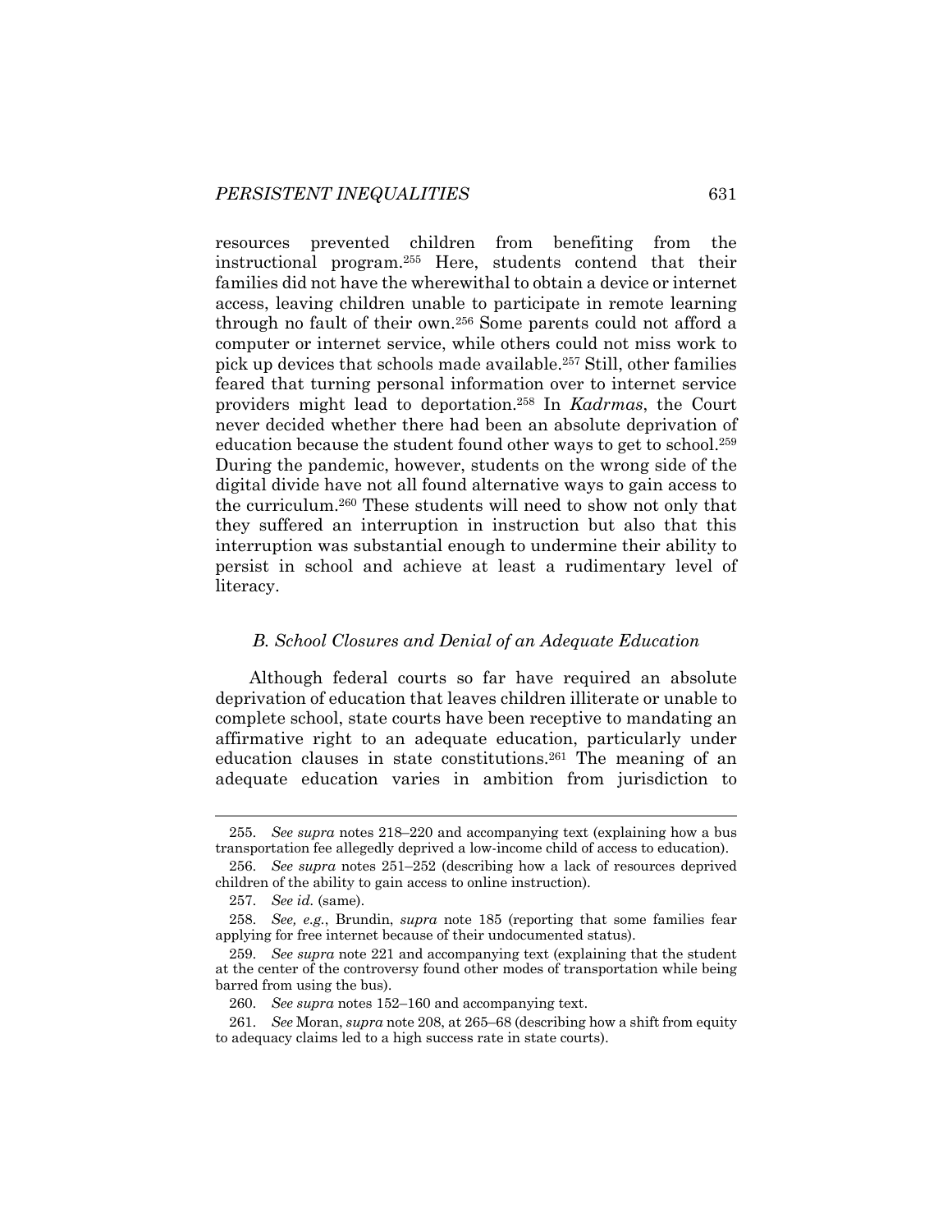resources prevented children from benefiting from the instructional program.[255] Here, students contend that their families did not have the wherewithal to obtain a device or internet access, leaving children unable to participate in remote learning through no fault of their own.[256] Some parents could not afford a computer or internet service, while others could not miss work to pick up devices that schools made available.[257] Still, other families feared that turning personal information over to internet service providers might lead to deportation.[258] In *Kadrmas*, the Court never decided whether there had been an absolute deprivation of education because the student found other ways to get to school.[259] During the pandemic, however, students on the wrong side of the digital divide have not all found alternative ways to gain access to the curriculum.[260] These students will need to show not only that they suffered an interruption in instruction but also that this interruption was substantial enough to undermine their ability to persist in school and achieve at least a rudimentary level of literacy.

### *B. School Closures and Denial of an Adequate Education*

Although federal courts so far have required an absolute deprivation of education that leaves children illiterate or unable to complete school, state courts have been receptive to mandating an affirmative right to an adequate education, particularly under education clauses in state constitutions.[261] The meaning of an adequate education varies in ambition from jurisdiction to

---

255. *See supra* notes 218–220 and accompanying text (explaining how a bus transportation fee allegedly deprived a low-income child of access to education).

256. *See supra* notes 251–252 (describing how a lack of resources deprived children of the ability to gain access to online instruction).

257. *See id.* (same).

258. *See, e.g.*, Brundin, *supra* note 185 (reporting that some families fear applying for free internet because of their undocumented status).

259. *See supra* note 221 and accompanying text (explaining that the student at the center of the controversy found other modes of transportation while being barred from using the bus).

260. *See supra* notes 152–160 and accompanying text.

261. *See* Moran, *supra* note 208, at 265–68 (describing how a shift from equity to adequacy claims led to a high success rate in state courts).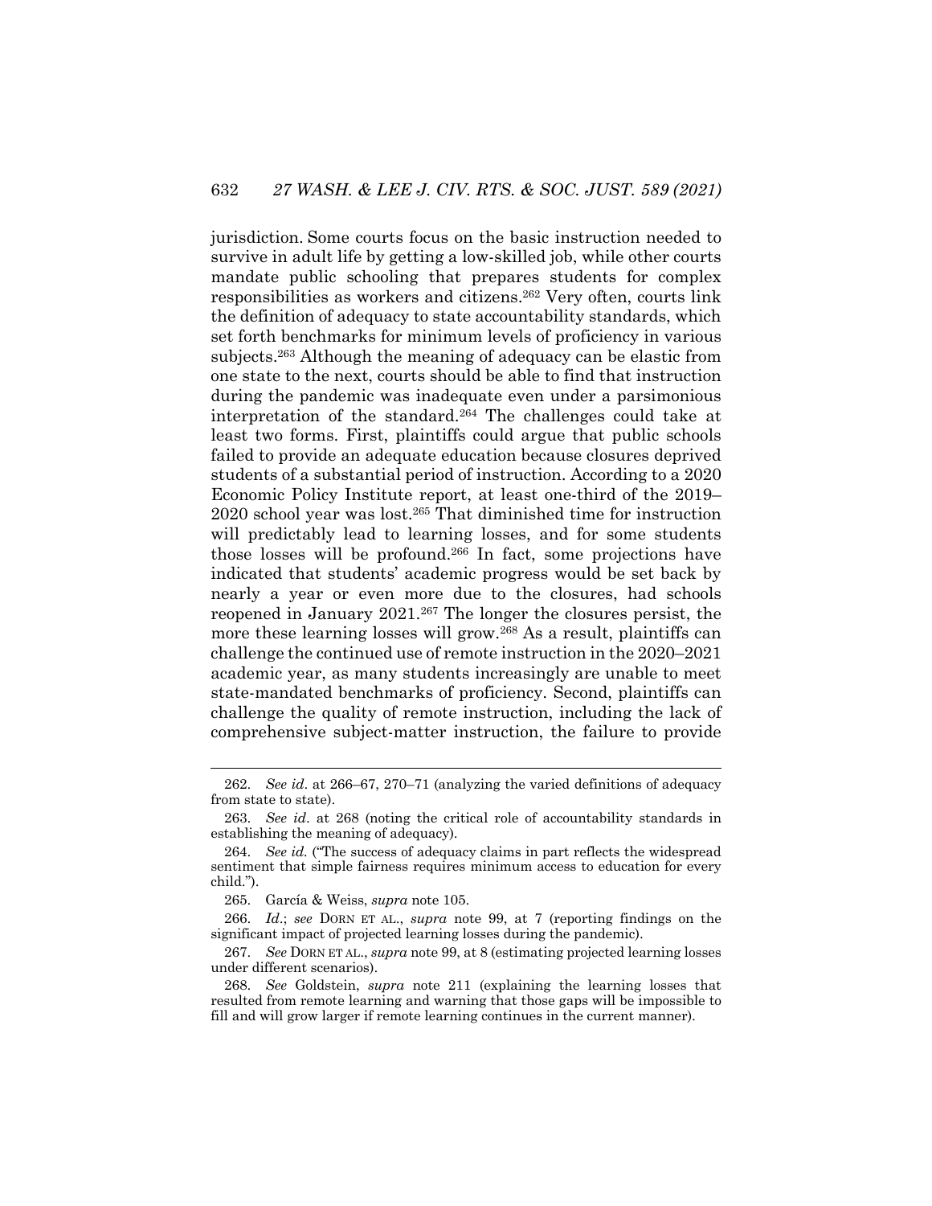jurisdiction. Some courts focus on the basic instruction needed to survive in adult life by getting a low-skilled job, while other courts mandate public schooling that prepares students for complex responsibilities as workers and citizens.[262] Very often, courts link the definition of adequacy to state accountability standards, which set forth benchmarks for minimum levels of proficiency in various subjects.[263] Although the meaning of adequacy can be elastic from one state to the next, courts should be able to find that instruction during the pandemic was inadequate even under a parsimonious interpretation of the standard.[264] The challenges could take at least two forms. First, plaintiffs could argue that public schools failed to provide an adequate education because closures deprived students of a substantial period of instruction. According to a 2020 Economic Policy Institute report, at least one-third of the 2019–2020 school year was lost.[265] That diminished time for instruction will predictably lead to learning losses, and for some students those losses will be profound.[266] In fact, some projections have indicated that students' academic progress would be set back by nearly a year or even more due to the closures, had schools reopened in January 2021.[267] The longer the closures persist, the more these learning losses will grow.[268] As a result, plaintiffs can challenge the continued use of remote instruction in the 2020–2021 academic year, as many students increasingly are unable to meet state-mandated benchmarks of proficiency. Second, plaintiffs can challenge the quality of remote instruction, including the lack of comprehensive subject-matter instruction, the failure to provide

---

262. *See id*. at 266–67, 270–71 (analyzing the varied definitions of adequacy from state to state).

263. *See id*. at 268 (noting the critical role of accountability standards in establishing the meaning of adequacy).

264. *See id.* ("The success of adequacy claims in part reflects the widespread sentiment that simple fairness requires minimum access to education for every child.").

265. García & Weiss, *supra* note 105.

266. *Id*.; *see* DORN ET AL., *supra* note 99, at 7 (reporting findings on the significant impact of projected learning losses during the pandemic).

267. *See* DORN ET AL., *supra* note 99, at 8 (estimating projected learning losses under different scenarios).

268. *See* Goldstein, *supra* note 211 (explaining the learning losses that resulted from remote learning and warning that those gaps will be impossible to fill and will grow larger if remote learning continues in the current manner).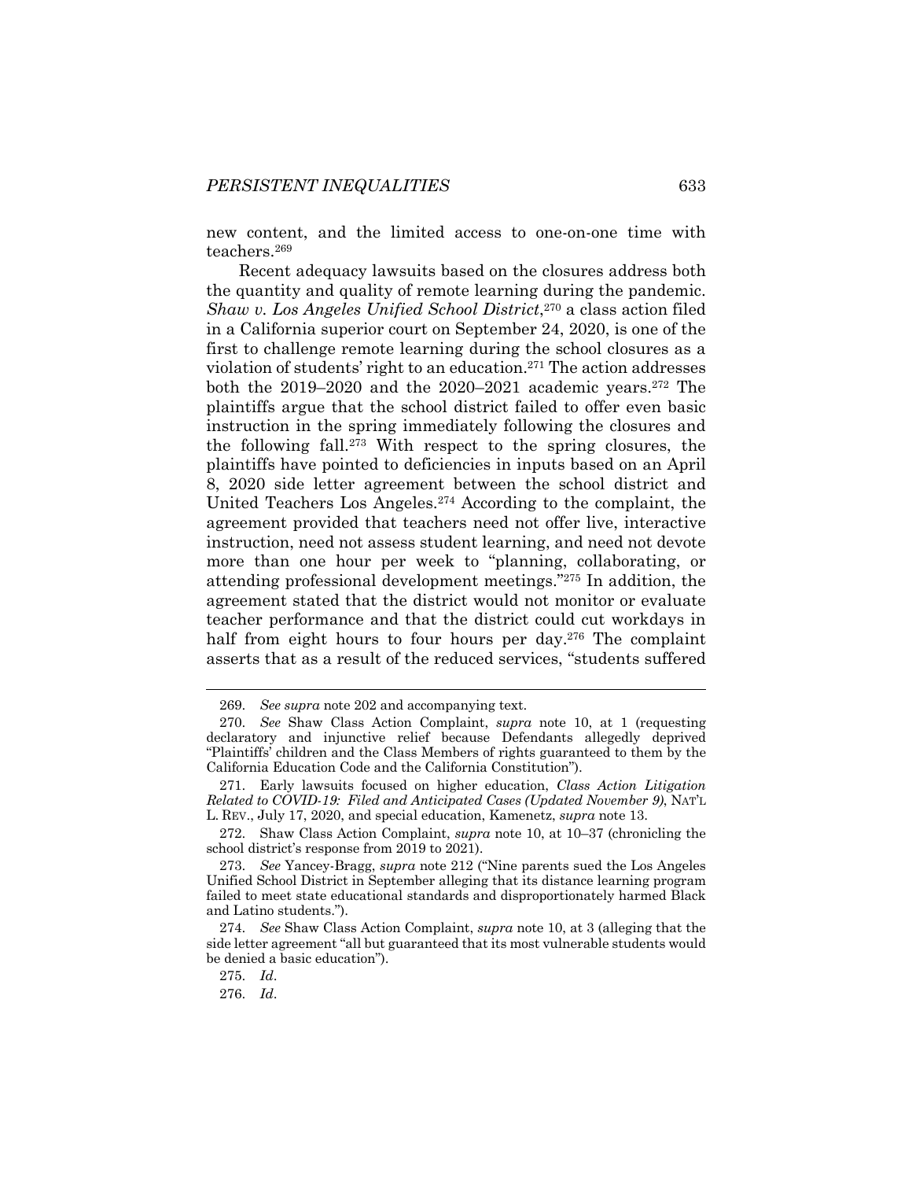new content, and the limited access to one-on-one time with teachers.[269]

Recent adequacy lawsuits based on the closures address both the quantity and quality of remote learning during the pandemic. *Shaw v. Los Angeles Unified School District*,[270] a class action filed in a California superior court on September 24, 2020, is one of the first to challenge remote learning during the school closures as a violation of students' right to an education.[271] The action addresses both the 2019–2020 and the 2020–2021 academic years.[272] The plaintiffs argue that the school district failed to offer even basic instruction in the spring immediately following the closures and the following fall.[273] With respect to the spring closures, the plaintiffs have pointed to deficiencies in inputs based on an April 8, 2020 side letter agreement between the school district and United Teachers Los Angeles.[274] According to the complaint, the agreement provided that teachers need not offer live, interactive instruction, need not assess student learning, and need not devote more than one hour per week to "planning, collaborating, or attending professional development meetings."[275] In addition, the agreement stated that the district would not monitor or evaluate teacher performance and that the district could cut workdays in half from eight hours to four hours per day.[276] The complaint asserts that as a result of the reduced services, "students suffered

---

269. *See supra* note 202 and accompanying text.

270. *See* Shaw Class Action Complaint, *supra* note 10, at 1 (requesting declaratory and injunctive relief because Defendants allegedly deprived "Plaintiffs' children and the Class Members of rights guaranteed to them by the California Education Code and the California Constitution").

271. Early lawsuits focused on higher education, *Class Action Litigation Related to COVID-19: Filed and Anticipated Cases (Updated November 9)*, NAT'L L. REV., July 17, 2020, and special education, Kamenetz, *supra* note 13.

272. Shaw Class Action Complaint, *supra* note 10, at 10–37 (chronicling the school district's response from 2019 to 2021).

273. *See* Yancey-Bragg, *supra* note 212 ("Nine parents sued the Los Angeles Unified School District in September alleging that its distance learning program failed to meet state educational standards and disproportionately harmed Black and Latino students.").

274. *See* Shaw Class Action Complaint, *supra* note 10, at 3 (alleging that the side letter agreement "all but guaranteed that its most vulnerable students would be denied a basic education").

275. *Id*.

276. *Id*.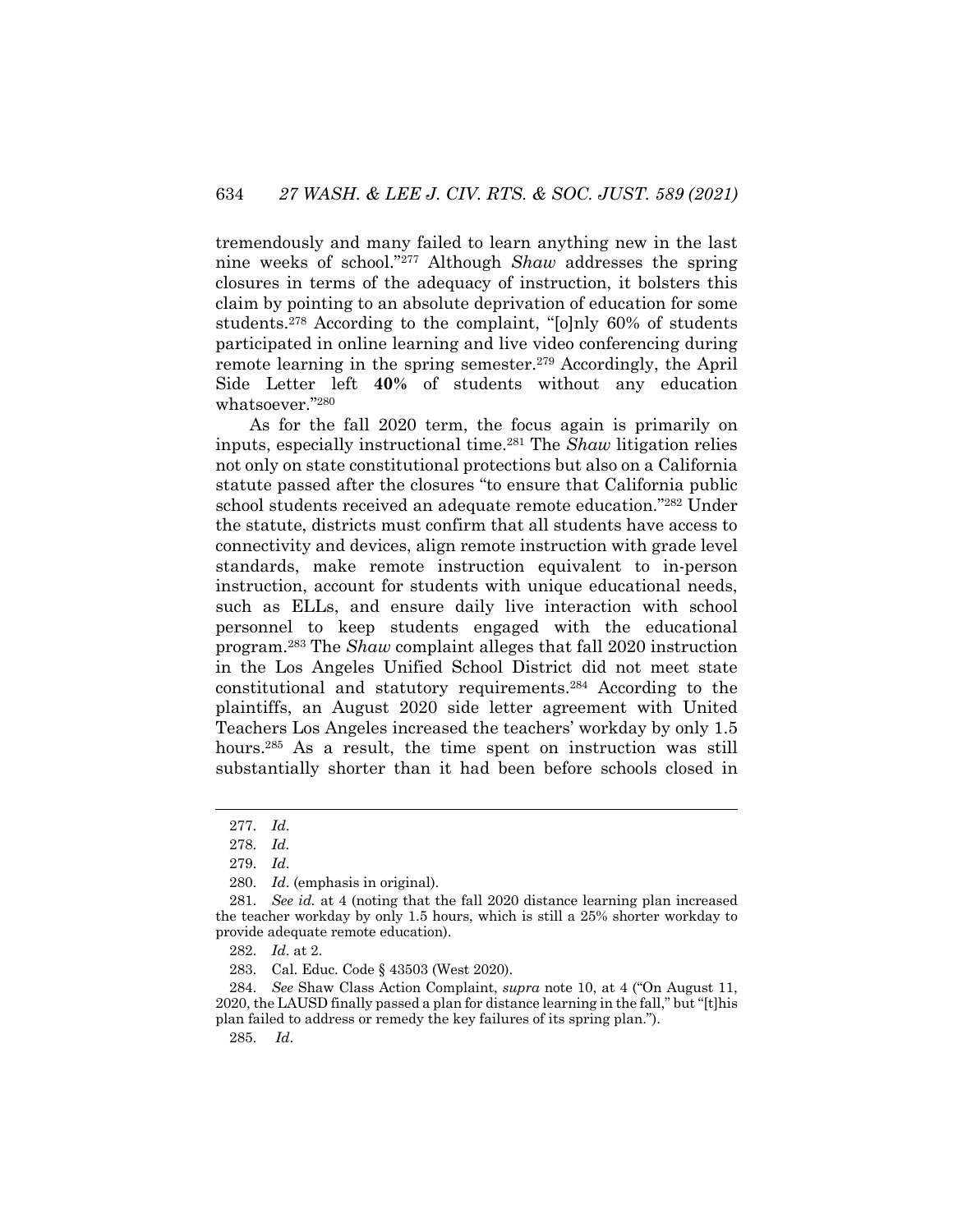tremendously and many failed to learn anything new in the last nine weeks of school."[277] Although *Shaw* addresses the spring closures in terms of the adequacy of instruction, it bolsters this claim by pointing to an absolute deprivation of education for some students.[278] According to the complaint, "[o]nly 60% of students participated in online learning and live video conferencing during remote learning in the spring semester.[279] Accordingly, the April Side Letter left **40%** of students without any education whatsoever."[280]

As for the fall 2020 term, the focus again is primarily on inputs, especially instructional time.[281] The *Shaw* litigation relies not only on state constitutional protections but also on a California statute passed after the closures "to ensure that California public school students received an adequate remote education."[282] Under the statute, districts must confirm that all students have access to connectivity and devices, align remote instruction with grade level standards, make remote instruction equivalent to in-person instruction, account for students with unique educational needs, such as ELLs, and ensure daily live interaction with school personnel to keep students engaged with the educational program.[283] The *Shaw* complaint alleges that fall 2020 instruction in the Los Angeles Unified School District did not meet state constitutional and statutory requirements.[284] According to the plaintiffs, an August 2020 side letter agreement with United Teachers Los Angeles increased the teachers' workday by only 1.5 hours.[285] As a result, the time spent on instruction was still substantially shorter than it had been before schools closed in

---

277. *Id*.

278. *Id.*

279. *Id*.

280. *Id*. (emphasis in original).

281. *See id.* at 4 (noting that the fall 2020 distance learning plan increased the teacher workday by only 1.5 hours, which is still a 25% shorter workday to provide adequate remote education).

282. *Id*. at 2.

283. Cal. Educ. Code § 43503 (West 2020).

284. *See* Shaw Class Action Complaint, *supra* note 10, at 4 ("On August 11, 2020, the LAUSD finally passed a plan for distance learning in the fall," but "[t]his plan failed to address or remedy the key failures of its spring plan.").

285. *Id*.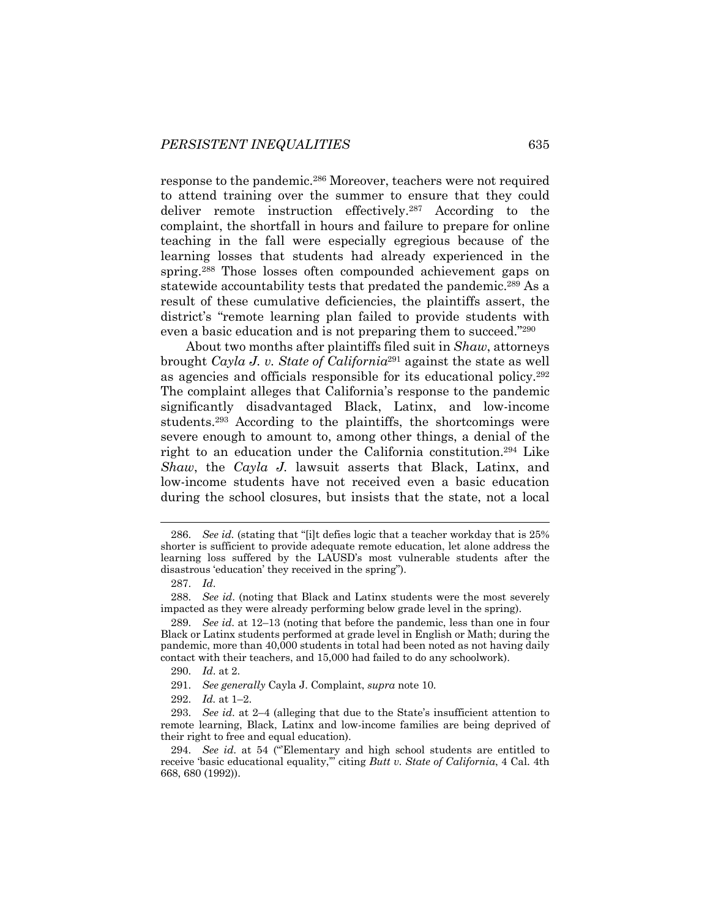response to the pandemic.[286] Moreover, teachers were not required to attend training over the summer to ensure that they could deliver remote instruction effectively.[287] According to the complaint, the shortfall in hours and failure to prepare for online teaching in the fall were especially egregious because of the learning losses that students had already experienced in the spring.[288] Those losses often compounded achievement gaps on statewide accountability tests that predated the pandemic.[289] As a result of these cumulative deficiencies, the plaintiffs assert, the district's "remote learning plan failed to provide students with even a basic education and is not preparing them to succeed."[290]

About two months after plaintiffs filed suit in *Shaw*, attorneys brought *Cayla J. v. State of California*[291] against the state as well as agencies and officials responsible for its educational policy.[292] The complaint alleges that California's response to the pandemic significantly disadvantaged Black, Latinx, and low-income students.[293] According to the plaintiffs, the shortcomings were severe enough to amount to, among other things, a denial of the right to an education under the California constitution.[294] Like *Shaw*, the *Cayla J.* lawsuit asserts that Black, Latinx, and low-income students have not received even a basic education during the school closures, but insists that the state, not a local

---

286. *See id.* (stating that "[i]t defies logic that a teacher workday that is 25% shorter is sufficient to provide adequate remote education, let alone address the learning loss suffered by the LAUSD's most vulnerable students after the disastrous 'education' they received in the spring").

287. *Id*.

288. *See id*. (noting that Black and Latinx students were the most severely impacted as they were already performing below grade level in the spring).

289. *See id.* at 12–13 (noting that before the pandemic, less than one in four Black or Latinx students performed at grade level in English or Math; during the pandemic, more than 40,000 students in total had been noted as not having daily contact with their teachers, and 15,000 had failed to do any schoolwork).

290. *Id*. at 2.

291. *See generally* Cayla J. Complaint, *supra* note 10.

292. *Id.* at 1–2.

293. *See id.* at 2–4 (alleging that due to the State's insufficient attention to remote learning, Black, Latinx and low-income families are being deprived of their right to free and equal education).

294. *See id.* at 54 ("'Elementary and high school students are entitled to receive 'basic educational equality,'" citing *Butt v. State of California*, 4 Cal. 4th 668, 680 (1992)).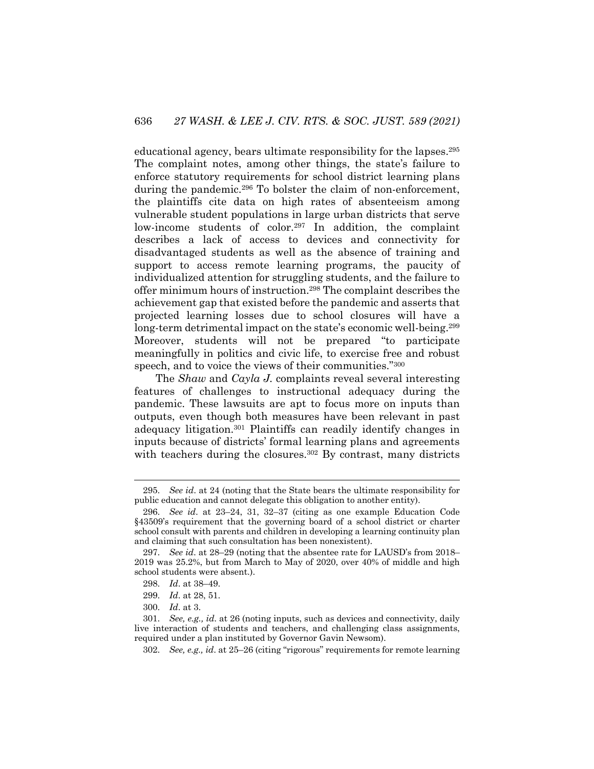educational agency, bears ultimate responsibility for the lapses.[295] The complaint notes, among other things, the state's failure to enforce statutory requirements for school district learning plans during the pandemic.[296] To bolster the claim of non-enforcement, the plaintiffs cite data on high rates of absenteeism among vulnerable student populations in large urban districts that serve low-income students of color.[297] In addition, the complaint describes a lack of access to devices and connectivity for disadvantaged students as well as the absence of training and support to access remote learning programs, the paucity of individualized attention for struggling students, and the failure to offer minimum hours of instruction.[298] The complaint describes the achievement gap that existed before the pandemic and asserts that projected learning losses due to school closures will have a long-term detrimental impact on the state's economic well-being.[299] Moreover, students will not be prepared "to participate meaningfully in politics and civic life, to exercise free and robust speech, and to voice the views of their communities."[300]

The *Shaw* and *Cayla J.* complaints reveal several interesting features of challenges to instructional adequacy during the pandemic. These lawsuits are apt to focus more on inputs than outputs, even though both measures have been relevant in past adequacy litigation.[301] Plaintiffs can readily identify changes in inputs because of districts' formal learning plans and agreements with teachers during the closures.[302] By contrast, many districts

---

295. *See id*. at 24 (noting that the State bears the ultimate responsibility for public education and cannot delegate this obligation to another entity).

296. *See id*. at 23–24, 31, 32–37 (citing as one example Education Code §43509's requirement that the governing board of a school district or charter school consult with parents and children in developing a learning continuity plan and claiming that such consultation has been nonexistent).

297. *See id*. at 28–29 (noting that the absentee rate for LAUSD's from 2018–2019 was 25.2%, but from March to May of 2020, over 40% of middle and high school students were absent.).

298. *Id*. at 38–49.

299. *Id*. at 28, 51.

300. *Id*. at 3.

301. *See, e.g., id.* at 26 (noting inputs, such as devices and connectivity, daily live interaction of students and teachers, and challenging class assignments, required under a plan instituted by Governor Gavin Newsom).

302. *See, e.g., id*. at 25–26 (citing "rigorous" requirements for remote learning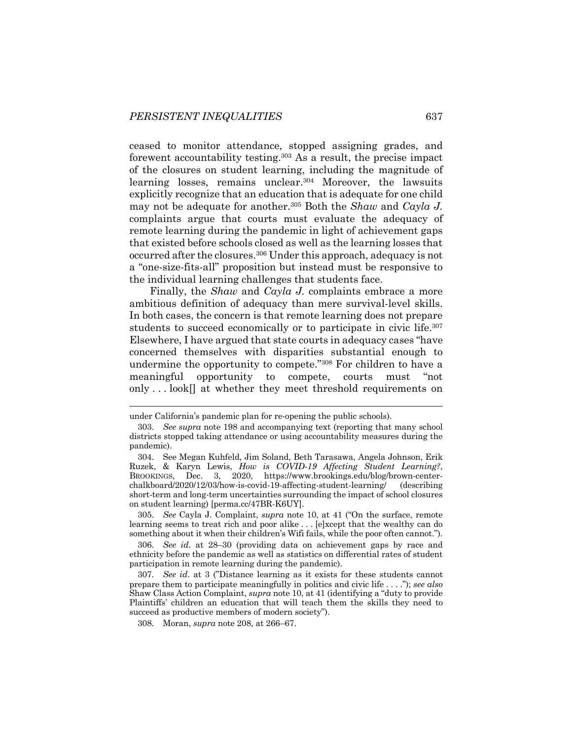ceased to monitor attendance, stopped assigning grades, and forewent accountability testing.[303] As a result, the precise impact of the closures on student learning, including the magnitude of learning losses, remains unclear.[304] Moreover, the lawsuits explicitly recognize that an education that is adequate for one child may not be adequate for another.[305] Both the *Shaw* and *Cayla J.* complaints argue that courts must evaluate the adequacy of remote learning during the pandemic in light of achievement gaps that existed before schools closed as well as the learning losses that occurred after the closures.[306] Under this approach, adequacy is not a "one-size-fits-all" proposition but instead must be responsive to the individual learning challenges that students face.

Finally, the *Shaw* and *Cayla J.* complaints embrace a more ambitious definition of adequacy than mere survival-level skills. In both cases, the concern is that remote learning does not prepare students to succeed economically or to participate in civic life.[307] Elsewhere, I have argued that state courts in adequacy cases "have concerned themselves with disparities substantial enough to undermine the opportunity to compete."[308] For children to have a meaningful opportunity to compete, courts must "not only . . . look[] at whether they meet threshold requirements on

---

under California's pandemic plan for re-opening the public schools).

303. *See supra* note 198 and accompanying text (reporting that many school districts stopped taking attendance or using accountability measures during the pandemic).

304. See Megan Kuhfeld, Jim Soland, Beth Tarasawa, Angela Johnson, Erik Ruzek, & Karyn Lewis, *How is COVID-19 Affecting Student Learning?*, BROOKINGS, Dec. 3, 2020, https://www.brookings.edu/blog/brown-center-chalkboard/2020/12/03/how-is-covid-19-affecting-student-learning/ (describing short-term and long-term uncertainties surrounding the impact of school closures on student learning) [perma.cc/47BR-K6UY].

305. *See* Cayla J. Complaint, *supra* note 10, at 41 ("On the surface, remote learning seems to treat rich and poor alike . . . [e]xcept that the wealthy can do something about it when their children's Wifi fails, while the poor often cannot.").

306. *See id*. at 28–30 (providing data on achievement gaps by race and ethnicity before the pandemic as well as statistics on differential rates of student participation in remote learning during the pandemic).

307. *See id*. at 3 ("Distance learning as it exists for these students cannot prepare them to participate meaningfully in politics and civic life . . . ."); *see also* Shaw Class Action Complaint, *supra* note 10, at 41 (identifying a "duty to provide Plaintiffs' children an education that will teach them the skills they need to succeed as productive members of modern society").

308. Moran, *supra* note 208, at 266–67.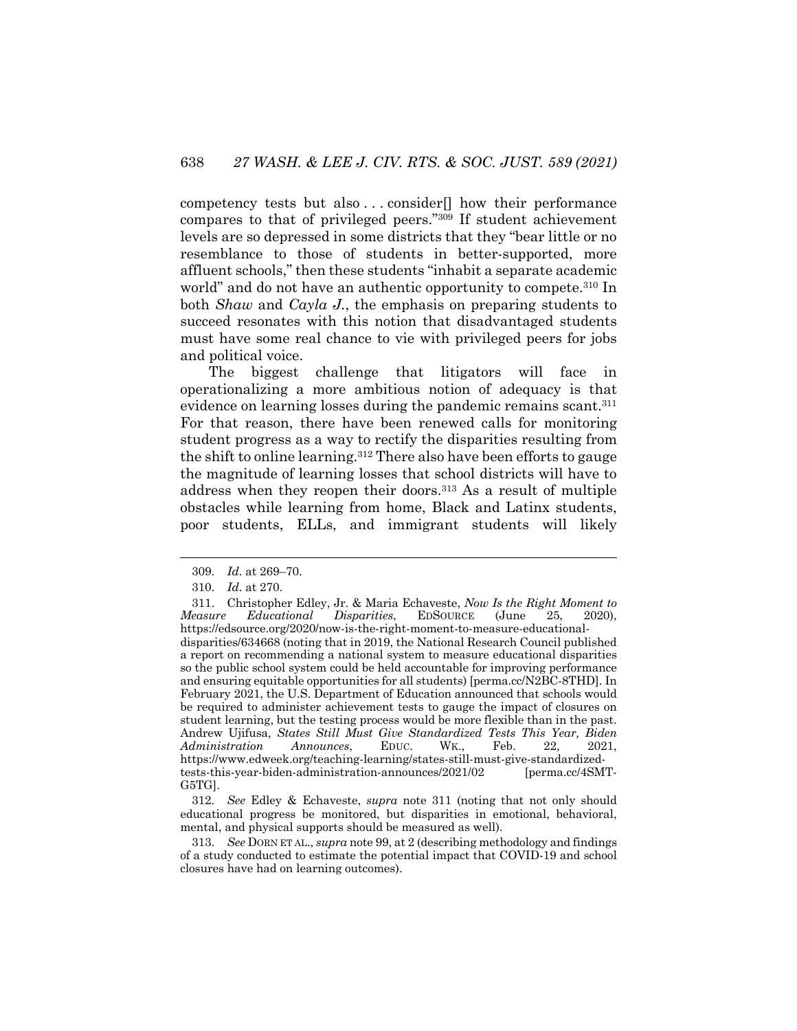competency tests but also . . . consider[] how their performance compares to that of privileged peers."[309] If student achievement levels are so depressed in some districts that they "bear little or no resemblance to those of students in better-supported, more affluent schools," then these students "inhabit a separate academic world" and do not have an authentic opportunity to compete.[310] In both *Shaw* and *Cayla J.*, the emphasis on preparing students to succeed resonates with this notion that disadvantaged students must have some real chance to vie with privileged peers for jobs and political voice.

The biggest challenge that litigators will face in operationalizing a more ambitious notion of adequacy is that evidence on learning losses during the pandemic remains scant.[311] For that reason, there have been renewed calls for monitoring student progress as a way to rectify the disparities resulting from the shift to online learning.[312] There also have been efforts to gauge the magnitude of learning losses that school districts will have to address when they reopen their doors.[313] As a result of multiple obstacles while learning from home, Black and Latinx students, poor students, ELLs, and immigrant students will likely

---

309. *Id*. at 269–70.

310. *Id*. at 270.

311. Christopher Edley, Jr. & Maria Echaveste, *Now Is the Right Moment to Measure Educational Disparities*, EDSOURCE (June 25, 2020), https://edsource.org/2020/now-is-the-right-moment-to-measure-educational-disparities/634668 (noting that in 2019, the National Research Council published a report on recommending a national system to measure educational disparities so the public school system could be held accountable for improving performance and ensuring equitable opportunities for all students) [perma.cc/N2BC-8THD]. In February 2021, the U.S. Department of Education announced that schools would be required to administer achievement tests to gauge the impact of closures on student learning, but the testing process would be more flexible than in the past. Andrew Ujifusa, *States Still Must Give Standardized Tests This Year, Biden Administration Announces*, EDUC. WK., Feb. 22, 2021, https://www.edweek.org/teaching-learning/states-still-must-give-standardized-tests-this-year-biden-administration-announces/2021/02 [perma.cc/4SMT-G5TG].

312. *See* Edley & Echaveste, *supra* note 311 (noting that not only should educational progress be monitored, but disparities in emotional, behavioral, mental, and physical supports should be measured as well).

313. *See* DORN ET AL., *supra* note 99, at 2 (describing methodology and findings of a study conducted to estimate the potential impact that COVID-19 and school closures have had on learning outcomes).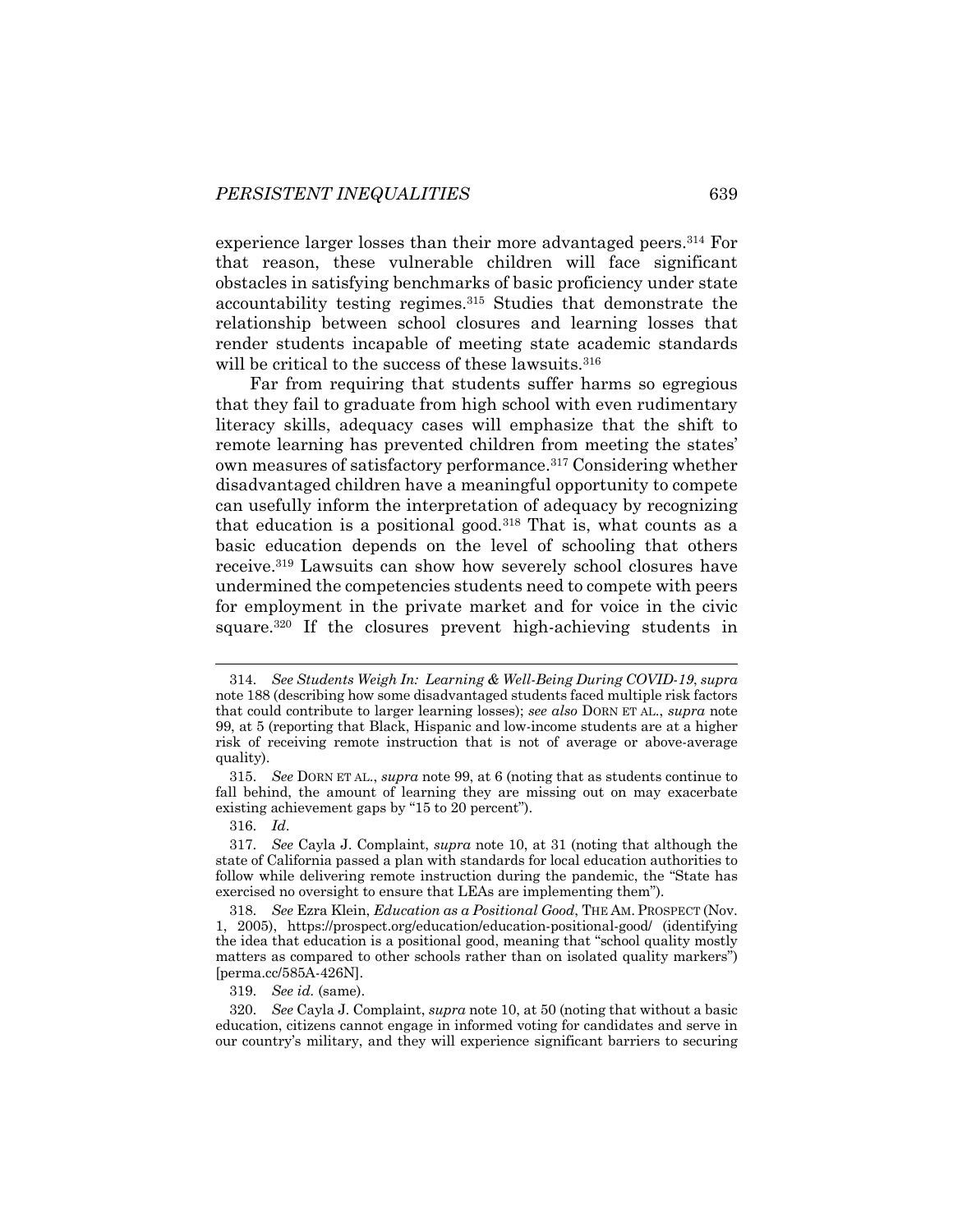experience larger losses than their more advantaged peers.[314] For that reason, these vulnerable children will face significant obstacles in satisfying benchmarks of basic proficiency under state accountability testing regimes.[315] Studies that demonstrate the relationship between school closures and learning losses that render students incapable of meeting state academic standards will be critical to the success of these lawsuits.[316]

Far from requiring that students suffer harms so egregious that they fail to graduate from high school with even rudimentary literacy skills, adequacy cases will emphasize that the shift to remote learning has prevented children from meeting the states' own measures of satisfactory performance.[317] Considering whether disadvantaged children have a meaningful opportunity to compete can usefully inform the interpretation of adequacy by recognizing that education is a positional good.[318] That is, what counts as a basic education depends on the level of schooling that others receive.[319] Lawsuits can show how severely school closures have undermined the competencies students need to compete with peers for employment in the private market and for voice in the civic square.[320] If the closures prevent high-achieving students in

---

314. *See Students Weigh In: Learning & Well-Being During COVID-19*, *supra* note 188 (describing how some disadvantaged students faced multiple risk factors that could contribute to larger learning losses); *see also* DORN ET AL., *supra* note 99, at 5 (reporting that Black, Hispanic and low-income students are at a higher risk of receiving remote instruction that is not of average or above-average quality).

315. *See* DORN ET AL., *supra* note 99, at 6 (noting that as students continue to fall behind, the amount of learning they are missing out on may exacerbate existing achievement gaps by "15 to 20 percent").

316. *Id*.

317. *See* Cayla J. Complaint, *supra* note 10, at 31 (noting that although the state of California passed a plan with standards for local education authorities to follow while delivering remote instruction during the pandemic, the "State has exercised no oversight to ensure that LEAs are implementing them").

318. *See* Ezra Klein, *Education as a Positional Good*, THE AM. PROSPECT (Nov. 1, 2005), https://prospect.org/education/education-positional-good/ (identifying the idea that education is a positional good, meaning that "school quality mostly matters as compared to other schools rather than on isolated quality markers") [perma.cc/585A-426N].

319. *See id.* (same).

320. *See* Cayla J. Complaint, *supra* note 10, at 50 (noting that without a basic education, citizens cannot engage in informed voting for candidates and serve in our country's military, and they will experience significant barriers to securing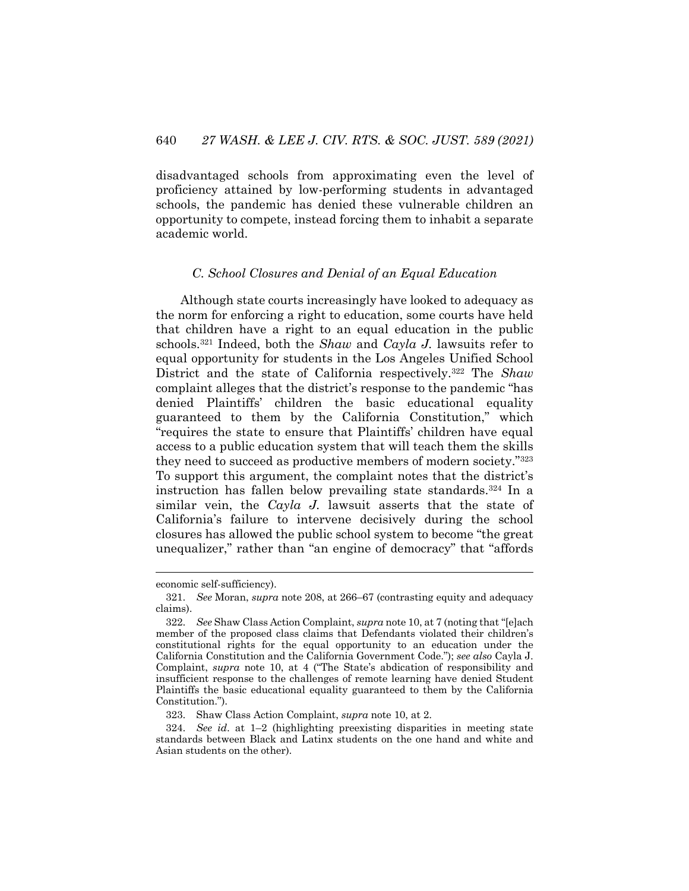disadvantaged schools from approximating even the level of proficiency attained by low-performing students in advantaged schools, the pandemic has denied these vulnerable children an opportunity to compete, instead forcing them to inhabit a separate academic world.

### *C. School Closures and Denial of an Equal Education*

Although state courts increasingly have looked to adequacy as the norm for enforcing a right to education, some courts have held that children have a right to an equal education in the public schools.[321] Indeed, both the *Shaw* and *Cayla J.* lawsuits refer to equal opportunity for students in the Los Angeles Unified School District and the state of California respectively.[322] The *Shaw* complaint alleges that the district's response to the pandemic "has denied Plaintiffs' children the basic educational equality guaranteed to them by the California Constitution," which "requires the state to ensure that Plaintiffs' children have equal access to a public education system that will teach them the skills they need to succeed as productive members of modern society."[323] To support this argument, the complaint notes that the district's instruction has fallen below prevailing state standards.[324] In a similar vein, the *Cayla J.* lawsuit asserts that the state of California's failure to intervene decisively during the school closures has allowed the public school system to become "the great unequalizer," rather than "an engine of democracy" that "affords

---

economic self-sufficiency).

321. *See* Moran, *supra* note 208, at 266–67 (contrasting equity and adequacy claims).

322. *See* Shaw Class Action Complaint, *supra* note 10, at 7 (noting that "[e]ach member of the proposed class claims that Defendants violated their children's constitutional rights for the equal opportunity to an education under the California Constitution and the California Government Code."); *see also* Cayla J. Complaint, *supra* note 10, at 4 ("The State's abdication of responsibility and insufficient response to the challenges of remote learning have denied Student Plaintiffs the basic educational equality guaranteed to them by the California Constitution.").

323. Shaw Class Action Complaint, *supra* note 10, at 2.

324. *See id.* at 1–2 (highlighting preexisting disparities in meeting state standards between Black and Latinx students on the one hand and white and Asian students on the other).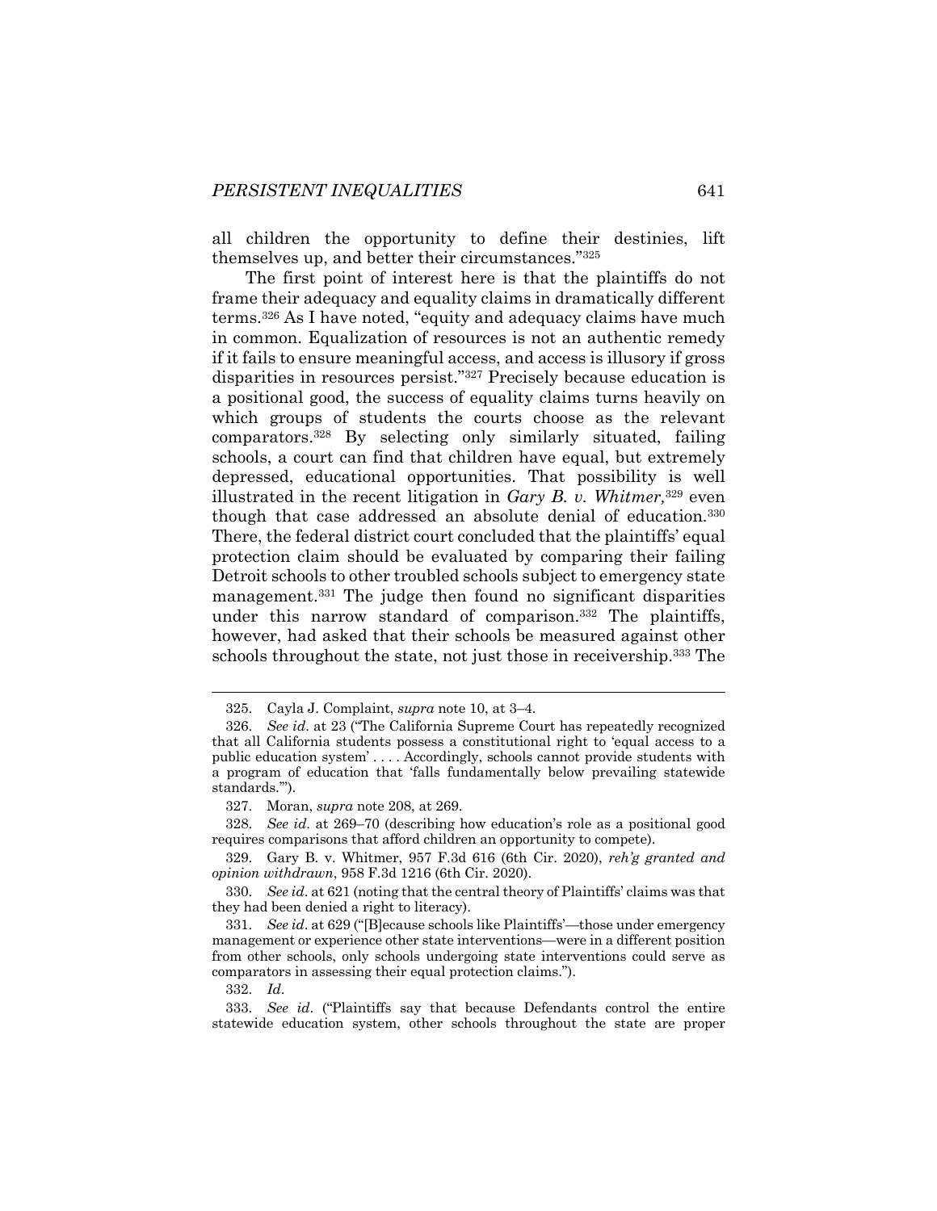all children the opportunity to define their destinies, lift themselves up, and better their circumstances."[325]

The first point of interest here is that the plaintiffs do not frame their adequacy and equality claims in dramatically different terms.[326] As I have noted, "equity and adequacy claims have much in common. Equalization of resources is not an authentic remedy if it fails to ensure meaningful access, and access is illusory if gross disparities in resources persist."[327] Precisely because education is a positional good, the success of equality claims turns heavily on which groups of students the courts choose as the relevant comparators.[328] By selecting only similarly situated, failing schools, a court can find that children have equal, but extremely depressed, educational opportunities. That possibility is well illustrated in the recent litigation in *Gary B. v. Whitmer,*[329] even though that case addressed an absolute denial of education.[330] There, the federal district court concluded that the plaintiffs' equal protection claim should be evaluated by comparing their failing Detroit schools to other troubled schools subject to emergency state management.[331] The judge then found no significant disparities under this narrow standard of comparison.[332] The plaintiffs, however, had asked that their schools be measured against other schools throughout the state, not just those in receivership.[333] The

---

325. Cayla J. Complaint, *supra* note 10, at 3–4.

326. *See id.* at 23 ("The California Supreme Court has repeatedly recognized that all California students possess a constitutional right to 'equal access to a public education system' . . . . Accordingly, schools cannot provide students with a program of education that 'falls fundamentally below prevailing statewide standards.'").

327. Moran, *supra* note 208, at 269.

328. *See id.* at 269–70 (describing how education's role as a positional good requires comparisons that afford children an opportunity to compete).

329. Gary B. v. Whitmer, 957 F.3d 616 (6th Cir. 2020), *reh'g granted and opinion withdrawn*, 958 F.3d 1216 (6th Cir. 2020).

330. *See id.* at 621 (noting that the central theory of Plaintiffs' claims was that they had been denied a right to literacy).

331. *See id.* at 629 ("[B]ecause schools like Plaintiffs'—those under emergency management or experience other state interventions—were in a different position from other schools, only schools undergoing state interventions could serve as comparators in assessing their equal protection claims.").

332. *Id.*

333. *See id.* ("Plaintiffs say that because Defendants control the entire statewide education system, other schools throughout the state are proper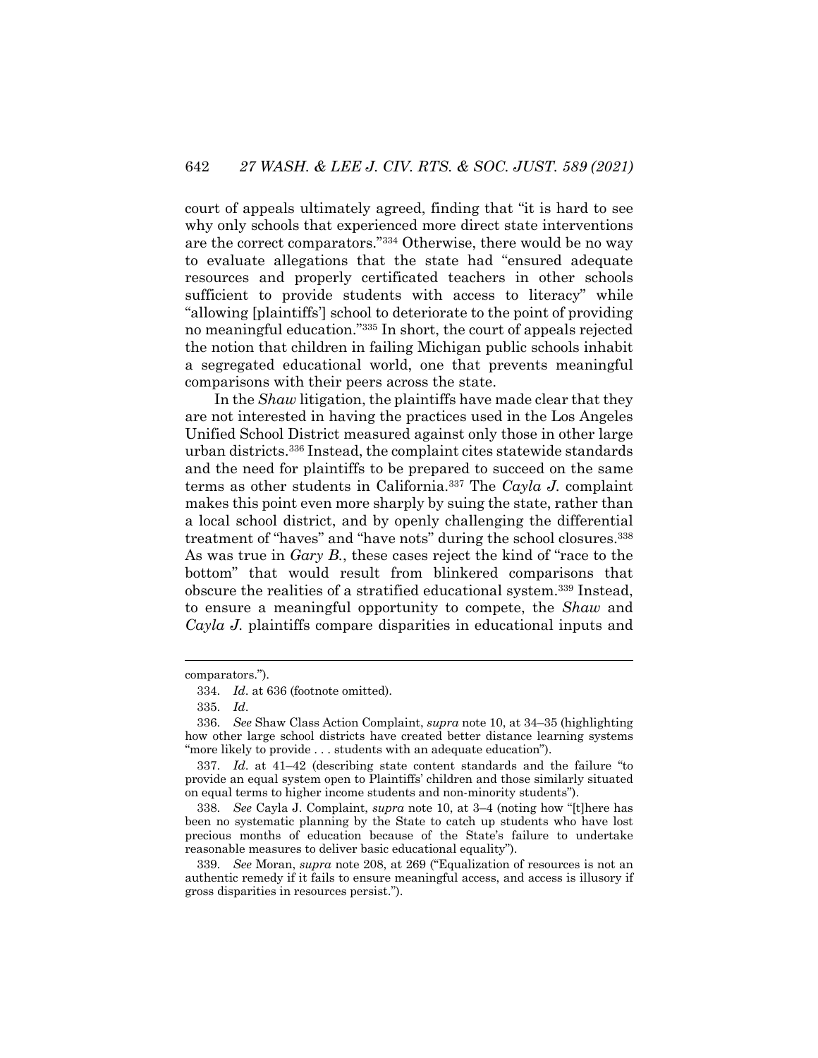court of appeals ultimately agreed, finding that "it is hard to see why only schools that experienced more direct state interventions are the correct comparators."[334] Otherwise, there would be no way to evaluate allegations that the state had "ensured adequate resources and properly certificated teachers in other schools sufficient to provide students with access to literacy" while "allowing [plaintiffs'] school to deteriorate to the point of providing no meaningful education."[335] In short, the court of appeals rejected the notion that children in failing Michigan public schools inhabit a segregated educational world, one that prevents meaningful comparisons with their peers across the state.

In the *Shaw* litigation, the plaintiffs have made clear that they are not interested in having the practices used in the Los Angeles Unified School District measured against only those in other large urban districts.[336] Instead, the complaint cites statewide standards and the need for plaintiffs to be prepared to succeed on the same terms as other students in California.[337] The *Cayla J.* complaint makes this point even more sharply by suing the state, rather than a local school district, and by openly challenging the differential treatment of "haves" and "have nots" during the school closures.[338] As was true in *Gary B.*, these cases reject the kind of "race to the bottom" that would result from blinkered comparisons that obscure the realities of a stratified educational system.[339] Instead, to ensure a meaningful opportunity to compete, the *Shaw* and *Cayla J.* plaintiffs compare disparities in educational inputs and

---

comparators.").

334. *Id*. at 636 (footnote omitted).

335. *Id*.

336. *See* Shaw Class Action Complaint, *supra* note 10, at 34–35 (highlighting how other large school districts have created better distance learning systems "more likely to provide . . . students with an adequate education").

337. *Id*. at 41–42 (describing state content standards and the failure "to provide an equal system open to Plaintiffs' children and those similarly situated on equal terms to higher income students and non-minority students").

338. *See* Cayla J. Complaint, *supra* note 10, at 3–4 (noting how "[t]here has been no systematic planning by the State to catch up students who have lost precious months of education because of the State's failure to undertake reasonable measures to deliver basic educational equality").

339. *See* Moran, *supra* note 208, at 269 ("Equalization of resources is not an authentic remedy if it fails to ensure meaningful access, and access is illusory if gross disparities in resources persist.").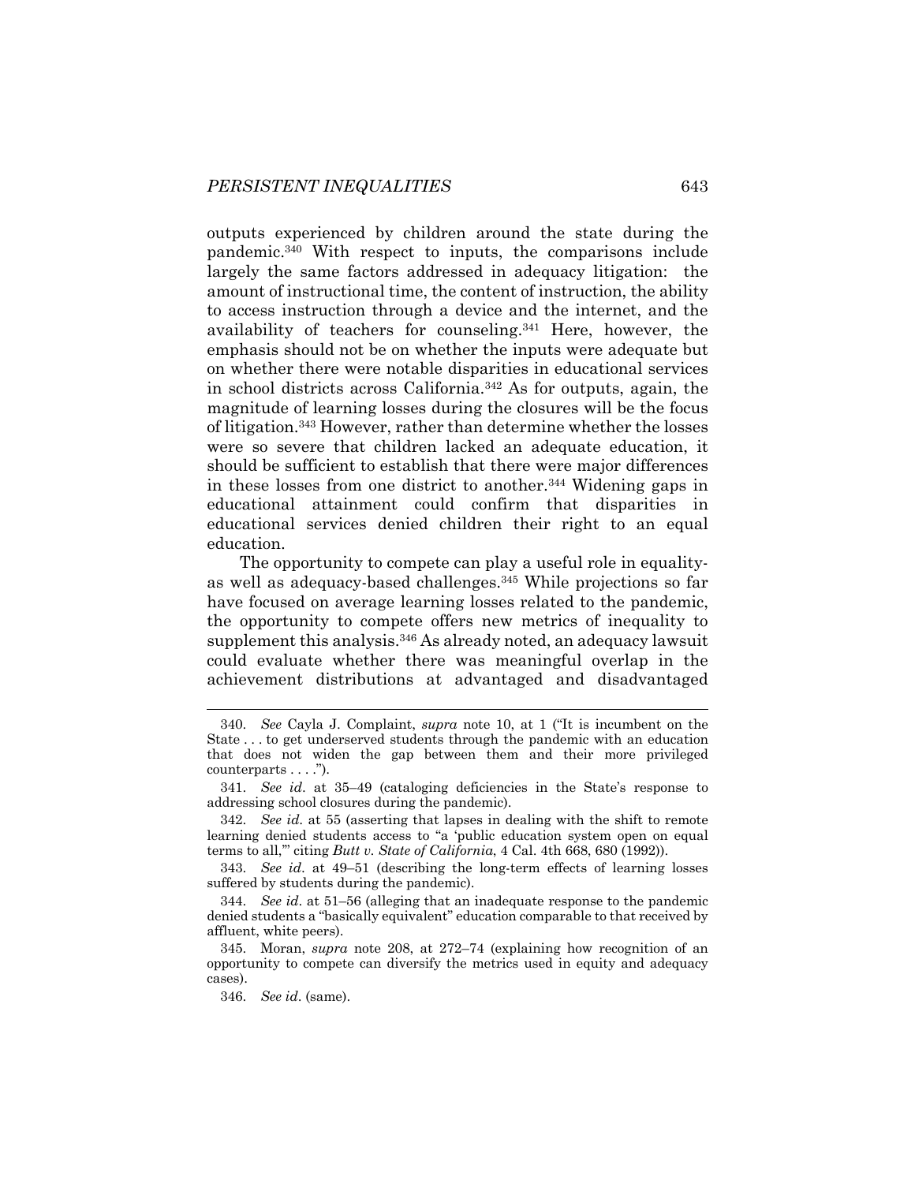outputs experienced by children around the state during the pandemic.[340] With respect to inputs, the comparisons include largely the same factors addressed in adequacy litigation: the amount of instructional time, the content of instruction, the ability to access instruction through a device and the internet, and the availability of teachers for counseling.[341] Here, however, the emphasis should not be on whether the inputs were adequate but on whether there were notable disparities in educational services in school districts across California.[342] As for outputs, again, the magnitude of learning losses during the closures will be the focus of litigation.[343] However, rather than determine whether the losses were so severe that children lacked an adequate education, it should be sufficient to establish that there were major differences in these losses from one district to another.[344] Widening gaps in educational attainment could confirm that disparities in educational services denied children their right to an equal education.

The opportunity to compete can play a useful role in equality- as well as adequacy-based challenges.[345] While projections so far have focused on average learning losses related to the pandemic, the opportunity to compete offers new metrics of inequality to supplement this analysis.[346] As already noted, an adequacy lawsuit could evaluate whether there was meaningful overlap in the achievement distributions at advantaged and disadvantaged

---

340. *See* Cayla J. Complaint, *supra* note 10, at 1 ("It is incumbent on the State . . . to get underserved students through the pandemic with an education that does not widen the gap between them and their more privileged counterparts . . . .").

341. *See id.* at 35–49 (cataloging deficiencies in the State's response to addressing school closures during the pandemic).

342. *See id.* at 55 (asserting that lapses in dealing with the shift to remote learning denied students access to "a 'public education system open on equal terms to all,'" citing *Butt v. State of California*, 4 Cal. 4th 668, 680 (1992)).

343. *See id.* at 49–51 (describing the long-term effects of learning losses suffered by students during the pandemic).

344. *See id.* at 51–56 (alleging that an inadequate response to the pandemic denied students a "basically equivalent" education comparable to that received by affluent, white peers).

345. Moran, *supra* note 208, at 272–74 (explaining how recognition of an opportunity to compete can diversify the metrics used in equity and adequacy cases).

346. *See id.* (same).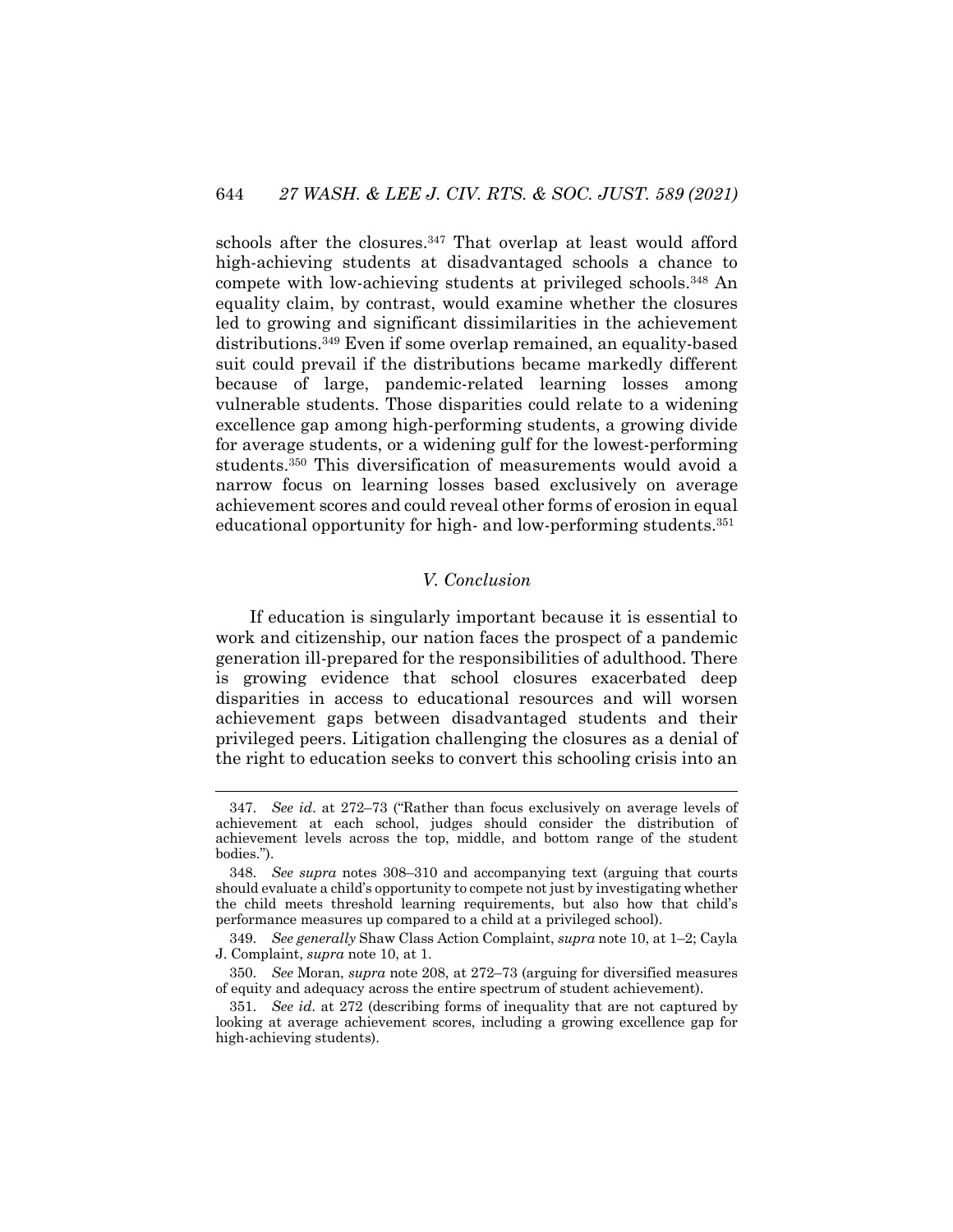schools after the closures.[347] That overlap at least would afford high-achieving students at disadvantaged schools a chance to compete with low-achieving students at privileged schools.[348] An equality claim, by contrast, would examine whether the closures led to growing and significant dissimilarities in the achievement distributions.[349] Even if some overlap remained, an equality-based suit could prevail if the distributions became markedly different because of large, pandemic-related learning losses among vulnerable students. Those disparities could relate to a widening excellence gap among high-performing students, a growing divide for average students, or a widening gulf for the lowest-performing students.[350] This diversification of measurements would avoid a narrow focus on learning losses based exclusively on average achievement scores and could reveal other forms of erosion in equal educational opportunity for high- and low-performing students.[351]

### *V. Conclusion*

If education is singularly important because it is essential to work and citizenship, our nation faces the prospect of a pandemic generation ill-prepared for the responsibilities of adulthood. There is growing evidence that school closures exacerbated deep disparities in access to educational resources and will worsen achievement gaps between disadvantaged students and their privileged peers. Litigation challenging the closures as a denial of the right to education seeks to convert this schooling crisis into an

---

347. *See id.* at 272–73 ("Rather than focus exclusively on average levels of achievement at each school, judges should consider the distribution of achievement levels across the top, middle, and bottom range of the student bodies.").

348. *See supra* notes 308–310 and accompanying text (arguing that courts should evaluate a child's opportunity to compete not just by investigating whether the child meets threshold learning requirements, but also how that child's performance measures up compared to a child at a privileged school).

349. *See generally* Shaw Class Action Complaint, *supra* note 10, at 1–2; Cayla J. Complaint, *supra* note 10, at 1.

350. *See* Moran, *supra* note 208, at 272–73 (arguing for diversified measures of equity and adequacy across the entire spectrum of student achievement).

351. *See id.* at 272 (describing forms of inequality that are not captured by looking at average achievement scores, including a growing excellence gap for high-achieving students).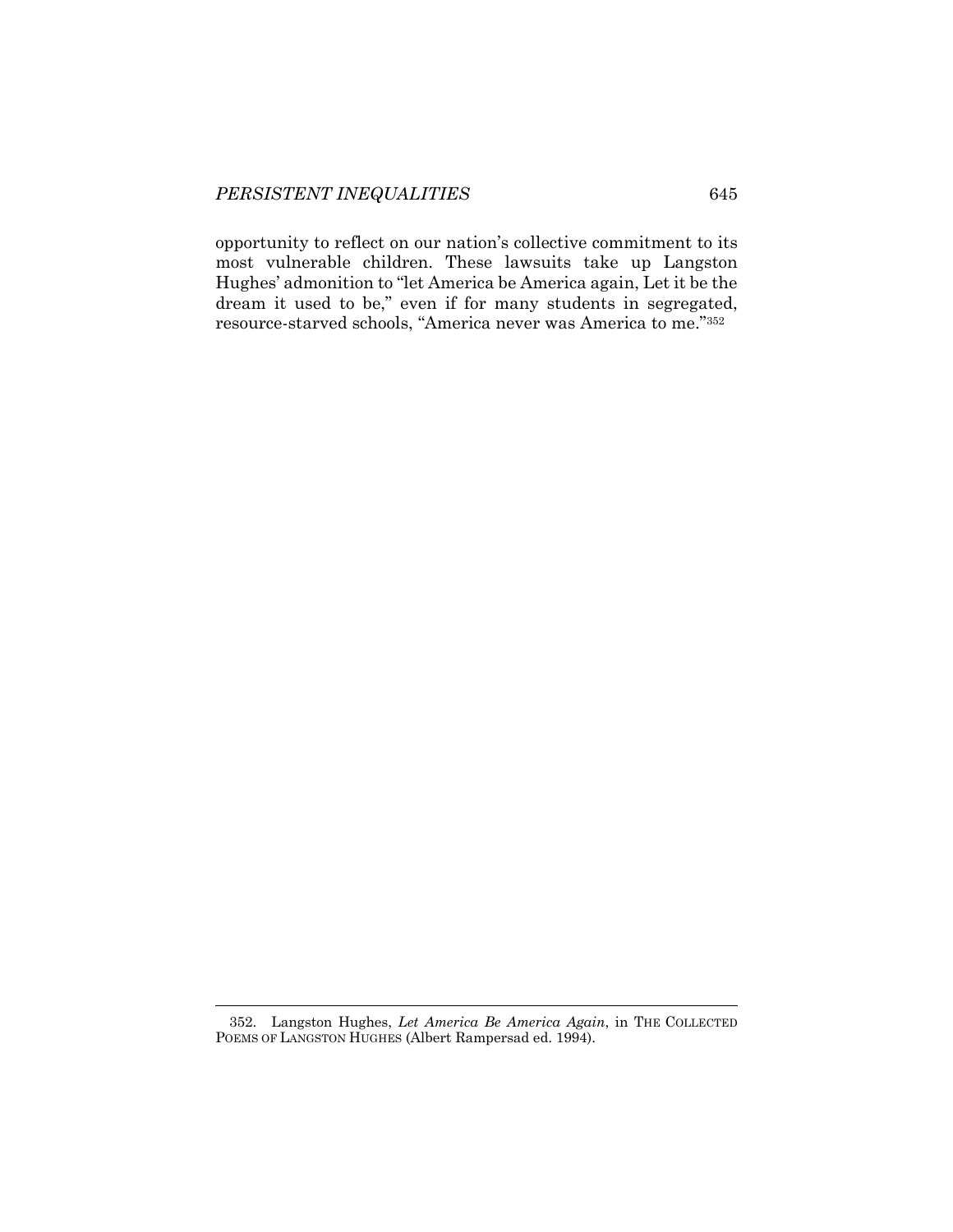opportunity to reflect on our nation's collective commitment to its most vulnerable children. These lawsuits take up Langston Hughes' admonition to "let America be America again, Let it be the dream it used to be," even if for many students in segregated, resource-starved schools, "America never was America to me."[352]

---

352. Langston Hughes, *Let America Be America Again*, in THE COLLECTED POEMS OF LANGSTON HUGHES (Albert Rampersad ed. 1994).